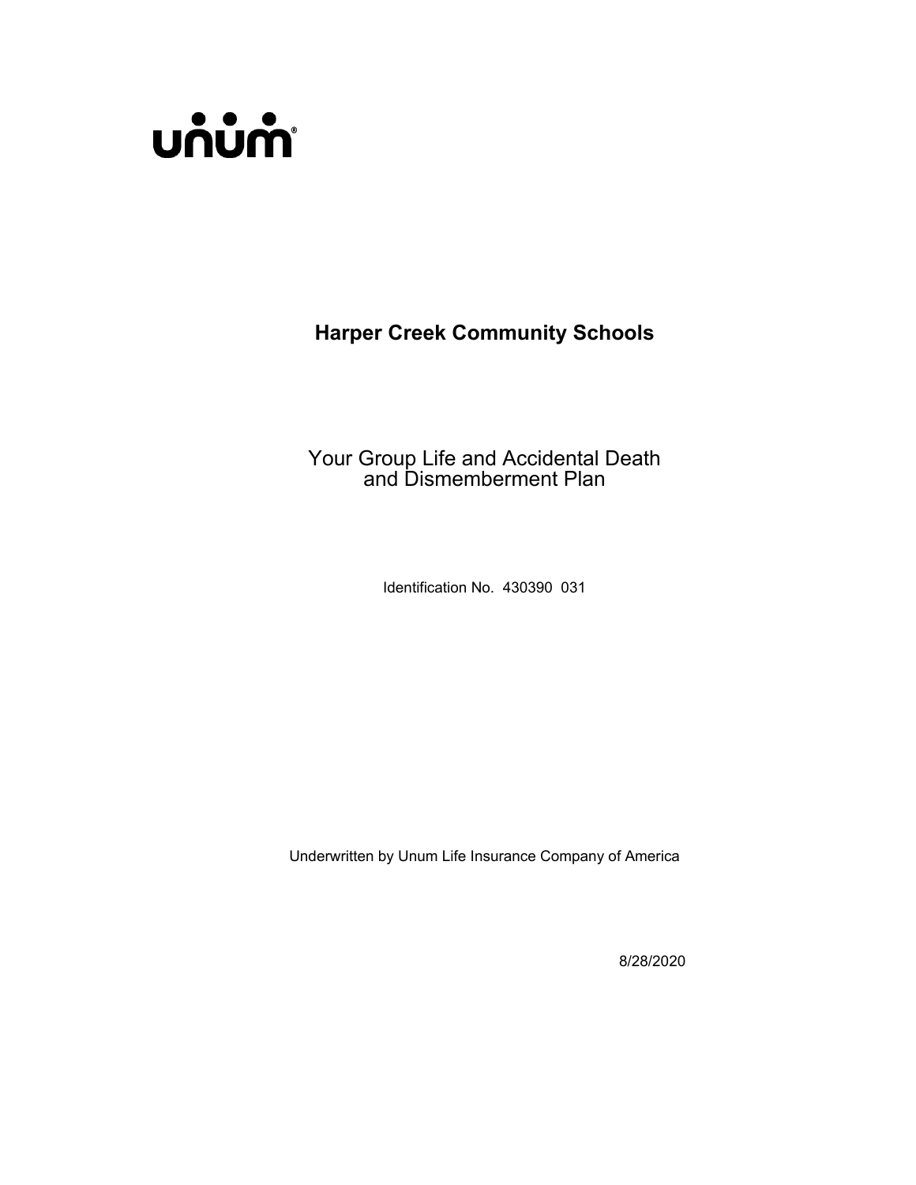unum®

# Harper Creek Community Schools

## Your Group Life and Accidental Death and Dismemberment Plan

Identification No. 430390 031

Underwritten by Unum Life Insurance Company of America

8/28/2020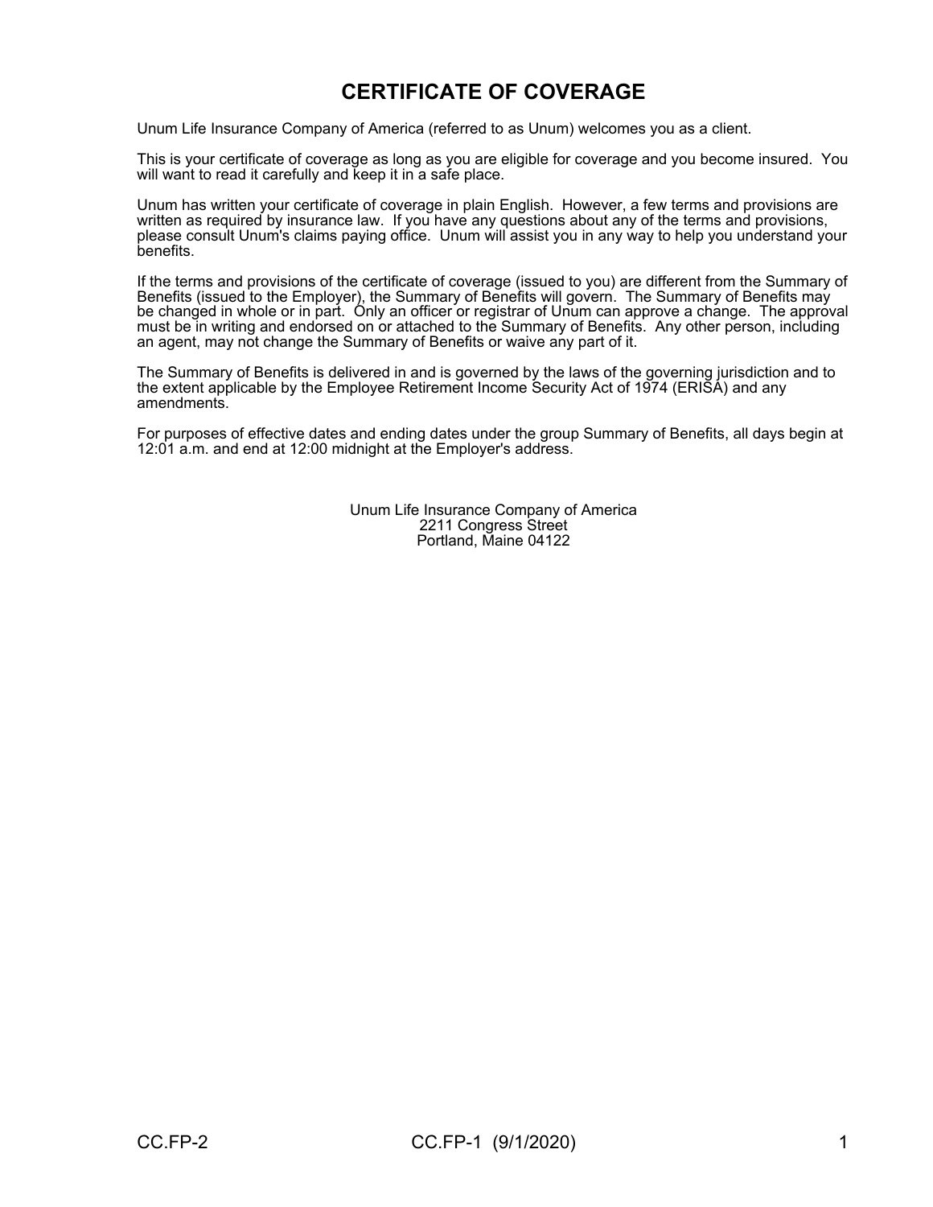# CERTIFICATE OF COVERAGE

Unum Life Insurance Company of America (referred to as Unum) welcomes you as a client.

This is your certificate of coverage as long as you are eligible for coverage and you become insured. You will want to read it carefully and keep it in a safe place.

Unum has written your certificate of coverage in plain English. However, a few terms and provisions are written as required by insurance law. If you have any questions about any of the terms and provisions, please consult Unum's claims paying office. Unum will assist you in any way to help you understand your benefits.

If the terms and provisions of the certificate of coverage (issued to you) are different from the Summary of Benefits (issued to the Employer), the Summary of Benefits will govern. The Summary of Benefits may be changed in whole or in part. Only an officer or registrar of Unum can approve a change. The approval must be in writing and endorsed on or attached to the Summary of Benefits. Any other person, including an agent, may not change the Summary of Benefits or waive any part of it.

The Summary of Benefits is delivered in and is governed by the laws of the governing jurisdiction and to the extent applicable by the Employee Retirement Income Security Act of 1974 (ERISA) and any amendments.

For purposes of effective dates and ending dates under the group Summary of Benefits, all days begin at 12:01 a.m. and end at 12:00 midnight at the Employer's address.

Unum Life Insurance Company of America
2211 Congress Street
Portland, Maine 04122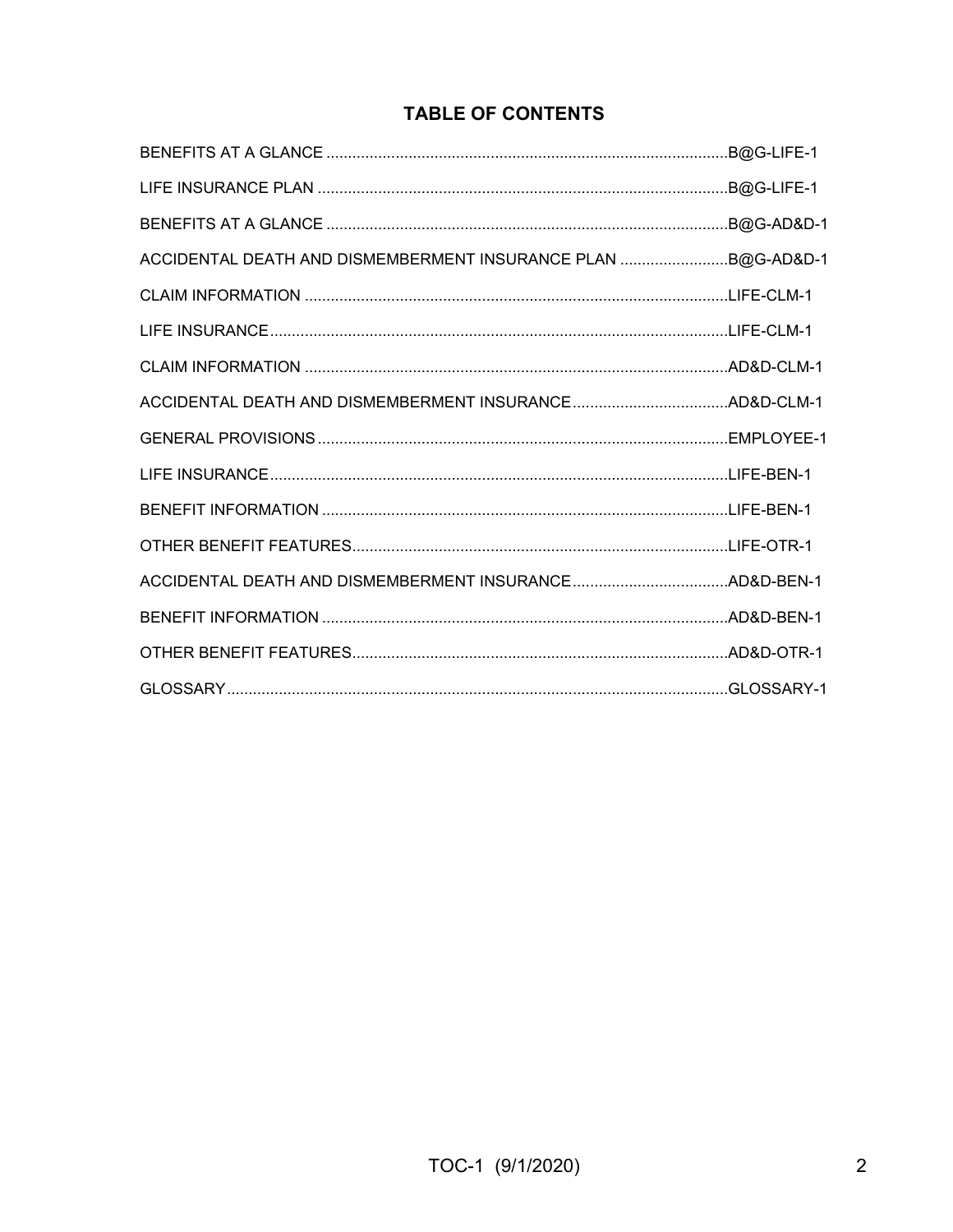# TABLE OF CONTENTS

| | |
|---|---|
| BENEFITS AT A GLANCE | B@G-LIFE-1 |
| LIFE INSURANCE PLAN | B@G-LIFE-1 |
| BENEFITS AT A GLANCE | B@G-AD&D-1 |
| ACCIDENTAL DEATH AND DISMEMBERMENT INSURANCE PLAN | B@G-AD&D-1 |
| CLAIM INFORMATION | LIFE-CLM-1 |
| LIFE INSURANCE | LIFE-CLM-1 |
| CLAIM INFORMATION | AD&D-CLM-1 |
| ACCIDENTAL DEATH AND DISMEMBERMENT INSURANCE | AD&D-CLM-1 |
| GENERAL PROVISIONS | EMPLOYEE-1 |
| LIFE INSURANCE | LIFE-BEN-1 |
| BENEFIT INFORMATION | LIFE-BEN-1 |
| OTHER BENEFIT FEATURES | LIFE-OTR-1 |
| ACCIDENTAL DEATH AND DISMEMBERMENT INSURANCE | AD&D-BEN-1 |
| BENEFIT INFORMATION | AD&D-BEN-1 |
| OTHER BENEFIT FEATURES | AD&D-OTR-1 |
| GLOSSARY | GLOSSARY-1 |

TOC-1 (9/1/2020)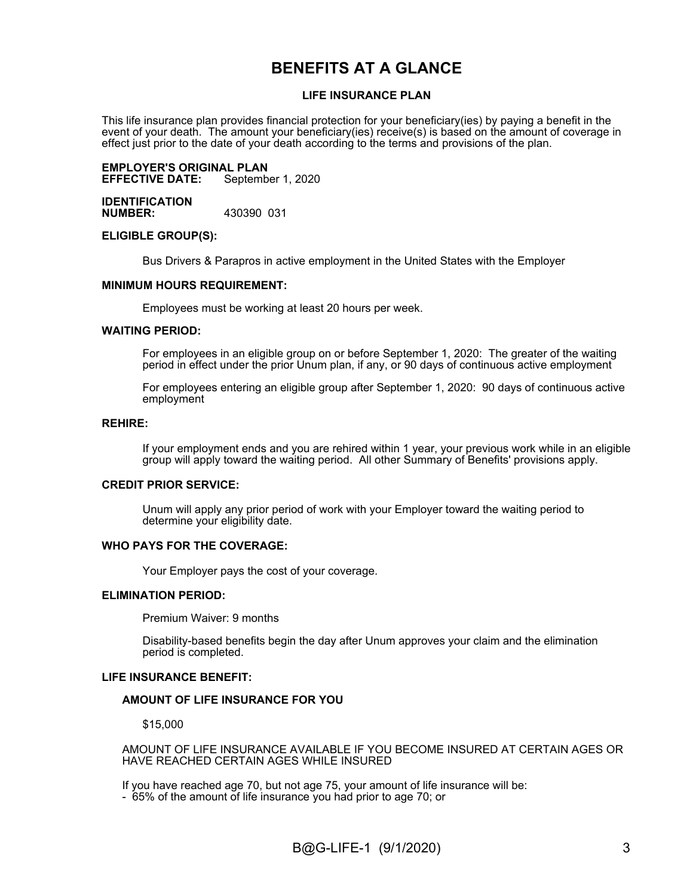# BENEFITS AT A GLANCE

## LIFE INSURANCE PLAN

This life insurance plan provides financial protection for your beneficiary(ies) by paying a benefit in the event of your death. The amount your beneficiary(ies) receive(s) is based on the amount of coverage in effect just prior to the date of your death according to the terms and provisions of the plan.

**EMPLOYER'S ORIGINAL PLAN EFFECTIVE DATE:** September 1, 2020

**IDENTIFICATION NUMBER:** 430390 031

**ELIGIBLE GROUP(S):**

Bus Drivers & Parapros in active employment in the United States with the Employer

**MINIMUM HOURS REQUIREMENT:**

Employees must be working at least 20 hours per week.

**WAITING PERIOD:**

For employees in an eligible group on or before September 1, 2020: The greater of the waiting period in effect under the prior Unum plan, if any, or 90 days of continuous active employment

For employees entering an eligible group after September 1, 2020: 90 days of continuous active employment

**REHIRE:**

If your employment ends and you are rehired within 1 year, your previous work while in an eligible group will apply toward the waiting period. All other Summary of Benefits' provisions apply.

**CREDIT PRIOR SERVICE:**

Unum will apply any prior period of work with your Employer toward the waiting period to determine your eligibility date.

**WHO PAYS FOR THE COVERAGE:**

Your Employer pays the cost of your coverage.

**ELIMINATION PERIOD:**

Premium Waiver: 9 months

Disability-based benefits begin the day after Unum approves your claim and the elimination period is completed.

**LIFE INSURANCE BENEFIT:**

**AMOUNT OF LIFE INSURANCE FOR YOU**

$15,000

AMOUNT OF LIFE INSURANCE AVAILABLE IF YOU BECOME INSURED AT CERTAIN AGES OR HAVE REACHED CERTAIN AGES WHILE INSURED

If you have reached age 70, but not age 75, your amount of life insurance will be:
- 65% of the amount of life insurance you had prior to age 70; or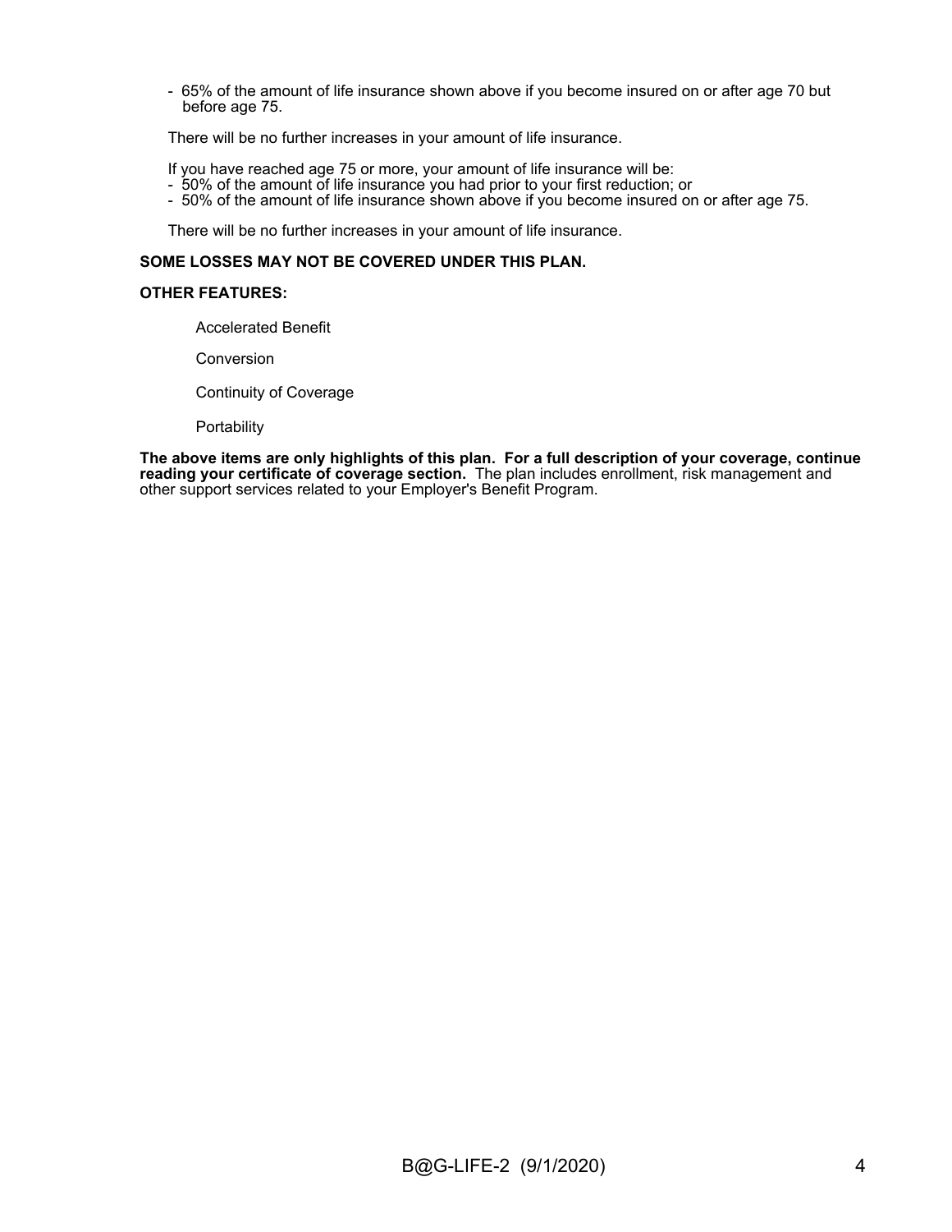- 65% of the amount of life insurance shown above if you become insured on or after age 70 but before age 75.

There will be no further increases in your amount of life insurance.

If you have reached age 75 or more, your amount of life insurance will be:
- 50% of the amount of life insurance you had prior to your first reduction; or
- 50% of the amount of life insurance shown above if you become insured on or after age 75.

There will be no further increases in your amount of life insurance.

**SOME LOSSES MAY NOT BE COVERED UNDER THIS PLAN.**

**OTHER FEATURES:**

Accelerated Benefit

Conversion

Continuity of Coverage

Portability

**The above items are only highlights of this plan. For a full description of your coverage, continue reading your certificate of coverage section.** The plan includes enrollment, risk management and other support services related to your Employer's Benefit Program.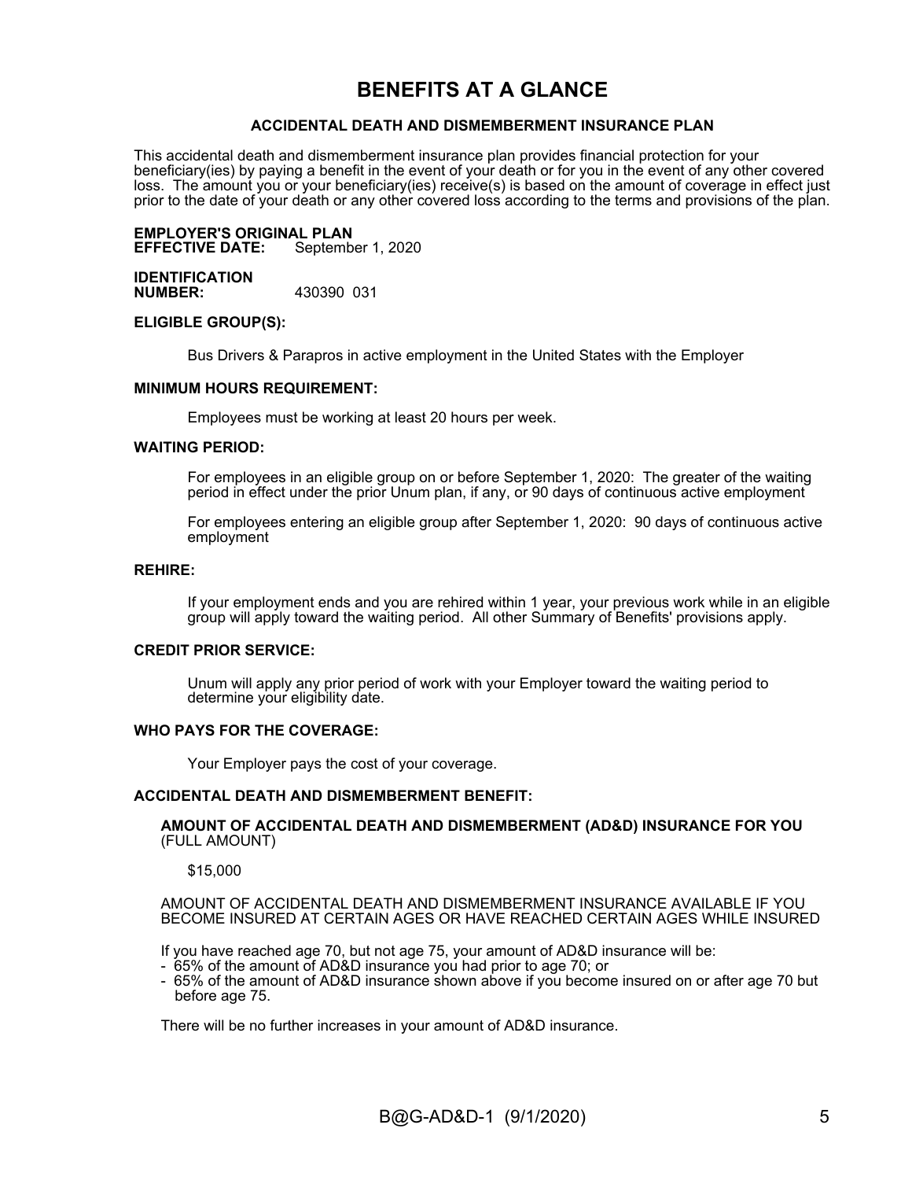# BENEFITS AT A GLANCE

## ACCIDENTAL DEATH AND DISMEMBERMENT INSURANCE PLAN

This accidental death and dismemberment insurance plan provides financial protection for your beneficiary(ies) by paying a benefit in the event of your death or for you in the event of any other covered loss. The amount you or your beneficiary(ies) receive(s) is based on the amount of coverage in effect just prior to the date of your death or any other covered loss according to the terms and provisions of the plan.

**EMPLOYER'S ORIGINAL PLAN EFFECTIVE DATE:** September 1, 2020

**IDENTIFICATION NUMBER:** 430390 031

**ELIGIBLE GROUP(S):**

Bus Drivers & Parapros in active employment in the United States with the Employer

**MINIMUM HOURS REQUIREMENT:**

Employees must be working at least 20 hours per week.

**WAITING PERIOD:**

For employees in an eligible group on or before September 1, 2020: The greater of the waiting period in effect under the prior Unum plan, if any, or 90 days of continuous active employment

For employees entering an eligible group after September 1, 2020: 90 days of continuous active employment

**REHIRE:**

If your employment ends and you are rehired within 1 year, your previous work while in an eligible group will apply toward the waiting period. All other Summary of Benefits' provisions apply.

**CREDIT PRIOR SERVICE:**

Unum will apply any prior period of work with your Employer toward the waiting period to determine your eligibility date.

**WHO PAYS FOR THE COVERAGE:**

Your Employer pays the cost of your coverage.

**ACCIDENTAL DEATH AND DISMEMBERMENT BENEFIT:**

**AMOUNT OF ACCIDENTAL DEATH AND DISMEMBERMENT (AD&D) INSURANCE FOR YOU** (FULL AMOUNT)

$15,000

AMOUNT OF ACCIDENTAL DEATH AND DISMEMBERMENT INSURANCE AVAILABLE IF YOU BECOME INSURED AT CERTAIN AGES OR HAVE REACHED CERTAIN AGES WHILE INSURED

If you have reached age 70, but not age 75, your amount of AD&D insurance will be:
- 65% of the amount of AD&D insurance you had prior to age 70; or
- 65% of the amount of AD&D insurance shown above if you become insured on or after age 70 but before age 75.

There will be no further increases in your amount of AD&D insurance.

B@G-AD&D-1 (9/1/2020)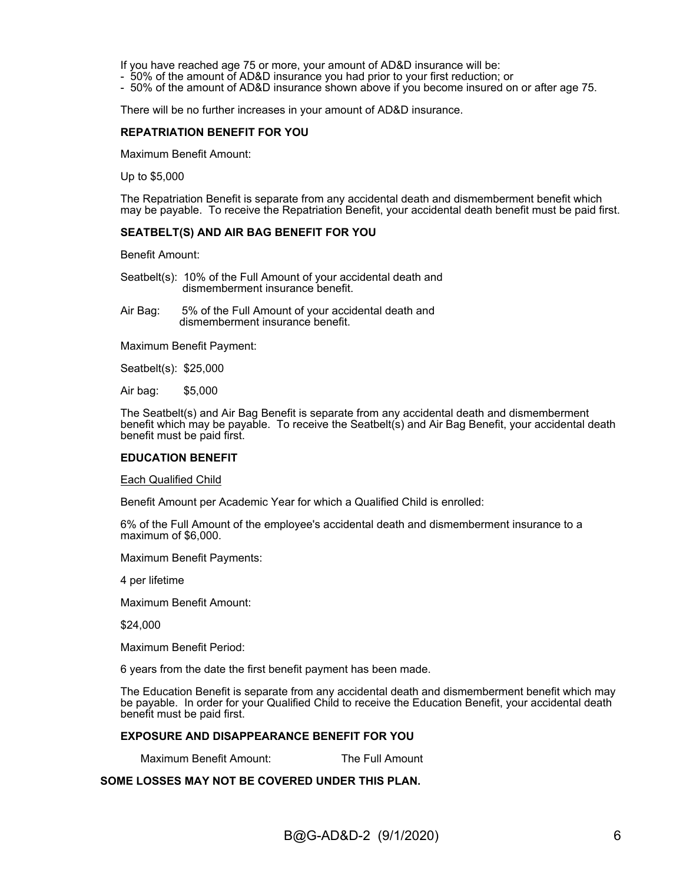If you have reached age 75 or more, your amount of AD&D insurance will be:
- 50% of the amount of AD&D insurance you had prior to your first reduction; or
- 50% of the amount of AD&D insurance shown above if you become insured on or after age 75.

There will be no further increases in your amount of AD&D insurance.

**REPATRIATION BENEFIT FOR YOU**

Maximum Benefit Amount:

Up to $5,000

The Repatriation Benefit is separate from any accidental death and dismemberment benefit which may be payable. To receive the Repatriation Benefit, your accidental death benefit must be paid first.

**SEATBELT(S) AND AIR BAG BENEFIT FOR YOU**

Benefit Amount:

Seatbelt(s): 10% of the Full Amount of your accidental death and dismemberment insurance benefit.

Air Bag: 5% of the Full Amount of your accidental death and dismemberment insurance benefit.

Maximum Benefit Payment:

Seatbelt(s): $25,000

Air bag: $5,000

The Seatbelt(s) and Air Bag Benefit is separate from any accidental death and dismemberment benefit which may be payable. To receive the Seatbelt(s) and Air Bag Benefit, your accidental death benefit must be paid first.

**EDUCATION BENEFIT**

Each Qualified Child

Benefit Amount per Academic Year for which a Qualified Child is enrolled:

6% of the Full Amount of the employee's accidental death and dismemberment insurance to a maximum of $6,000.

Maximum Benefit Payments:

4 per lifetime

Maximum Benefit Amount:

$24,000

Maximum Benefit Period:

6 years from the date the first benefit payment has been made.

The Education Benefit is separate from any accidental death and dismemberment benefit which may be payable. In order for your Qualified Child to receive the Education Benefit, your accidental death benefit must be paid first.

**EXPOSURE AND DISAPPEARANCE BENEFIT FOR YOU**

Maximum Benefit Amount: The Full Amount

**SOME LOSSES MAY NOT BE COVERED UNDER THIS PLAN.**

B@G-AD&D-2 (9/1/2020)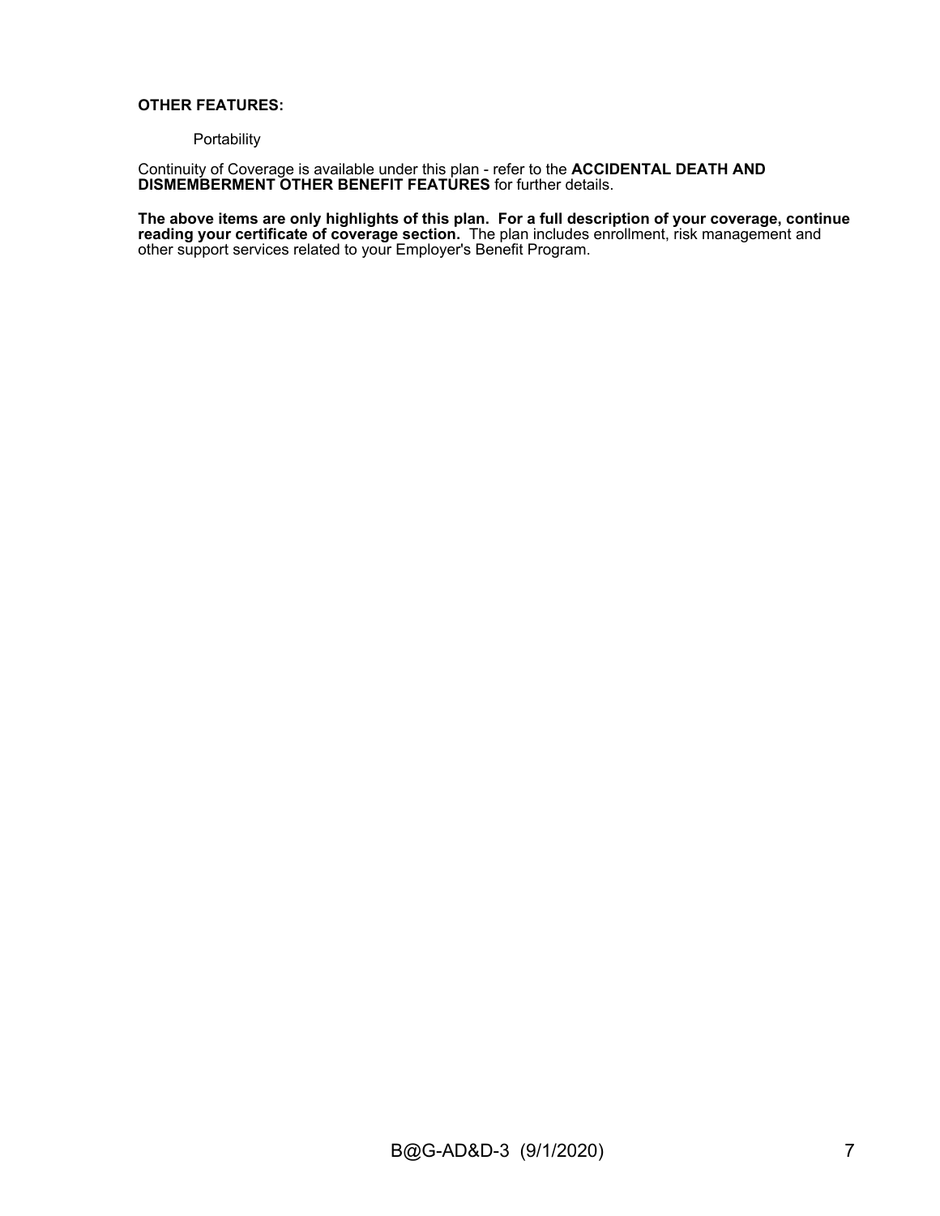**OTHER FEATURES:**

Portability

Continuity of Coverage is available under this plan - refer to the **ACCIDENTAL DEATH AND DISMEMBERMENT OTHER BENEFIT FEATURES** for further details.

**The above items are only highlights of this plan. For a full description of your coverage, continue reading your certificate of coverage section.** The plan includes enrollment, risk management and other support services related to your Employer's Benefit Program.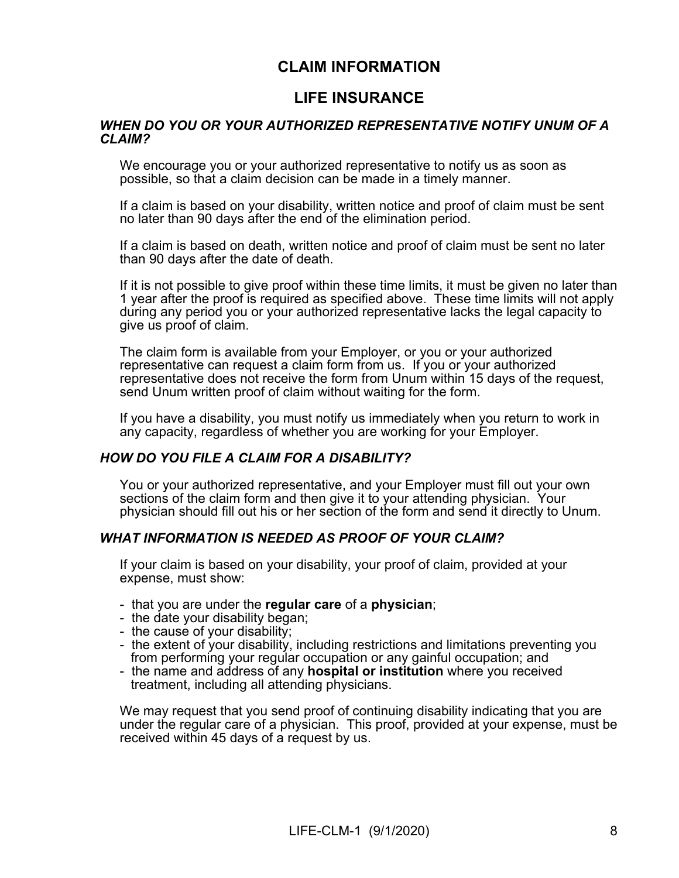# CLAIM INFORMATION

## LIFE INSURANCE

### *WHEN DO YOU OR YOUR AUTHORIZED REPRESENTATIVE NOTIFY UNUM OF A CLAIM?*

We encourage you or your authorized representative to notify us as soon as possible, so that a claim decision can be made in a timely manner.

If a claim is based on your disability, written notice and proof of claim must be sent no later than 90 days after the end of the elimination period.

If a claim is based on death, written notice and proof of claim must be sent no later than 90 days after the date of death.

If it is not possible to give proof within these time limits, it must be given no later than 1 year after the proof is required as specified above. These time limits will not apply during any period you or your authorized representative lacks the legal capacity to give us proof of claim.

The claim form is available from your Employer, or you or your authorized representative can request a claim form from us. If you or your authorized representative does not receive the form from Unum within 15 days of the request, send Unum written proof of claim without waiting for the form.

If you have a disability, you must notify us immediately when you return to work in any capacity, regardless of whether you are working for your Employer.

### *HOW DO YOU FILE A CLAIM FOR A DISABILITY?*

You or your authorized representative, and your Employer must fill out your own sections of the claim form and then give it to your attending physician. Your physician should fill out his or her section of the form and send it directly to Unum.

### *WHAT INFORMATION IS NEEDED AS PROOF OF YOUR CLAIM?*

If your claim is based on your disability, your proof of claim, provided at your expense, must show:

- that you are under the **regular care** of a **physician**;
- the date your disability began;
- the cause of your disability;
- the extent of your disability, including restrictions and limitations preventing you from performing your regular occupation or any gainful occupation; and
- the name and address of any **hospital or institution** where you received treatment, including all attending physicians.

We may request that you send proof of continuing disability indicating that you are under the regular care of a physician. This proof, provided at your expense, must be received within 45 days of a request by us.

LIFE-CLM-1 (9/1/2020)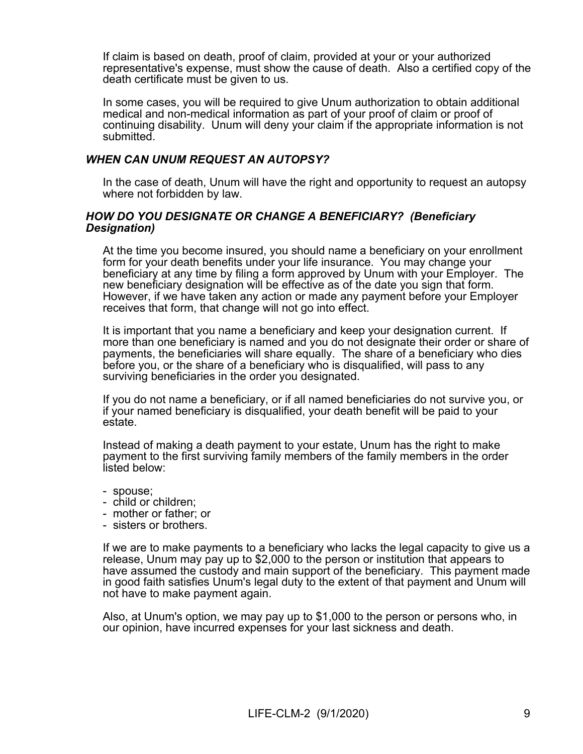If claim is based on death, proof of claim, provided at your or your authorized representative's expense, must show the cause of death. Also a certified copy of the death certificate must be given to us.

In some cases, you will be required to give Unum authorization to obtain additional medical and non-medical information as part of your proof of claim or proof of continuing disability. Unum will deny your claim if the appropriate information is not submitted.

### *WHEN CAN UNUM REQUEST AN AUTOPSY?*

In the case of death, Unum will have the right and opportunity to request an autopsy where not forbidden by law.

### *HOW DO YOU DESIGNATE OR CHANGE A BENEFICIARY? (Beneficiary Designation)*

At the time you become insured, you should name a beneficiary on your enrollment form for your death benefits under your life insurance. You may change your beneficiary at any time by filing a form approved by Unum with your Employer. The new beneficiary designation will be effective as of the date you sign that form. However, if we have taken any action or made any payment before your Employer receives that form, that change will not go into effect.

It is important that you name a beneficiary and keep your designation current. If more than one beneficiary is named and you do not designate their order or share of payments, the beneficiaries will share equally. The share of a beneficiary who dies before you, or the share of a beneficiary who is disqualified, will pass to any surviving beneficiaries in the order you designated.

If you do not name a beneficiary, or if all named beneficiaries do not survive you, or if your named beneficiary is disqualified, your death benefit will be paid to your estate.

Instead of making a death payment to your estate, Unum has the right to make payment to the first surviving family members of the family members in the order listed below:

- spouse;
- child or children;
- mother or father; or
- sisters or brothers.

If we are to make payments to a beneficiary who lacks the legal capacity to give us a release, Unum may pay up to $2,000 to the person or institution that appears to have assumed the custody and main support of the beneficiary. This payment made in good faith satisfies Unum's legal duty to the extent of that payment and Unum will not have to make payment again.

Also, at Unum's option, we may pay up to $1,000 to the person or persons who, in our opinion, have incurred expenses for your last sickness and death.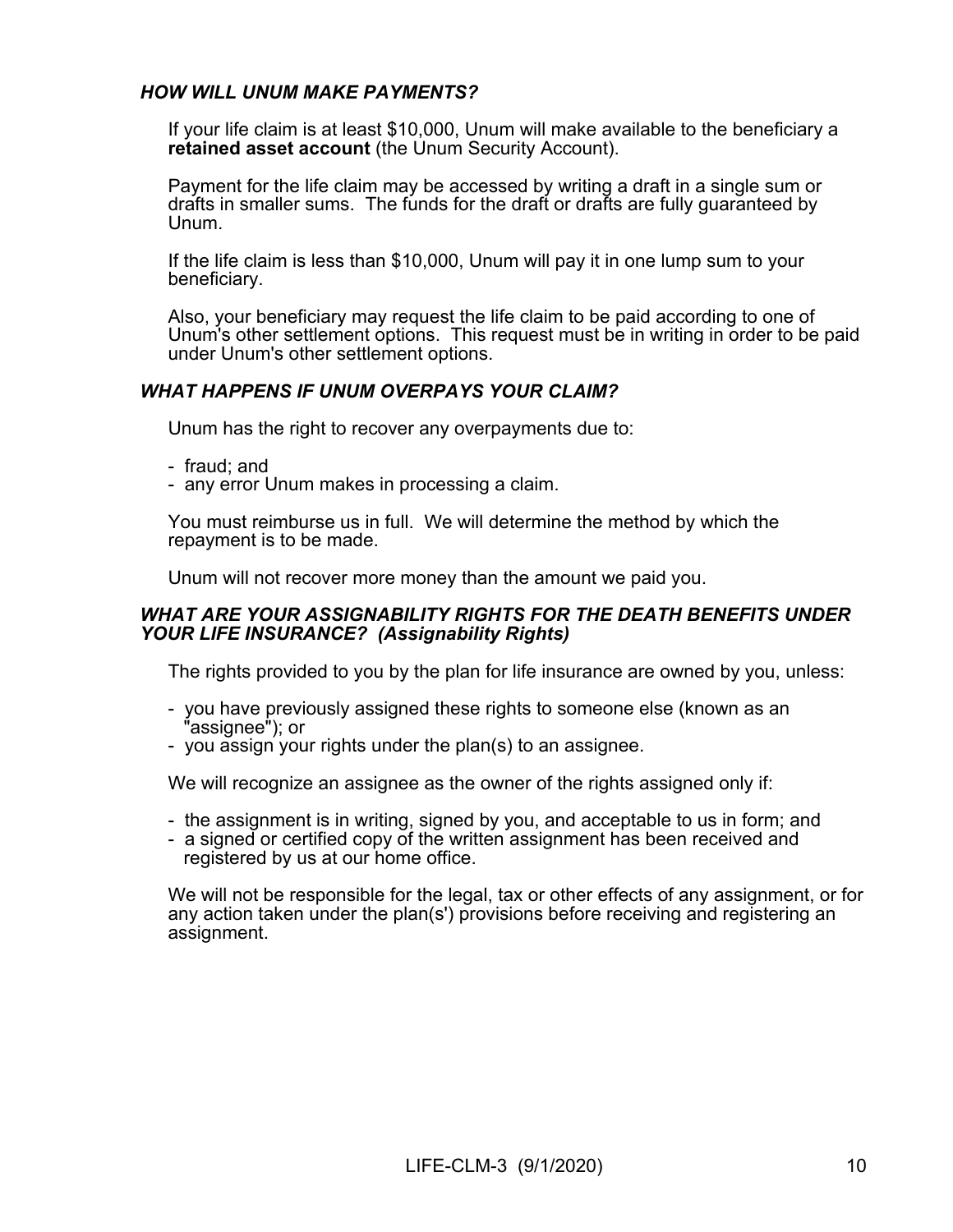### *HOW WILL UNUM MAKE PAYMENTS?*

If your life claim is at least $10,000, Unum will make available to the beneficiary a **retained asset account** (the Unum Security Account).

Payment for the life claim may be accessed by writing a draft in a single sum or drafts in smaller sums. The funds for the draft or drafts are fully guaranteed by Unum.

If the life claim is less than $10,000, Unum will pay it in one lump sum to your beneficiary.

Also, your beneficiary may request the life claim to be paid according to one of Unum's other settlement options. This request must be in writing in order to be paid under Unum's other settlement options.

### *WHAT HAPPENS IF UNUM OVERPAYS YOUR CLAIM?*

Unum has the right to recover any overpayments due to:

- fraud; and
- any error Unum makes in processing a claim.

You must reimburse us in full. We will determine the method by which the repayment is to be made.

Unum will not recover more money than the amount we paid you.

### *WHAT ARE YOUR ASSIGNABILITY RIGHTS FOR THE DEATH BENEFITS UNDER YOUR LIFE INSURANCE? (Assignability Rights)*

The rights provided to you by the plan for life insurance are owned by you, unless:

- you have previously assigned these rights to someone else (known as an "assignee"); or
- you assign your rights under the plan(s) to an assignee.

We will recognize an assignee as the owner of the rights assigned only if:

- the assignment is in writing, signed by you, and acceptable to us in form; and
- a signed or certified copy of the written assignment has been received and registered by us at our home office.

We will not be responsible for the legal, tax or other effects of any assignment, or for any action taken under the plan(s') provisions before receiving and registering an assignment.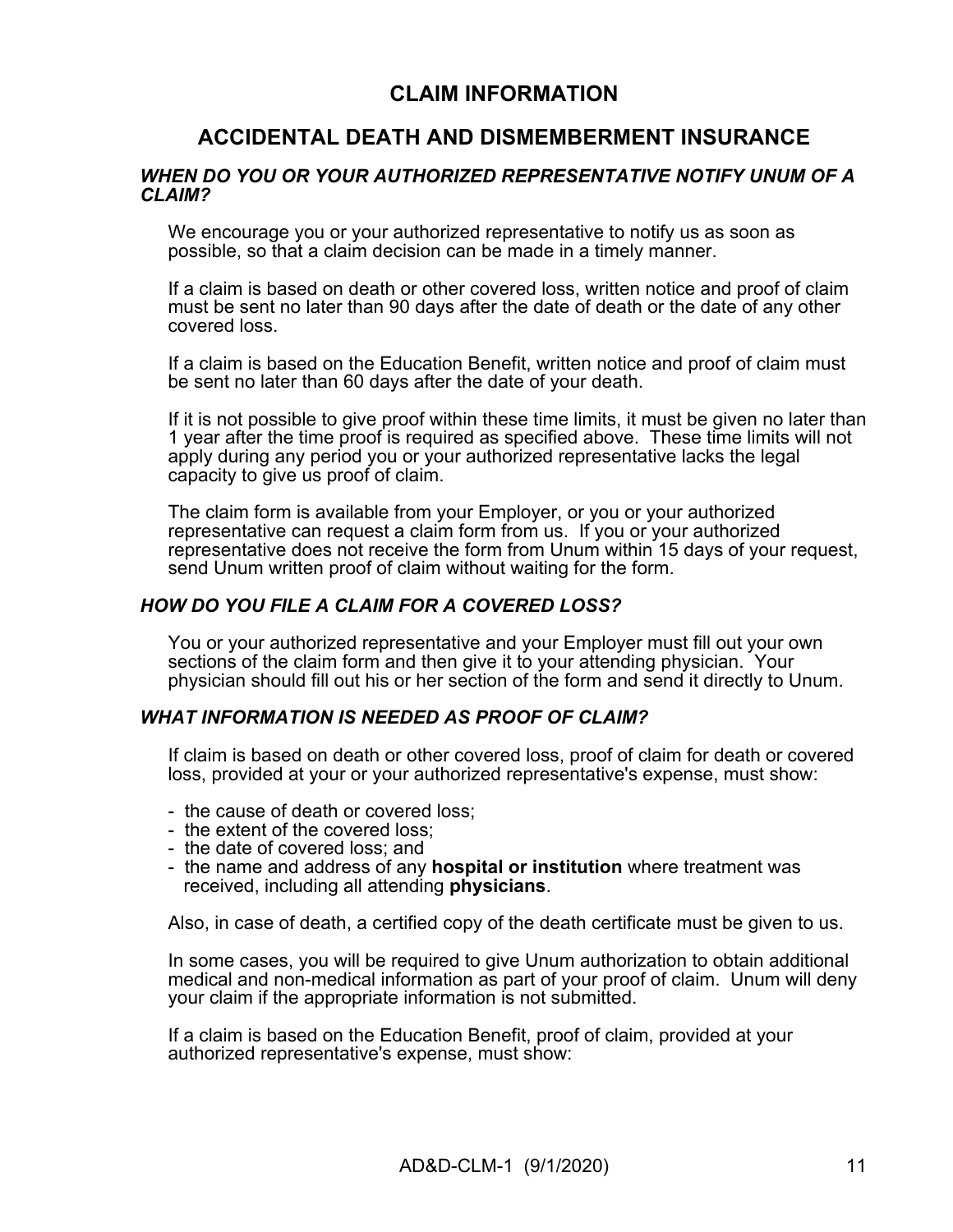# CLAIM INFORMATION

## ACCIDENTAL DEATH AND DISMEMBERMENT INSURANCE

### *WHEN DO YOU OR YOUR AUTHORIZED REPRESENTATIVE NOTIFY UNUM OF A CLAIM?*

We encourage you or your authorized representative to notify us as soon as possible, so that a claim decision can be made in a timely manner.

If a claim is based on death or other covered loss, written notice and proof of claim must be sent no later than 90 days after the date of death or the date of any other covered loss.

If a claim is based on the Education Benefit, written notice and proof of claim must be sent no later than 60 days after the date of your death.

If it is not possible to give proof within these time limits, it must be given no later than 1 year after the time proof is required as specified above. These time limits will not apply during any period you or your authorized representative lacks the legal capacity to give us proof of claim.

The claim form is available from your Employer, or you or your authorized representative can request a claim form from us. If you or your authorized representative does not receive the form from Unum within 15 days of your request, send Unum written proof of claim without waiting for the form.

### *HOW DO YOU FILE A CLAIM FOR A COVERED LOSS?*

You or your authorized representative and your Employer must fill out your own sections of the claim form and then give it to your attending physician. Your physician should fill out his or her section of the form and send it directly to Unum.

### *WHAT INFORMATION IS NEEDED AS PROOF OF CLAIM?*

If claim is based on death or other covered loss, proof of claim for death or covered loss, provided at your or your authorized representative's expense, must show:

- the cause of death or covered loss;
- the extent of the covered loss;
- the date of covered loss; and
- the name and address of any **hospital or institution** where treatment was received, including all attending **physicians**.

Also, in case of death, a certified copy of the death certificate must be given to us.

In some cases, you will be required to give Unum authorization to obtain additional medical and non-medical information as part of your proof of claim. Unum will deny your claim if the appropriate information is not submitted.

If a claim is based on the Education Benefit, proof of claim, provided at your authorized representative's expense, must show: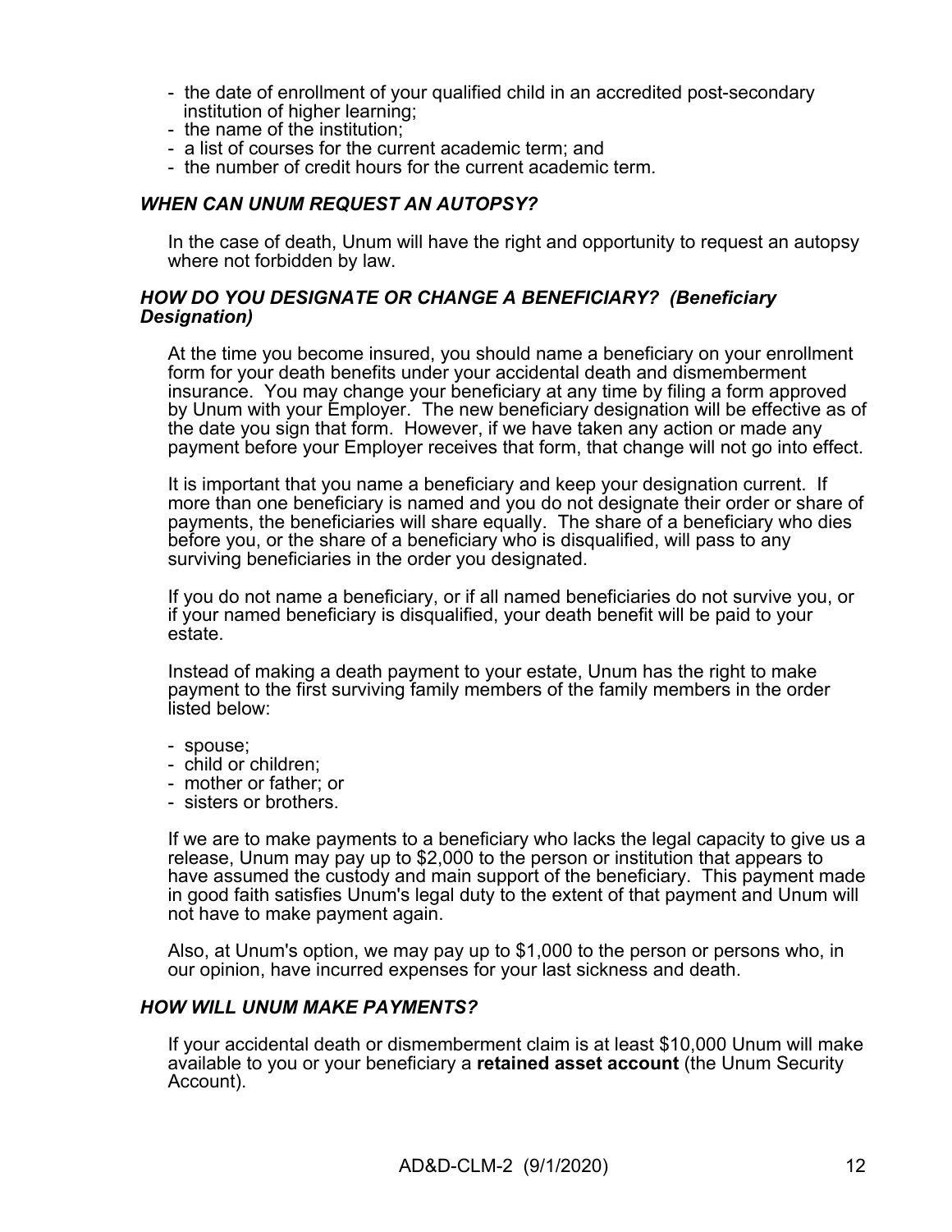- the date of enrollment of your qualified child in an accredited post-secondary institution of higher learning;
- the name of the institution;
- a list of courses for the current academic term; and
- the number of credit hours for the current academic term.

### *WHEN CAN UNUM REQUEST AN AUTOPSY?*

In the case of death, Unum will have the right and opportunity to request an autopsy where not forbidden by law.

### *HOW DO YOU DESIGNATE OR CHANGE A BENEFICIARY? (Beneficiary Designation)*

At the time you become insured, you should name a beneficiary on your enrollment form for your death benefits under your accidental death and dismemberment insurance. You may change your beneficiary at any time by filing a form approved by Unum with your Employer. The new beneficiary designation will be effective as of the date you sign that form. However, if we have taken any action or made any payment before your Employer receives that form, that change will not go into effect.

It is important that you name a beneficiary and keep your designation current. If more than one beneficiary is named and you do not designate their order or share of payments, the beneficiaries will share equally. The share of a beneficiary who dies before you, or the share of a beneficiary who is disqualified, will pass to any surviving beneficiaries in the order you designated.

If you do not name a beneficiary, or if all named beneficiaries do not survive you, or if your named beneficiary is disqualified, your death benefit will be paid to your estate.

Instead of making a death payment to your estate, Unum has the right to make payment to the first surviving family members of the family members in the order listed below:

- spouse;
- child or children;
- mother or father; or
- sisters or brothers.

If we are to make payments to a beneficiary who lacks the legal capacity to give us a release, Unum may pay up to $2,000 to the person or institution that appears to have assumed the custody and main support of the beneficiary. This payment made in good faith satisfies Unum's legal duty to the extent of that payment and Unum will not have to make payment again.

Also, at Unum's option, we may pay up to $1,000 to the person or persons who, in our opinion, have incurred expenses for your last sickness and death.

### *HOW WILL UNUM MAKE PAYMENTS?*

If your accidental death or dismemberment claim is at least $10,000 Unum will make available to you or your beneficiary a **retained asset account** (the Unum Security Account).

AD&D-CLM-2 (9/1/2020)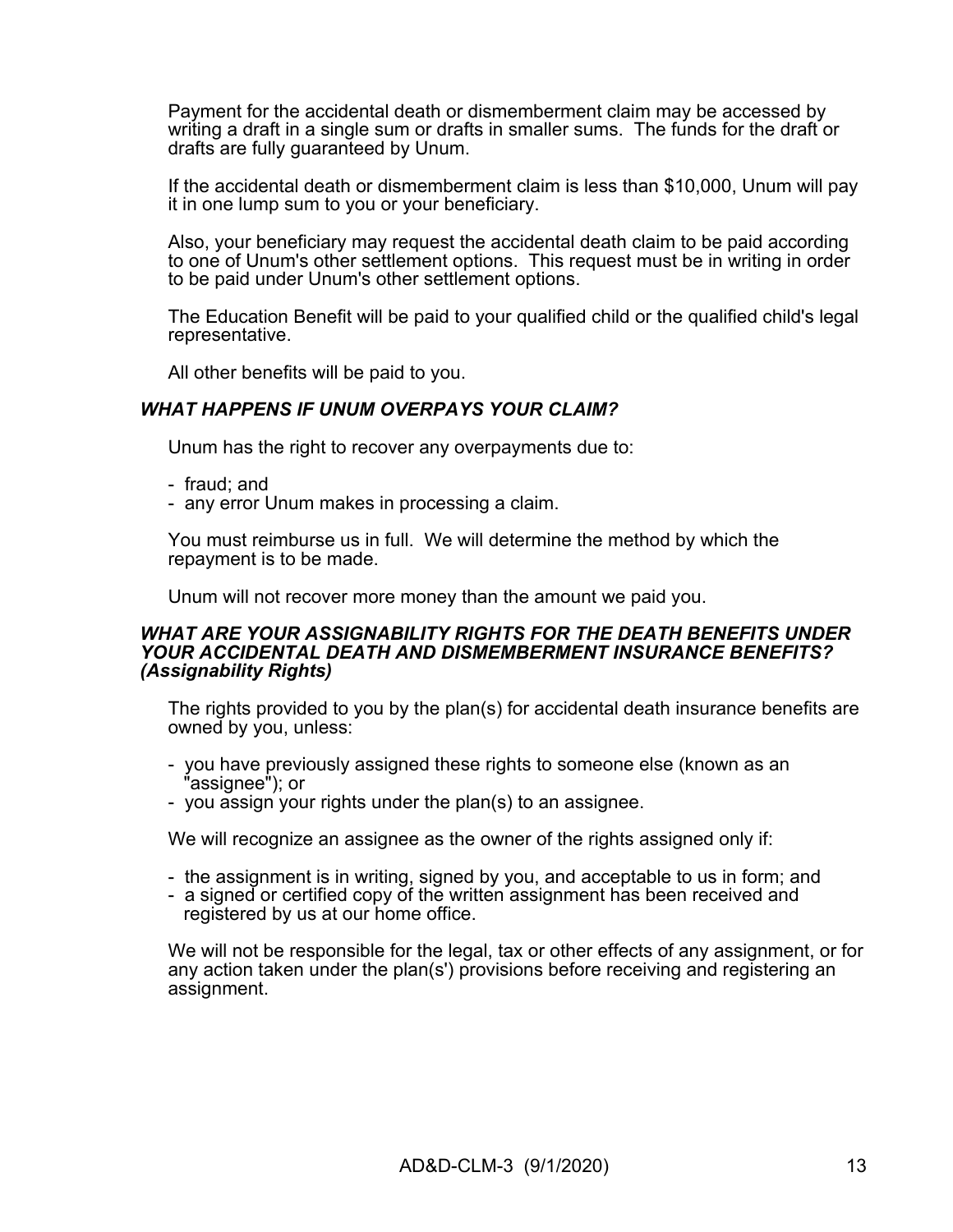Payment for the accidental death or dismemberment claim may be accessed by writing a draft in a single sum or drafts in smaller sums. The funds for the draft or drafts are fully guaranteed by Unum.

If the accidental death or dismemberment claim is less than $10,000, Unum will pay it in one lump sum to you or your beneficiary.

Also, your beneficiary may request the accidental death claim to be paid according to one of Unum's other settlement options. This request must be in writing in order to be paid under Unum's other settlement options.

The Education Benefit will be paid to your qualified child or the qualified child's legal representative.

All other benefits will be paid to you.

### *WHAT HAPPENS IF UNUM OVERPAYS YOUR CLAIM?*

Unum has the right to recover any overpayments due to:

- fraud; and
- any error Unum makes in processing a claim.

You must reimburse us in full. We will determine the method by which the repayment is to be made.

Unum will not recover more money than the amount we paid you.

### *WHAT ARE YOUR ASSIGNABILITY RIGHTS FOR THE DEATH BENEFITS UNDER YOUR ACCIDENTAL DEATH AND DISMEMBERMENT INSURANCE BENEFITS? (Assignability Rights)*

The rights provided to you by the plan(s) for accidental death insurance benefits are owned by you, unless:

- you have previously assigned these rights to someone else (known as an "assignee"); or
- you assign your rights under the plan(s) to an assignee.

We will recognize an assignee as the owner of the rights assigned only if:

- the assignment is in writing, signed by you, and acceptable to us in form; and
- a signed or certified copy of the written assignment has been received and registered by us at our home office.

We will not be responsible for the legal, tax or other effects of any assignment, or for any action taken under the plan(s') provisions before receiving and registering an assignment.

AD&D-CLM-3 (9/1/2020)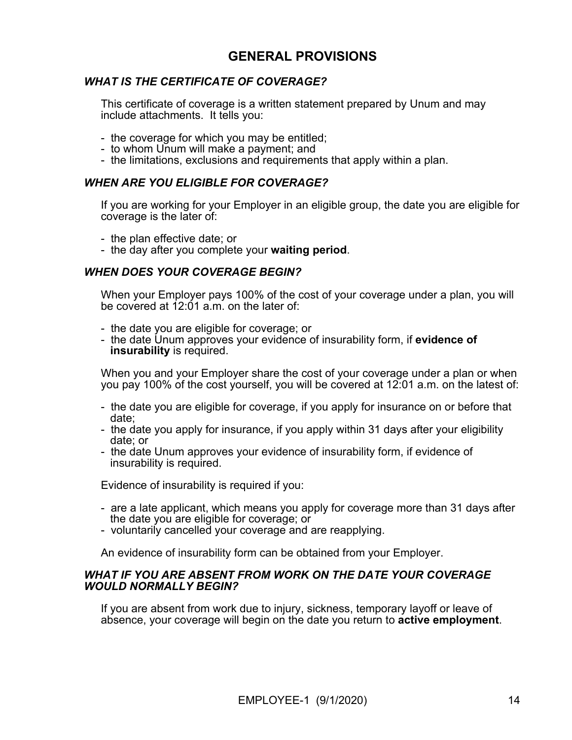# GENERAL PROVISIONS

### *WHAT IS THE CERTIFICATE OF COVERAGE?*

This certificate of coverage is a written statement prepared by Unum and may include attachments. It tells you:

- the coverage for which you may be entitled;
- to whom Unum will make a payment; and
- the limitations, exclusions and requirements that apply within a plan.

### *WHEN ARE YOU ELIGIBLE FOR COVERAGE?*

If you are working for your Employer in an eligible group, the date you are eligible for coverage is the later of:

- the plan effective date; or
- the day after you complete your **waiting period**.

### *WHEN DOES YOUR COVERAGE BEGIN?*

When your Employer pays 100% of the cost of your coverage under a plan, you will be covered at 12:01 a.m. on the later of:

- the date you are eligible for coverage; or
- the date Unum approves your evidence of insurability form, if **evidence of insurability** is required.

When you and your Employer share the cost of your coverage under a plan or when you pay 100% of the cost yourself, you will be covered at 12:01 a.m. on the latest of:

- the date you are eligible for coverage, if you apply for insurance on or before that date;
- the date you apply for insurance, if you apply within 31 days after your eligibility date; or
- the date Unum approves your evidence of insurability form, if evidence of insurability is required.

Evidence of insurability is required if you:

- are a late applicant, which means you apply for coverage more than 31 days after the date you are eligible for coverage; or
- voluntarily cancelled your coverage and are reapplying.

An evidence of insurability form can be obtained from your Employer.

### *WHAT IF YOU ARE ABSENT FROM WORK ON THE DATE YOUR COVERAGE WOULD NORMALLY BEGIN?*

If you are absent from work due to injury, sickness, temporary layoff or leave of absence, your coverage will begin on the date you return to **active employment**.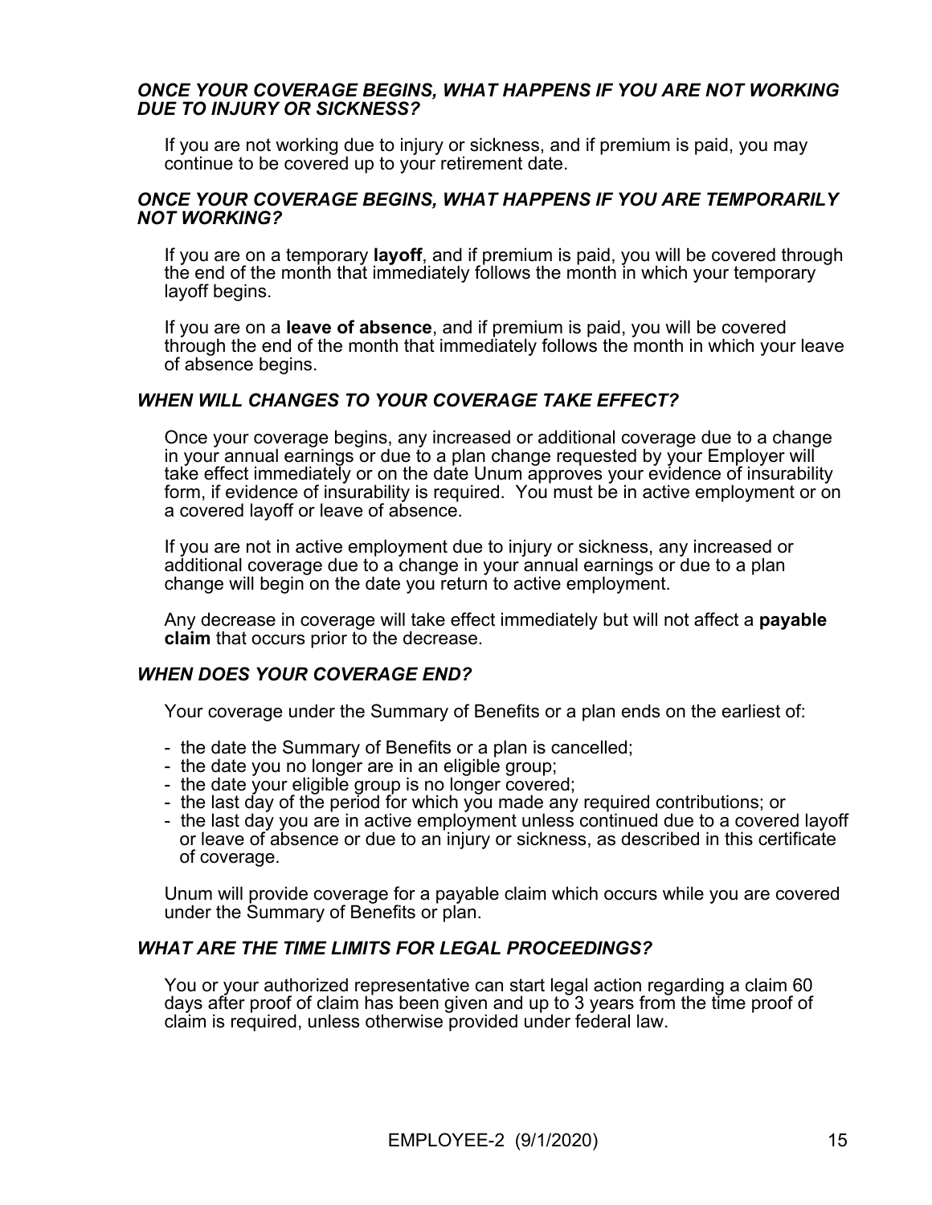### *ONCE YOUR COVERAGE BEGINS, WHAT HAPPENS IF YOU ARE NOT WORKING DUE TO INJURY OR SICKNESS?*

If you are not working due to injury or sickness, and if premium is paid, you may continue to be covered up to your retirement date.

### *ONCE YOUR COVERAGE BEGINS, WHAT HAPPENS IF YOU ARE TEMPORARILY NOT WORKING?*

If you are on a temporary **layoff**, and if premium is paid, you will be covered through the end of the month that immediately follows the month in which your temporary layoff begins.

If you are on a **leave of absence**, and if premium is paid, you will be covered through the end of the month that immediately follows the month in which your leave of absence begins.

### *WHEN WILL CHANGES TO YOUR COVERAGE TAKE EFFECT?*

Once your coverage begins, any increased or additional coverage due to a change in your annual earnings or due to a plan change requested by your Employer will take effect immediately or on the date Unum approves your evidence of insurability form, if evidence of insurability is required. You must be in active employment or on a covered layoff or leave of absence.

If you are not in active employment due to injury or sickness, any increased or additional coverage due to a change in your annual earnings or due to a plan change will begin on the date you return to active employment.

Any decrease in coverage will take effect immediately but will not affect a **payable claim** that occurs prior to the decrease.

### *WHEN DOES YOUR COVERAGE END?*

Your coverage under the Summary of Benefits or a plan ends on the earliest of:

- the date the Summary of Benefits or a plan is cancelled;
- the date you no longer are in an eligible group;
- the date your eligible group is no longer covered;
- the last day of the period for which you made any required contributions; or
- the last day you are in active employment unless continued due to a covered layoff or leave of absence or due to an injury or sickness, as described in this certificate of coverage.

Unum will provide coverage for a payable claim which occurs while you are covered under the Summary of Benefits or plan.

### *WHAT ARE THE TIME LIMITS FOR LEGAL PROCEEDINGS?*

You or your authorized representative can start legal action regarding a claim 60 days after proof of claim has been given and up to 3 years from the time proof of claim is required, unless otherwise provided under federal law.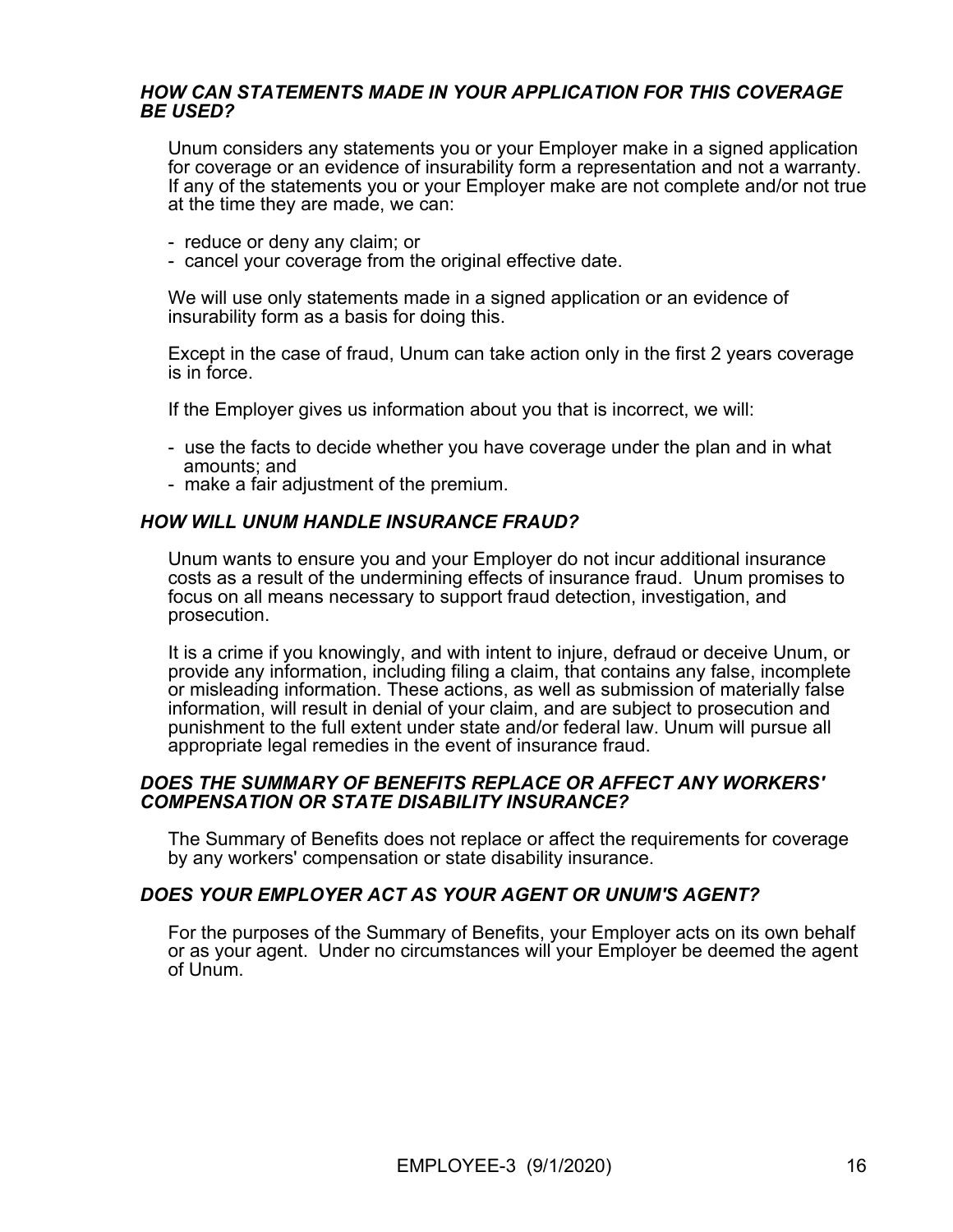### *HOW CAN STATEMENTS MADE IN YOUR APPLICATION FOR THIS COVERAGE BE USED?*

Unum considers any statements you or your Employer make in a signed application for coverage or an evidence of insurability form a representation and not a warranty. If any of the statements you or your Employer make are not complete and/or not true at the time they are made, we can:

- reduce or deny any claim; or
- cancel your coverage from the original effective date.

We will use only statements made in a signed application or an evidence of insurability form as a basis for doing this.

Except in the case of fraud, Unum can take action only in the first 2 years coverage is in force.

If the Employer gives us information about you that is incorrect, we will:

- use the facts to decide whether you have coverage under the plan and in what amounts; and
- make a fair adjustment of the premium.

### *HOW WILL UNUM HANDLE INSURANCE FRAUD?*

Unum wants to ensure you and your Employer do not incur additional insurance costs as a result of the undermining effects of insurance fraud. Unum promises to focus on all means necessary to support fraud detection, investigation, and prosecution.

It is a crime if you knowingly, and with intent to injure, defraud or deceive Unum, or provide any information, including filing a claim, that contains any false, incomplete or misleading information. These actions, as well as submission of materially false information, will result in denial of your claim, and are subject to prosecution and punishment to the full extent under state and/or federal law. Unum will pursue all appropriate legal remedies in the event of insurance fraud.

### *DOES THE SUMMARY OF BENEFITS REPLACE OR AFFECT ANY WORKERS' COMPENSATION OR STATE DISABILITY INSURANCE?*

The Summary of Benefits does not replace or affect the requirements for coverage by any workers' compensation or state disability insurance.

### *DOES YOUR EMPLOYER ACT AS YOUR AGENT OR UNUM'S AGENT?*

For the purposes of the Summary of Benefits, your Employer acts on its own behalf or as your agent. Under no circumstances will your Employer be deemed the agent of Unum.

EMPLOYEE-3 (9/1/2020)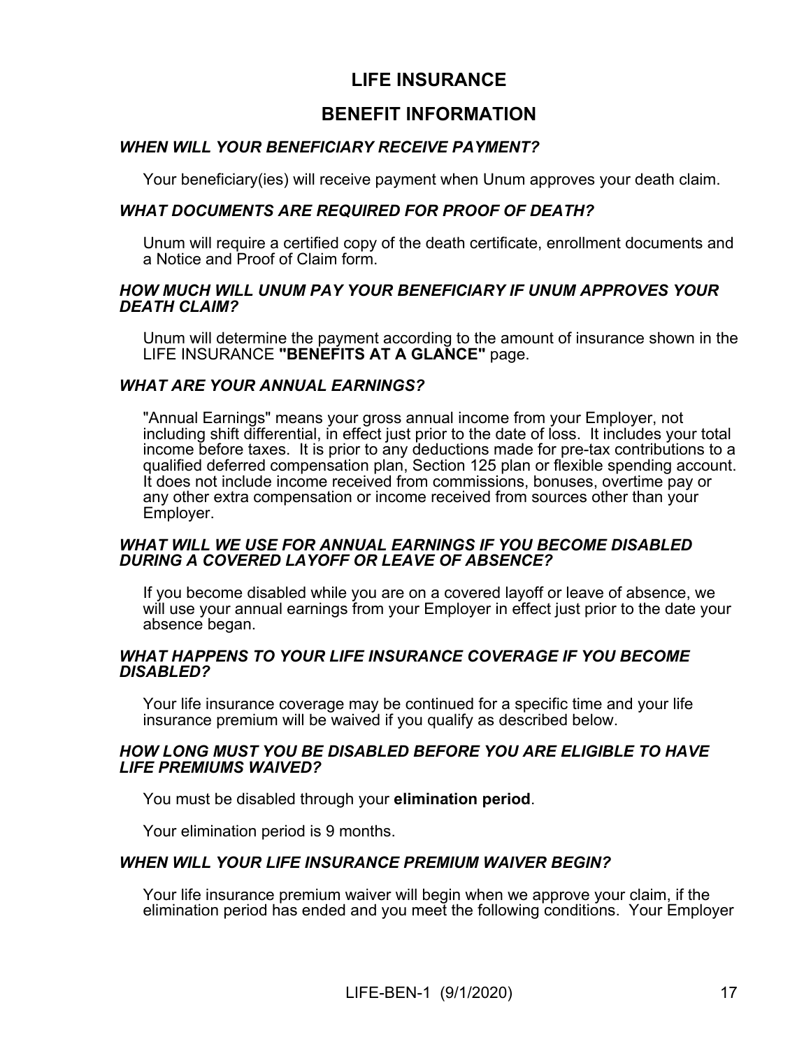# LIFE INSURANCE

## BENEFIT INFORMATION

### *WHEN WILL YOUR BENEFICIARY RECEIVE PAYMENT?*

Your beneficiary(ies) will receive payment when Unum approves your death claim.

### *WHAT DOCUMENTS ARE REQUIRED FOR PROOF OF DEATH?*

Unum will require a certified copy of the death certificate, enrollment documents and a Notice and Proof of Claim form.

### *HOW MUCH WILL UNUM PAY YOUR BENEFICIARY IF UNUM APPROVES YOUR DEATH CLAIM?*

Unum will determine the payment according to the amount of insurance shown in the LIFE INSURANCE **"BENEFITS AT A GLANCE"** page.

### *WHAT ARE YOUR ANNUAL EARNINGS?*

"Annual Earnings" means your gross annual income from your Employer, not including shift differential, in effect just prior to the date of loss. It includes your total income before taxes. It is prior to any deductions made for pre-tax contributions to a qualified deferred compensation plan, Section 125 plan or flexible spending account. It does not include income received from commissions, bonuses, overtime pay or any other extra compensation or income received from sources other than your Employer.

### *WHAT WILL WE USE FOR ANNUAL EARNINGS IF YOU BECOME DISABLED DURING A COVERED LAYOFF OR LEAVE OF ABSENCE?*

If you become disabled while you are on a covered layoff or leave of absence, we will use your annual earnings from your Employer in effect just prior to the date your absence began.

### *WHAT HAPPENS TO YOUR LIFE INSURANCE COVERAGE IF YOU BECOME DISABLED?*

Your life insurance coverage may be continued for a specific time and your life insurance premium will be waived if you qualify as described below.

### *HOW LONG MUST YOU BE DISABLED BEFORE YOU ARE ELIGIBLE TO HAVE LIFE PREMIUMS WAIVED?*

You must be disabled through your **elimination period**.

Your elimination period is 9 months.

### *WHEN WILL YOUR LIFE INSURANCE PREMIUM WAIVER BEGIN?*

Your life insurance premium waiver will begin when we approve your claim, if the elimination period has ended and you meet the following conditions. Your Employer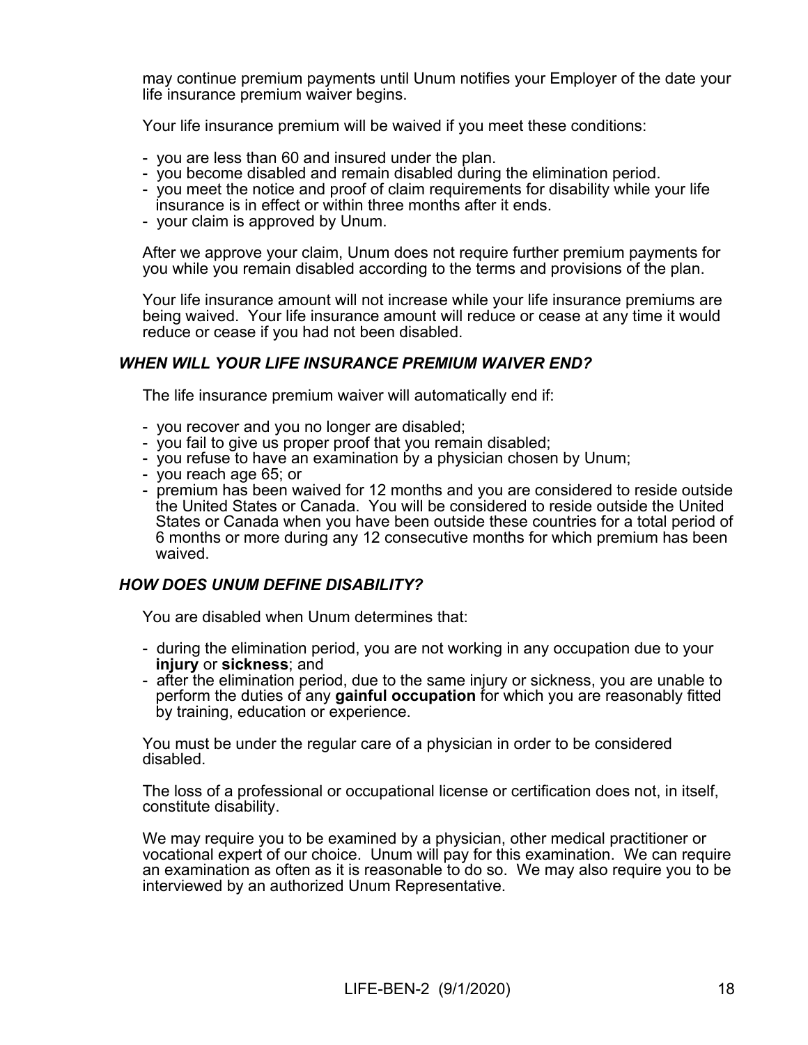may continue premium payments until Unum notifies your Employer of the date your life insurance premium waiver begins.

Your life insurance premium will be waived if you meet these conditions:

- you are less than 60 and insured under the plan.
- you become disabled and remain disabled during the elimination period.
- you meet the notice and proof of claim requirements for disability while your life insurance is in effect or within three months after it ends.
- your claim is approved by Unum.

After we approve your claim, Unum does not require further premium payments for you while you remain disabled according to the terms and provisions of the plan.

Your life insurance amount will not increase while your life insurance premiums are being waived. Your life insurance amount will reduce or cease at any time it would reduce or cease if you had not been disabled.

### *WHEN WILL YOUR LIFE INSURANCE PREMIUM WAIVER END?*

The life insurance premium waiver will automatically end if:

- you recover and you no longer are disabled;
- you fail to give us proper proof that you remain disabled;
- you refuse to have an examination by a physician chosen by Unum;
- you reach age 65; or
- premium has been waived for 12 months and you are considered to reside outside the United States or Canada. You will be considered to reside outside the United States or Canada when you have been outside these countries for a total period of 6 months or more during any 12 consecutive months for which premium has been waived.

### *HOW DOES UNUM DEFINE DISABILITY?*

You are disabled when Unum determines that:

- during the elimination period, you are not working in any occupation due to your **injury** or **sickness**; and
- after the elimination period, due to the same injury or sickness, you are unable to perform the duties of any **gainful occupation** for which you are reasonably fitted by training, education or experience.

You must be under the regular care of a physician in order to be considered disabled.

The loss of a professional or occupational license or certification does not, in itself, constitute disability.

We may require you to be examined by a physician, other medical practitioner or vocational expert of our choice. Unum will pay for this examination. We can require an examination as often as it is reasonable to do so. We may also require you to be interviewed by an authorized Unum Representative.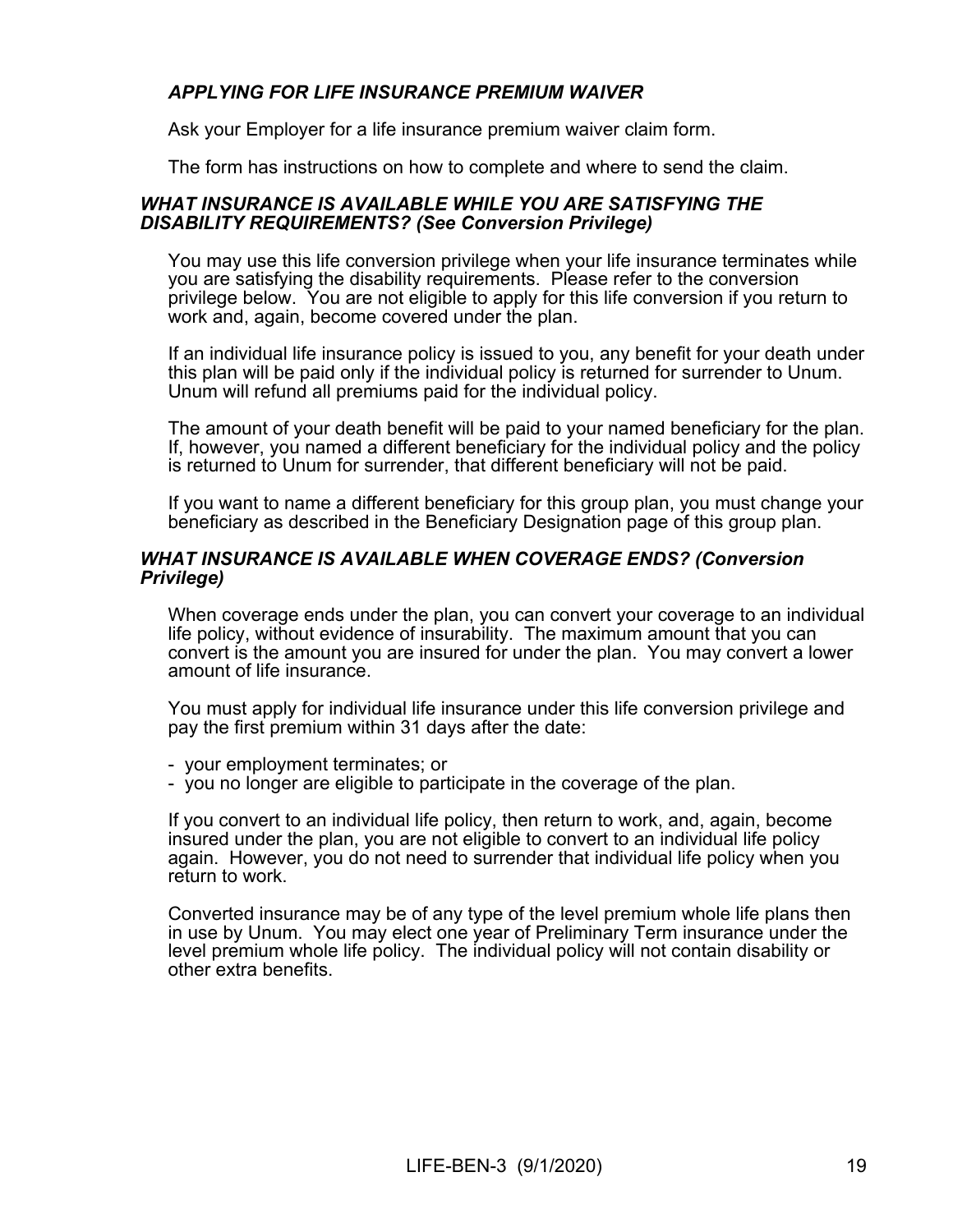### *APPLYING FOR LIFE INSURANCE PREMIUM WAIVER*

Ask your Employer for a life insurance premium waiver claim form.

The form has instructions on how to complete and where to send the claim.

### *WHAT INSURANCE IS AVAILABLE WHILE YOU ARE SATISFYING THE DISABILITY REQUIREMENTS? (See Conversion Privilege)*

You may use this life conversion privilege when your life insurance terminates while you are satisfying the disability requirements. Please refer to the conversion privilege below. You are not eligible to apply for this life conversion if you return to work and, again, become covered under the plan.

If an individual life insurance policy is issued to you, any benefit for your death under this plan will be paid only if the individual policy is returned for surrender to Unum. Unum will refund all premiums paid for the individual policy.

The amount of your death benefit will be paid to your named beneficiary for the plan. If, however, you named a different beneficiary for the individual policy and the policy is returned to Unum for surrender, that different beneficiary will not be paid.

If you want to name a different beneficiary for this group plan, you must change your beneficiary as described in the Beneficiary Designation page of this group plan.

### *WHAT INSURANCE IS AVAILABLE WHEN COVERAGE ENDS? (Conversion Privilege)*

When coverage ends under the plan, you can convert your coverage to an individual life policy, without evidence of insurability. The maximum amount that you can convert is the amount you are insured for under the plan. You may convert a lower amount of life insurance.

You must apply for individual life insurance under this life conversion privilege and pay the first premium within 31 days after the date:

- your employment terminates; or
- you no longer are eligible to participate in the coverage of the plan.

If you convert to an individual life policy, then return to work, and, again, become insured under the plan, you are not eligible to convert to an individual life policy again. However, you do not need to surrender that individual life policy when you return to work.

Converted insurance may be of any type of the level premium whole life plans then in use by Unum. You may elect one year of Preliminary Term insurance under the level premium whole life policy. The individual policy will not contain disability or other extra benefits.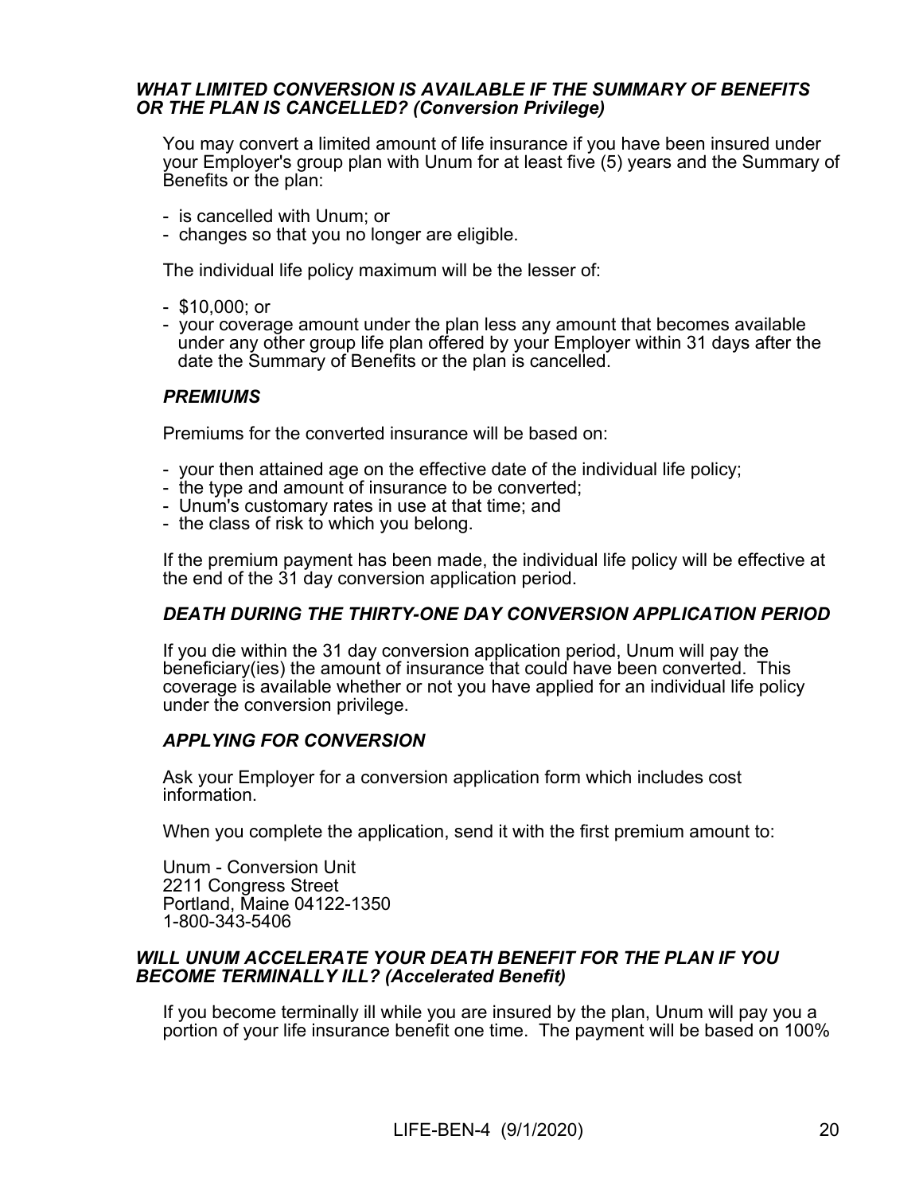### *WHAT LIMITED CONVERSION IS AVAILABLE IF THE SUMMARY OF BENEFITS OR THE PLAN IS CANCELLED? (Conversion Privilege)*

You may convert a limited amount of life insurance if you have been insured under your Employer's group plan with Unum for at least five (5) years and the Summary of Benefits or the plan:

- is cancelled with Unum; or
- changes so that you no longer are eligible.

The individual life policy maximum will be the lesser of:

- $10,000; or
- your coverage amount under the plan less any amount that becomes available under any other group life plan offered by your Employer within 31 days after the date the Summary of Benefits or the plan is cancelled.

#### *PREMIUMS*

Premiums for the converted insurance will be based on:

- your then attained age on the effective date of the individual life policy;
- the type and amount of insurance to be converted;
- Unum's customary rates in use at that time; and
- the class of risk to which you belong.

If the premium payment has been made, the individual life policy will be effective at the end of the 31 day conversion application period.

#### *DEATH DURING THE THIRTY-ONE DAY CONVERSION APPLICATION PERIOD*

If you die within the 31 day conversion application period, Unum will pay the beneficiary(ies) the amount of insurance that could have been converted. This coverage is available whether or not you have applied for an individual life policy under the conversion privilege.

#### *APPLYING FOR CONVERSION*

Ask your Employer for a conversion application form which includes cost information.

When you complete the application, send it with the first premium amount to:

Unum - Conversion Unit
2211 Congress Street
Portland, Maine 04122-1350
1-800-343-5406

### *WILL UNUM ACCELERATE YOUR DEATH BENEFIT FOR THE PLAN IF YOU BECOME TERMINALLY ILL? (Accelerated Benefit)*

If you become terminally ill while you are insured by the plan, Unum will pay you a portion of your life insurance benefit one time. The payment will be based on 100%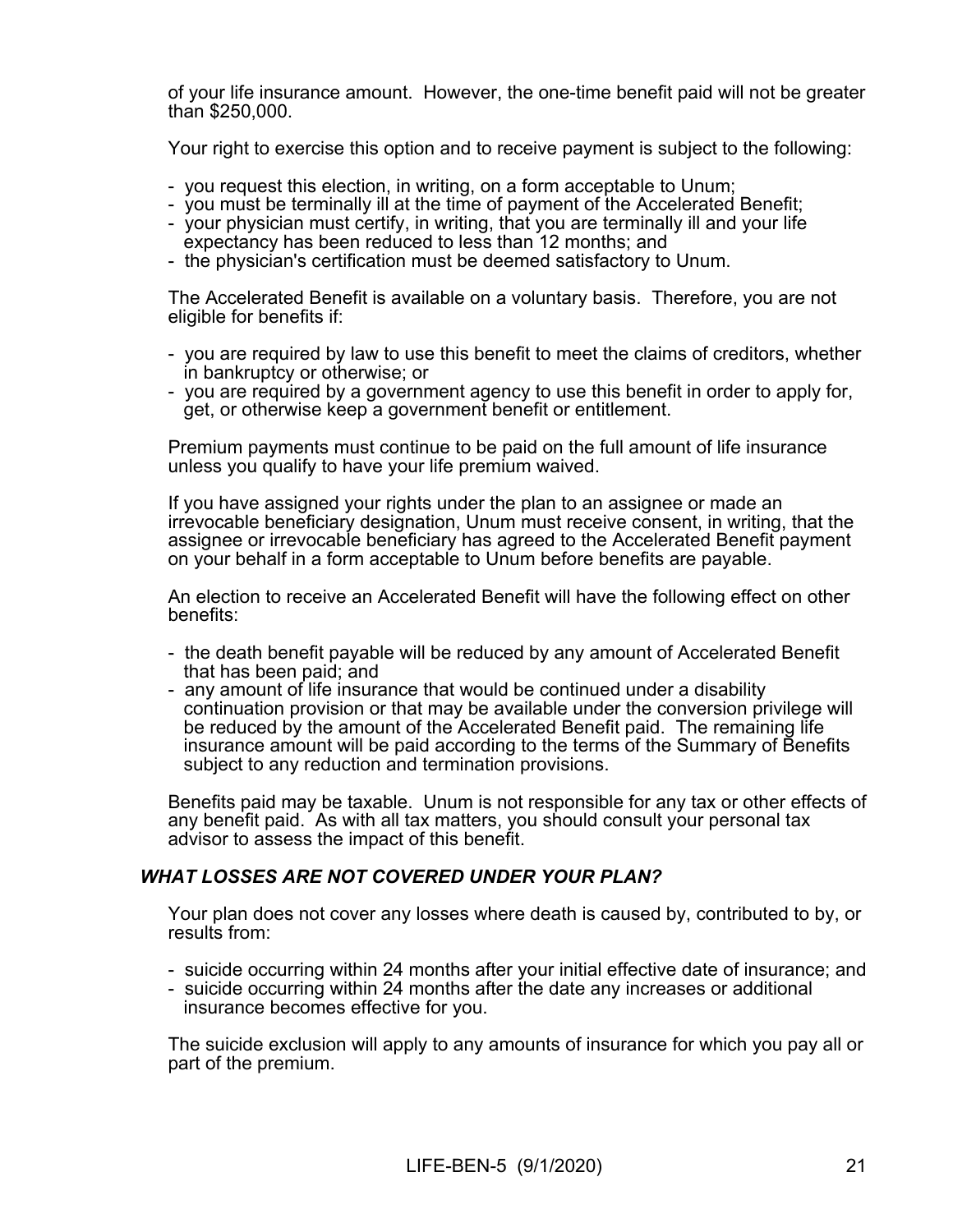of your life insurance amount. However, the one-time benefit paid will not be greater than $250,000.

Your right to exercise this option and to receive payment is subject to the following:

- you request this election, in writing, on a form acceptable to Unum;
- you must be terminally ill at the time of payment of the Accelerated Benefit;
- your physician must certify, in writing, that you are terminally ill and your life expectancy has been reduced to less than 12 months; and
- the physician's certification must be deemed satisfactory to Unum.

The Accelerated Benefit is available on a voluntary basis. Therefore, you are not eligible for benefits if:

- you are required by law to use this benefit to meet the claims of creditors, whether in bankruptcy or otherwise; or
- you are required by a government agency to use this benefit in order to apply for, get, or otherwise keep a government benefit or entitlement.

Premium payments must continue to be paid on the full amount of life insurance unless you qualify to have your life premium waived.

If you have assigned your rights under the plan to an assignee or made an irrevocable beneficiary designation, Unum must receive consent, in writing, that the assignee or irrevocable beneficiary has agreed to the Accelerated Benefit payment on your behalf in a form acceptable to Unum before benefits are payable.

An election to receive an Accelerated Benefit will have the following effect on other benefits:

- the death benefit payable will be reduced by any amount of Accelerated Benefit that has been paid; and
- any amount of life insurance that would be continued under a disability continuation provision or that may be available under the conversion privilege will be reduced by the amount of the Accelerated Benefit paid. The remaining life insurance amount will be paid according to the terms of the Summary of Benefits subject to any reduction and termination provisions.

Benefits paid may be taxable. Unum is not responsible for any tax or other effects of any benefit paid. As with all tax matters, you should consult your personal tax advisor to assess the impact of this benefit.

### *WHAT LOSSES ARE NOT COVERED UNDER YOUR PLAN?*

Your plan does not cover any losses where death is caused by, contributed to by, or results from:

- suicide occurring within 24 months after your initial effective date of insurance; and
- suicide occurring within 24 months after the date any increases or additional insurance becomes effective for you.

The suicide exclusion will apply to any amounts of insurance for which you pay all or part of the premium.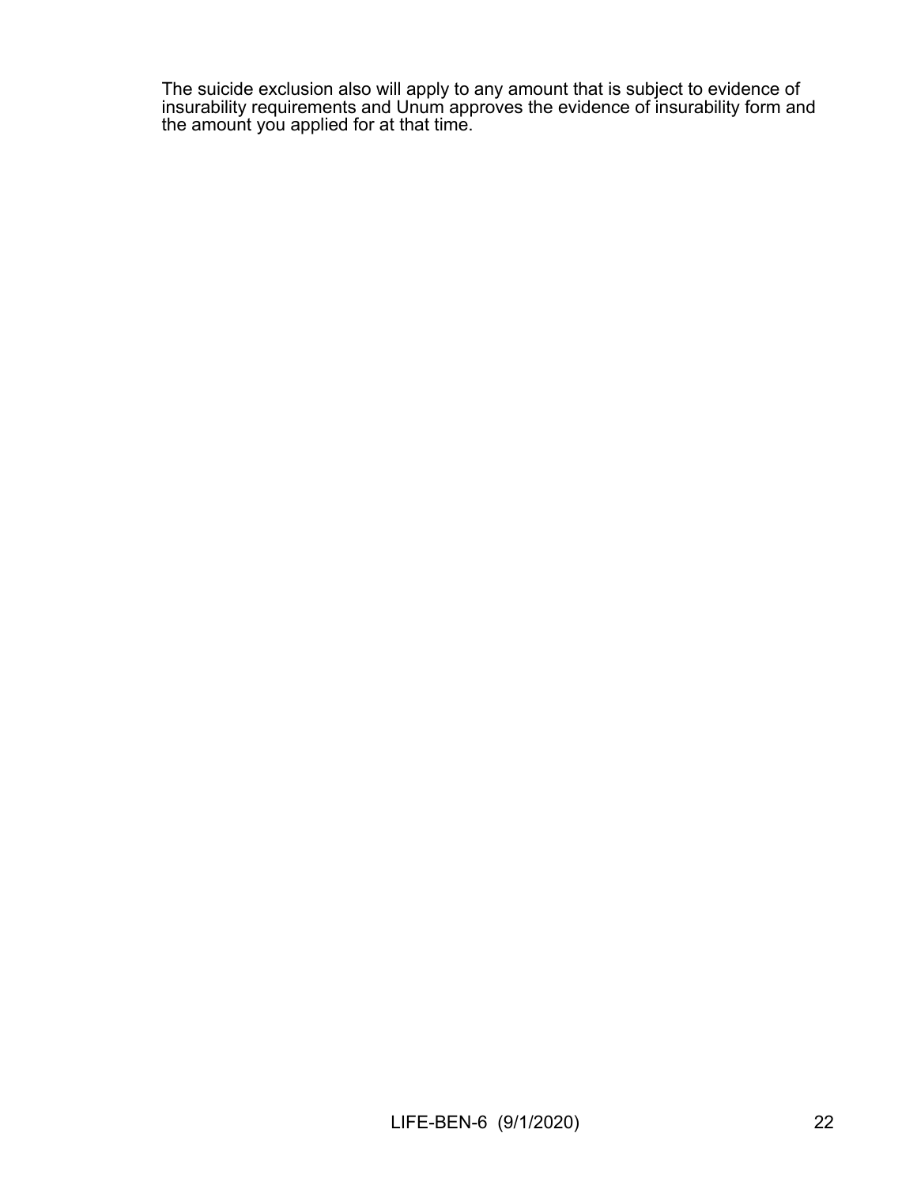The suicide exclusion also will apply to any amount that is subject to evidence of insurability requirements and Unum approves the evidence of insurability form and the amount you applied for at that time.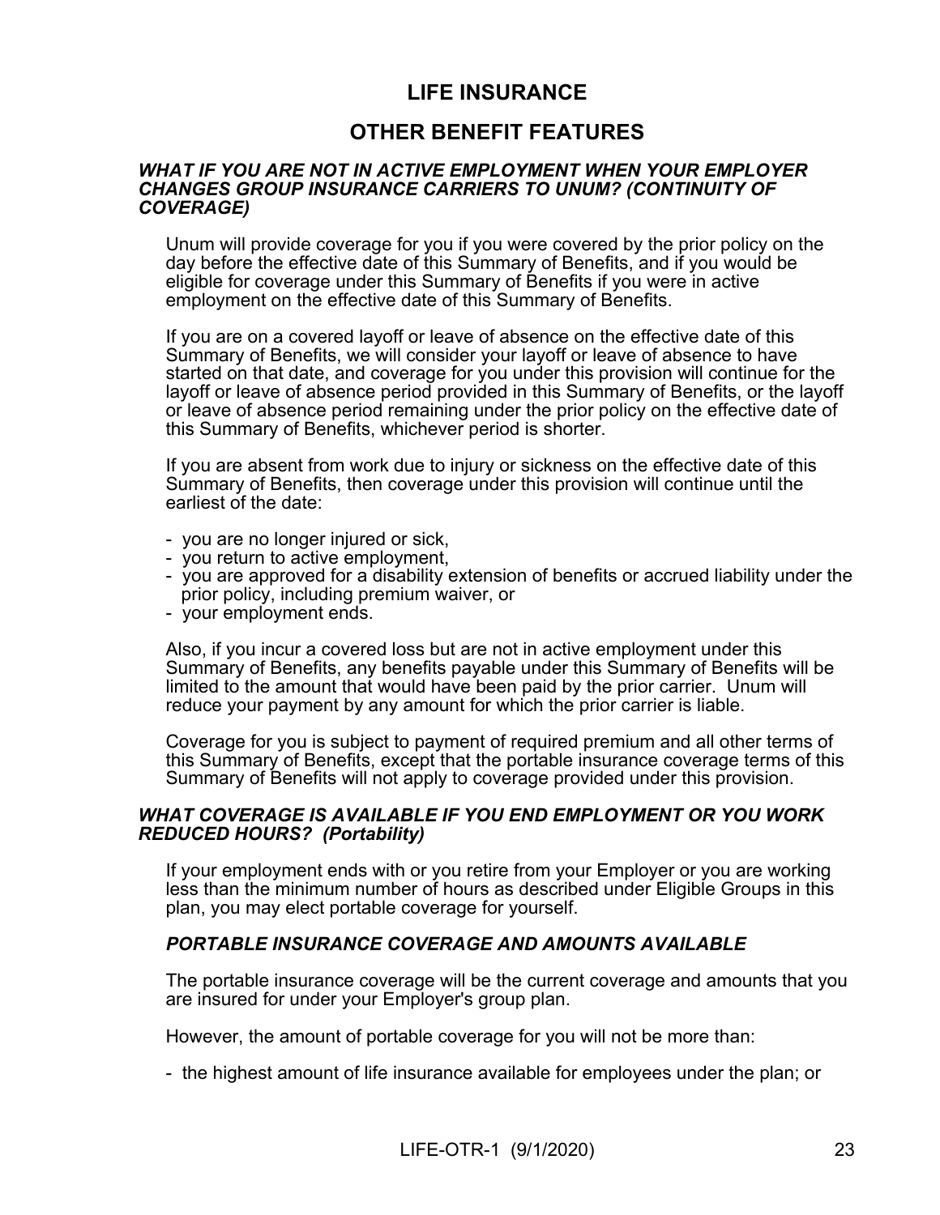# LIFE INSURANCE

## OTHER BENEFIT FEATURES

### *WHAT IF YOU ARE NOT IN ACTIVE EMPLOYMENT WHEN YOUR EMPLOYER CHANGES GROUP INSURANCE CARRIERS TO UNUM? (CONTINUITY OF COVERAGE)*

Unum will provide coverage for you if you were covered by the prior policy on the day before the effective date of this Summary of Benefits, and if you would be eligible for coverage under this Summary of Benefits if you were in active employment on the effective date of this Summary of Benefits.

If you are on a covered layoff or leave of absence on the effective date of this Summary of Benefits, we will consider your layoff or leave of absence to have started on that date, and coverage for you under this provision will continue for the layoff or leave of absence period provided in this Summary of Benefits, or the layoff or leave of absence period remaining under the prior policy on the effective date of this Summary of Benefits, whichever period is shorter.

If you are absent from work due to injury or sickness on the effective date of this Summary of Benefits, then coverage under this provision will continue until the earliest of the date:

- you are no longer injured or sick,
- you return to active employment,
- you are approved for a disability extension of benefits or accrued liability under the prior policy, including premium waiver, or
- your employment ends.

Also, if you incur a covered loss but are not in active employment under this Summary of Benefits, any benefits payable under this Summary of Benefits will be limited to the amount that would have been paid by the prior carrier. Unum will reduce your payment by any amount for which the prior carrier is liable.

Coverage for you is subject to payment of required premium and all other terms of this Summary of Benefits, except that the portable insurance coverage terms of this Summary of Benefits will not apply to coverage provided under this provision.

### *WHAT COVERAGE IS AVAILABLE IF YOU END EMPLOYMENT OR YOU WORK REDUCED HOURS? (Portability)*

If your employment ends with or you retire from your Employer or you are working less than the minimum number of hours as described under Eligible Groups in this plan, you may elect portable coverage for yourself.

#### *PORTABLE INSURANCE COVERAGE AND AMOUNTS AVAILABLE*

The portable insurance coverage will be the current coverage and amounts that you are insured for under your Employer's group plan.

However, the amount of portable coverage for you will not be more than:

- the highest amount of life insurance available for employees under the plan; or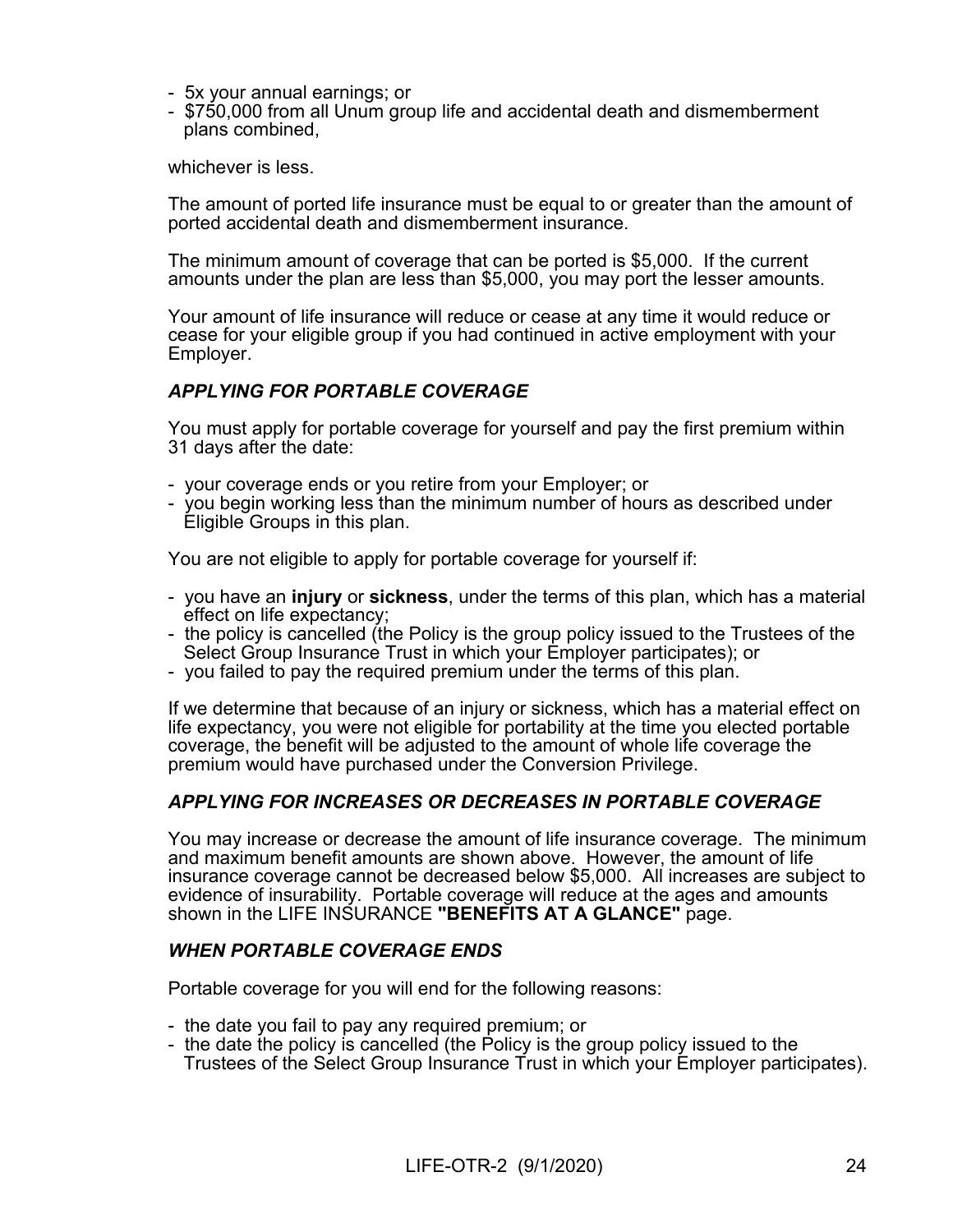- 5x your annual earnings; or
- $750,000 from all Unum group life and accidental death and dismemberment plans combined,

whichever is less.

The amount of ported life insurance must be equal to or greater than the amount of ported accidental death and dismemberment insurance.

The minimum amount of coverage that can be ported is $5,000. If the current amounts under the plan are less than $5,000, you may port the lesser amounts.

Your amount of life insurance will reduce or cease at any time it would reduce or cease for your eligible group if you had continued in active employment with your Employer.

### *APPLYING FOR PORTABLE COVERAGE*

You must apply for portable coverage for yourself and pay the first premium within 31 days after the date:

- your coverage ends or you retire from your Employer; or
- you begin working less than the minimum number of hours as described under Eligible Groups in this plan.

You are not eligible to apply for portable coverage for yourself if:

- you have an **injury** or **sickness**, under the terms of this plan, which has a material effect on life expectancy;
- the policy is cancelled (the Policy is the group policy issued to the Trustees of the Select Group Insurance Trust in which your Employer participates); or
- you failed to pay the required premium under the terms of this plan.

If we determine that because of an injury or sickness, which has a material effect on life expectancy, you were not eligible for portability at the time you elected portable coverage, the benefit will be adjusted to the amount of whole life coverage the premium would have purchased under the Conversion Privilege.

### *APPLYING FOR INCREASES OR DECREASES IN PORTABLE COVERAGE*

You may increase or decrease the amount of life insurance coverage. The minimum and maximum benefit amounts are shown above. However, the amount of life insurance coverage cannot be decreased below $5,000. All increases are subject to evidence of insurability. Portable coverage will reduce at the ages and amounts shown in the LIFE INSURANCE **"BENEFITS AT A GLANCE"** page.

### *WHEN PORTABLE COVERAGE ENDS*

Portable coverage for you will end for the following reasons:

- the date you fail to pay any required premium; or
- the date the policy is cancelled (the Policy is the group policy issued to the Trustees of the Select Group Insurance Trust in which your Employer participates).

LIFE-OTR-2 (9/1/2020)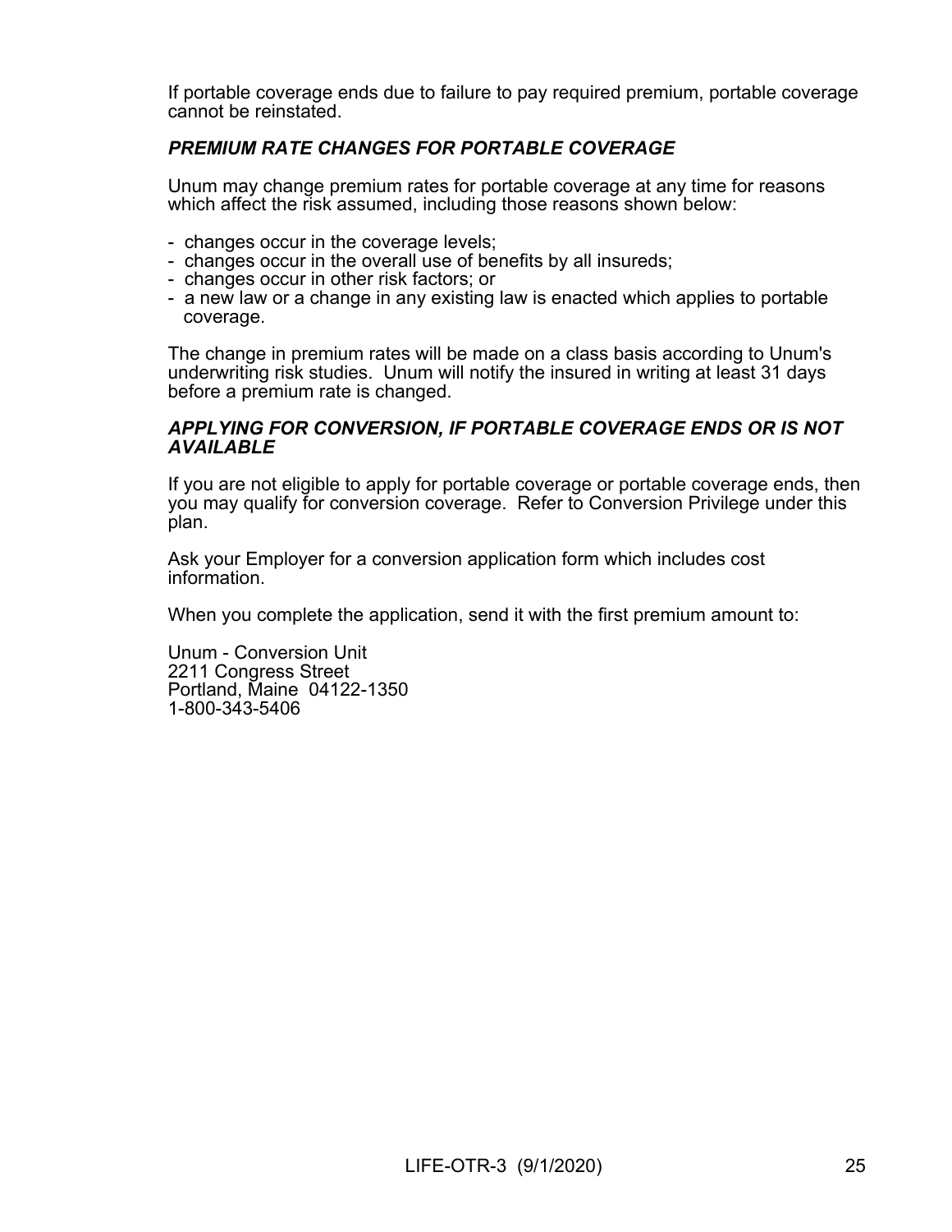If portable coverage ends due to failure to pay required premium, portable coverage cannot be reinstated.

### *PREMIUM RATE CHANGES FOR PORTABLE COVERAGE*

Unum may change premium rates for portable coverage at any time for reasons which affect the risk assumed, including those reasons shown below:

- changes occur in the coverage levels;
- changes occur in the overall use of benefits by all insureds;
- changes occur in other risk factors; or
- a new law or a change in any existing law is enacted which applies to portable coverage.

The change in premium rates will be made on a class basis according to Unum's underwriting risk studies. Unum will notify the insured in writing at least 31 days before a premium rate is changed.

### *APPLYING FOR CONVERSION, IF PORTABLE COVERAGE ENDS OR IS NOT AVAILABLE*

If you are not eligible to apply for portable coverage or portable coverage ends, then you may qualify for conversion coverage. Refer to Conversion Privilege under this plan.

Ask your Employer for a conversion application form which includes cost information.

When you complete the application, send it with the first premium amount to:

Unum - Conversion Unit
2211 Congress Street
Portland, Maine 04122-1350
1-800-343-5406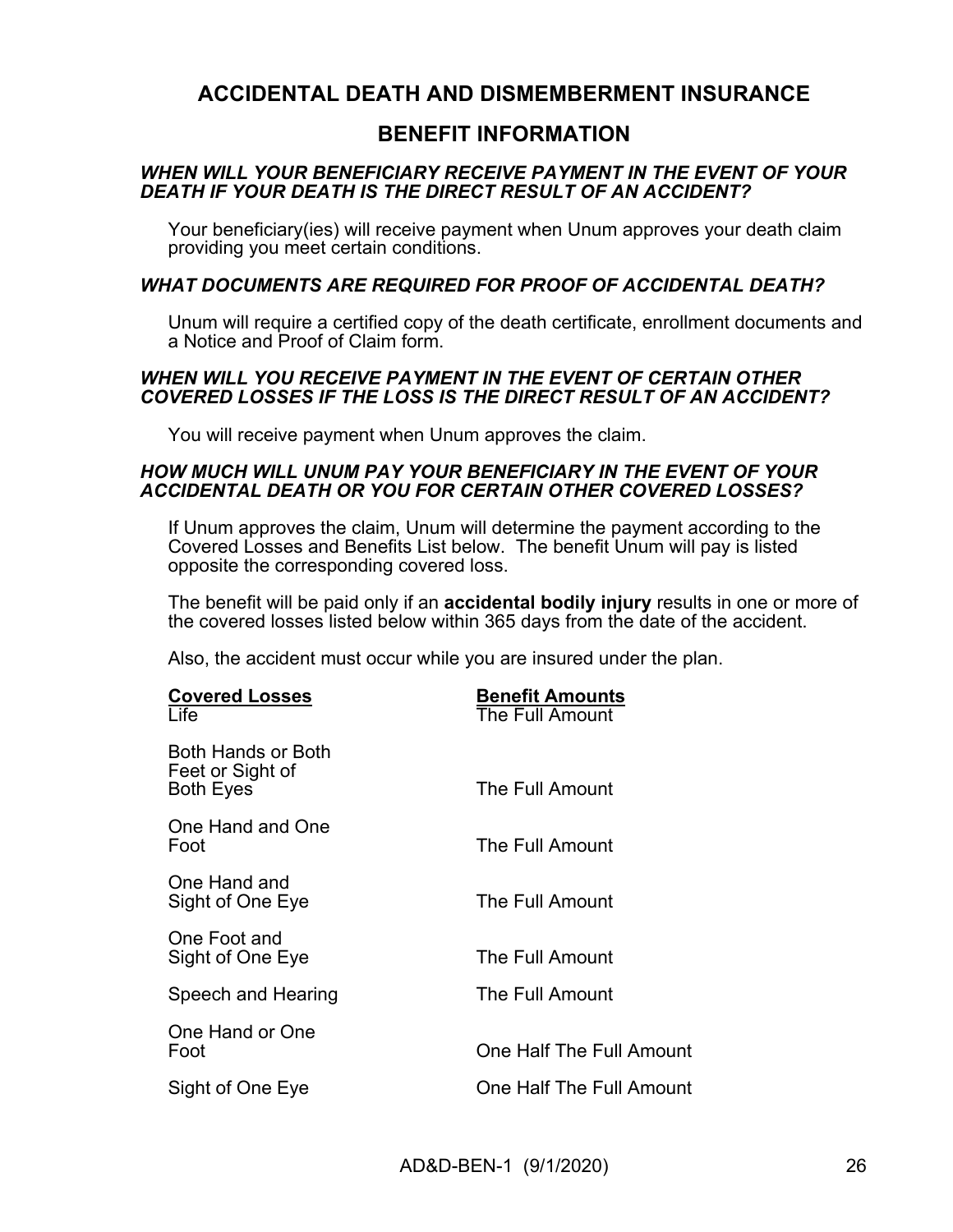# ACCIDENTAL DEATH AND DISMEMBERMENT INSURANCE

## BENEFIT INFORMATION

### *WHEN WILL YOUR BENEFICIARY RECEIVE PAYMENT IN THE EVENT OF YOUR DEATH IF YOUR DEATH IS THE DIRECT RESULT OF AN ACCIDENT?*

Your beneficiary(ies) will receive payment when Unum approves your death claim providing you meet certain conditions.

### *WHAT DOCUMENTS ARE REQUIRED FOR PROOF OF ACCIDENTAL DEATH?*

Unum will require a certified copy of the death certificate, enrollment documents and a Notice and Proof of Claim form.

### *WHEN WILL YOU RECEIVE PAYMENT IN THE EVENT OF CERTAIN OTHER COVERED LOSSES IF THE LOSS IS THE DIRECT RESULT OF AN ACCIDENT?*

You will receive payment when Unum approves the claim.

### *HOW MUCH WILL UNUM PAY YOUR BENEFICIARY IN THE EVENT OF YOUR ACCIDENTAL DEATH OR YOU FOR CERTAIN OTHER COVERED LOSSES?*

If Unum approves the claim, Unum will determine the payment according to the Covered Losses and Benefits List below. The benefit Unum will pay is listed opposite the corresponding covered loss.

The benefit will be paid only if an **accidental bodily injury** results in one or more of the covered losses listed below within 365 days from the date of the accident.

Also, the accident must occur while you are insured under the plan.

| Covered Losses | Benefit Amounts |
|---|---|
| Life | The Full Amount |
| Both Hands or Both Feet or Sight of Both Eyes | The Full Amount |
| One Hand and One Foot | The Full Amount |
| One Hand and Sight of One Eye | The Full Amount |
| One Foot and Sight of One Eye | The Full Amount |
| Speech and Hearing | The Full Amount |
| One Hand or One Foot | One Half The Full Amount |
| Sight of One Eye | One Half The Full Amount |

AD&D-BEN-1 (9/1/2020)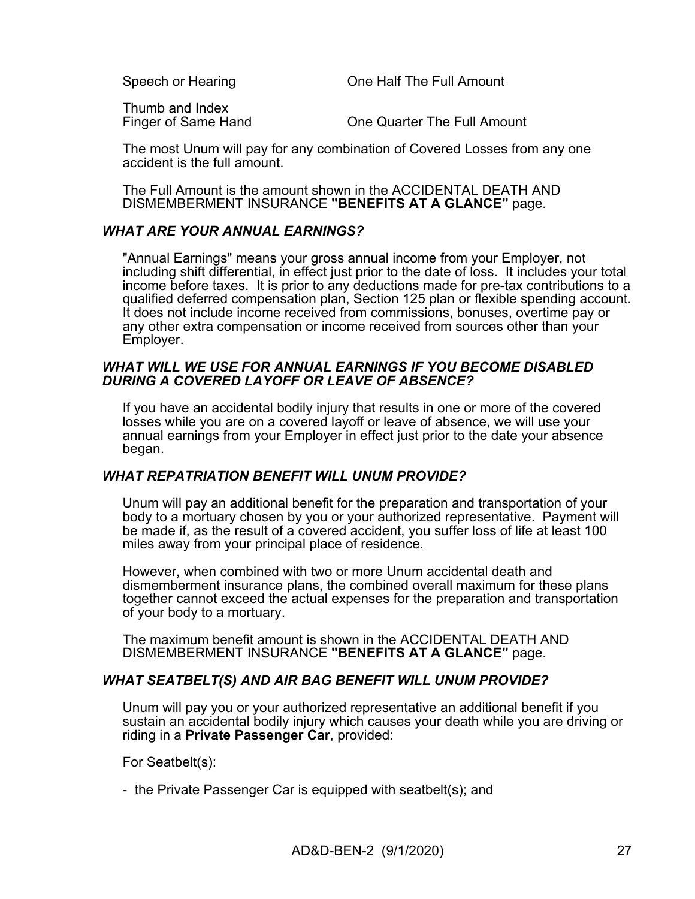| | |
|---|---|
| Speech or Hearing | One Half The Full Amount |
| Thumb and Index Finger of Same Hand | One Quarter The Full Amount |

The most Unum will pay for any combination of Covered Losses from any one accident is the full amount.

The Full Amount is the amount shown in the ACCIDENTAL DEATH AND DISMEMBERMENT INSURANCE **"BENEFITS AT A GLANCE"** page.

### ***WHAT ARE YOUR ANNUAL EARNINGS?***

"Annual Earnings" means your gross annual income from your Employer, not including shift differential, in effect just prior to the date of loss. It includes your total income before taxes. It is prior to any deductions made for pre-tax contributions to a qualified deferred compensation plan, Section 125 plan or flexible spending account. It does not include income received from commissions, bonuses, overtime pay or any other extra compensation or income received from sources other than your Employer.

### ***WHAT WILL WE USE FOR ANNUAL EARNINGS IF YOU BECOME DISABLED DURING A COVERED LAYOFF OR LEAVE OF ABSENCE?***

If you have an accidental bodily injury that results in one or more of the covered losses while you are on a covered layoff or leave of absence, we will use your annual earnings from your Employer in effect just prior to the date your absence began.

### ***WHAT REPATRIATION BENEFIT WILL UNUM PROVIDE?***

Unum will pay an additional benefit for the preparation and transportation of your body to a mortuary chosen by you or your authorized representative. Payment will be made if, as the result of a covered accident, you suffer loss of life at least 100 miles away from your principal place of residence.

However, when combined with two or more Unum accidental death and dismemberment insurance plans, the combined overall maximum for these plans together cannot exceed the actual expenses for the preparation and transportation of your body to a mortuary.

The maximum benefit amount is shown in the ACCIDENTAL DEATH AND DISMEMBERMENT INSURANCE **"BENEFITS AT A GLANCE"** page.

### ***WHAT SEATBELT(S) AND AIR BAG BENEFIT WILL UNUM PROVIDE?***

Unum will pay you or your authorized representative an additional benefit if you sustain an accidental bodily injury which causes your death while you are driving or riding in a **Private Passenger Car**, provided:

For Seatbelt(s):

- the Private Passenger Car is equipped with seatbelt(s); and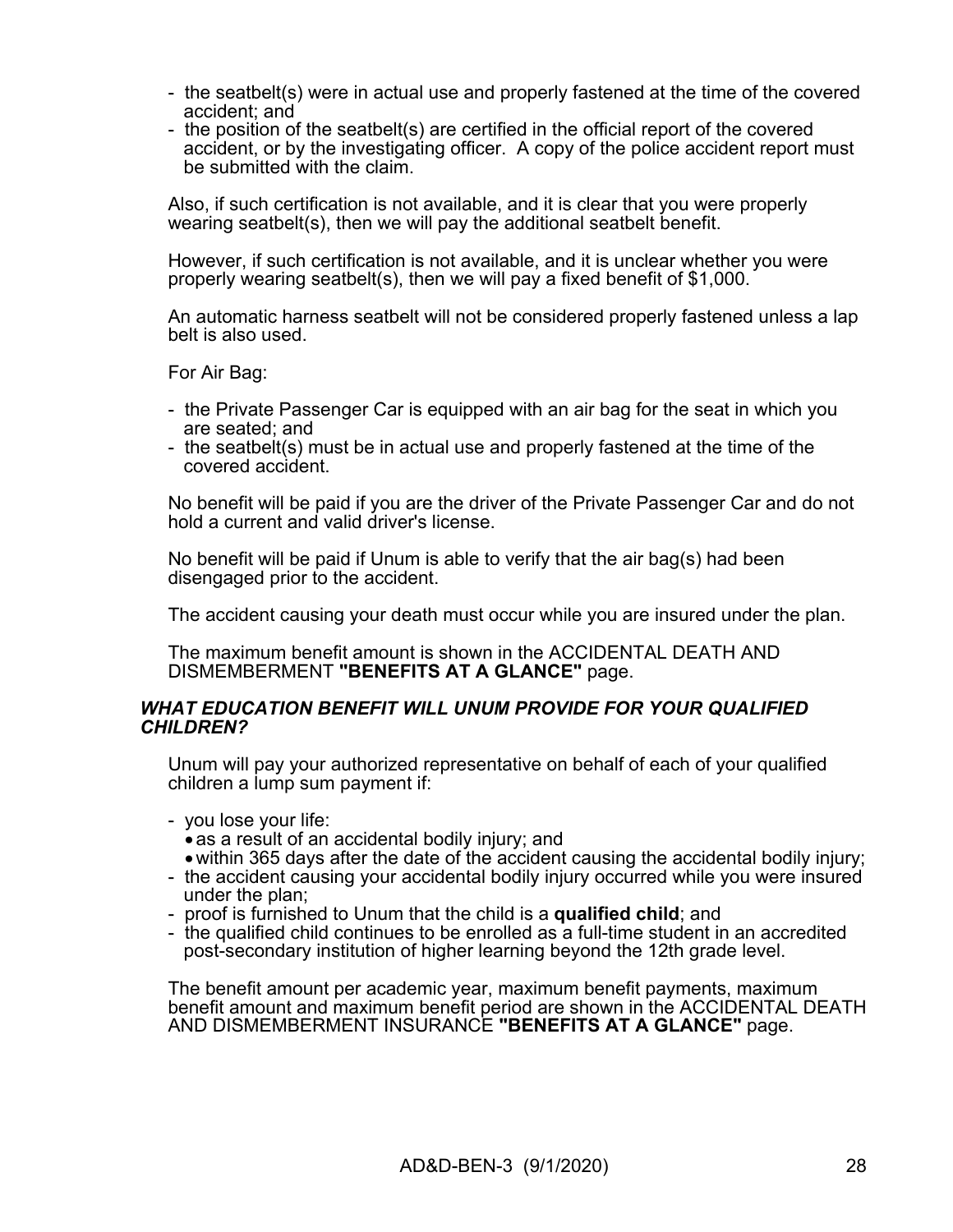- the seatbelt(s) were in actual use and properly fastened at the time of the covered accident; and
- the position of the seatbelt(s) are certified in the official report of the covered accident, or by the investigating officer. A copy of the police accident report must be submitted with the claim.

Also, if such certification is not available, and it is clear that you were properly wearing seatbelt(s), then we will pay the additional seatbelt benefit.

However, if such certification is not available, and it is unclear whether you were properly wearing seatbelt(s), then we will pay a fixed benefit of $1,000.

An automatic harness seatbelt will not be considered properly fastened unless a lap belt is also used.

For Air Bag:

- the Private Passenger Car is equipped with an air bag for the seat in which you are seated; and
- the seatbelt(s) must be in actual use and properly fastened at the time of the covered accident.

No benefit will be paid if you are the driver of the Private Passenger Car and do not hold a current and valid driver's license.

No benefit will be paid if Unum is able to verify that the air bag(s) had been disengaged prior to the accident.

The accident causing your death must occur while you are insured under the plan.

The maximum benefit amount is shown in the ACCIDENTAL DEATH AND DISMEMBERMENT **"BENEFITS AT A GLANCE"** page.

### *WHAT EDUCATION BENEFIT WILL UNUM PROVIDE FOR YOUR QUALIFIED CHILDREN?*

Unum will pay your authorized representative on behalf of each of your qualified children a lump sum payment if:

- you lose your life:
  - as a result of an accidental bodily injury; and
  - within 365 days after the date of the accident causing the accidental bodily injury;
- the accident causing your accidental bodily injury occurred while you were insured under the plan;
- proof is furnished to Unum that the child is a **qualified child**; and
- the qualified child continues to be enrolled as a full-time student in an accredited post-secondary institution of higher learning beyond the 12th grade level.

The benefit amount per academic year, maximum benefit payments, maximum benefit amount and maximum benefit period are shown in the ACCIDENTAL DEATH AND DISMEMBERMENT INSURANCE **"BENEFITS AT A GLANCE"** page.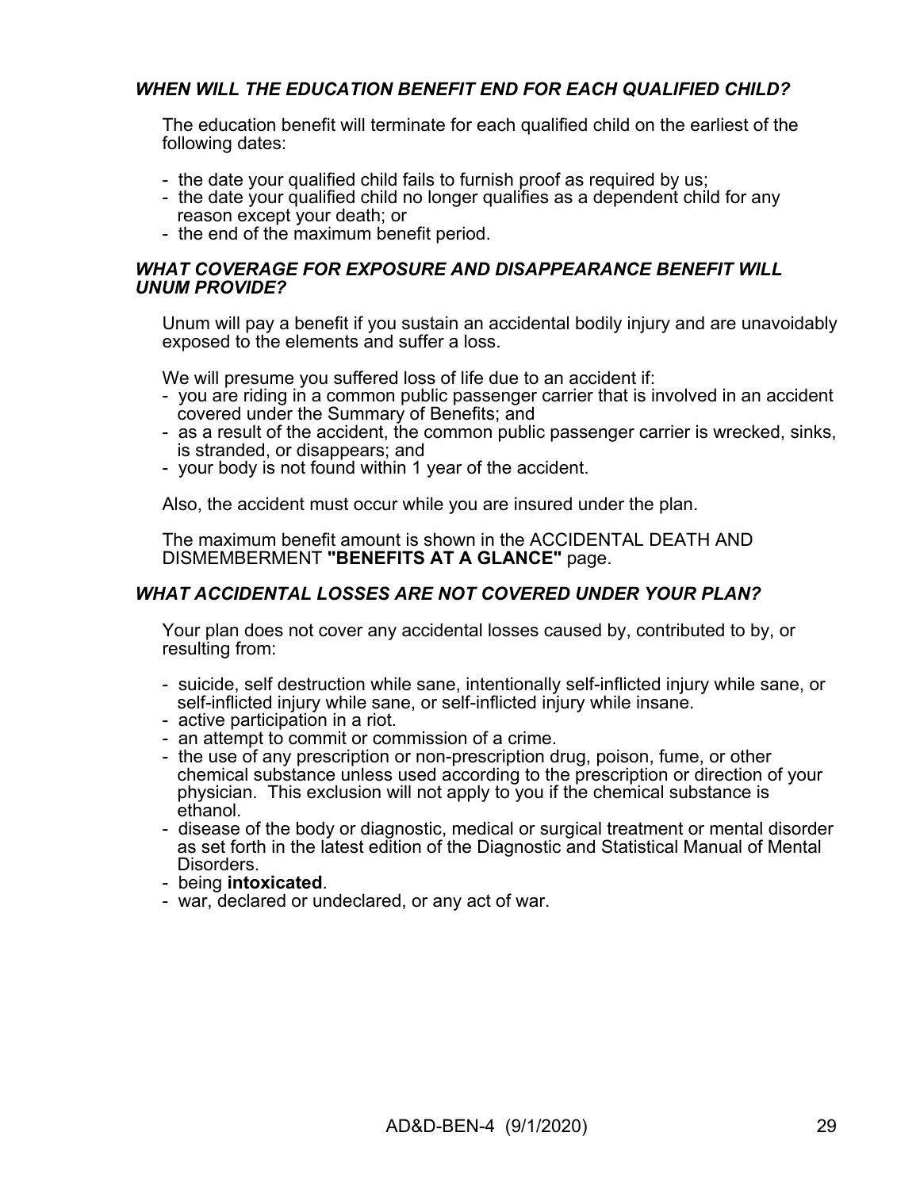### ***WHEN WILL THE EDUCATION BENEFIT END FOR EACH QUALIFIED CHILD?***

The education benefit will terminate for each qualified child on the earliest of the following dates:

- the date your qualified child fails to furnish proof as required by us;
- the date your qualified child no longer qualifies as a dependent child for any reason except your death; or
- the end of the maximum benefit period.

### ***WHAT COVERAGE FOR EXPOSURE AND DISAPPEARANCE BENEFIT WILL UNUM PROVIDE?***

Unum will pay a benefit if you sustain an accidental bodily injury and are unavoidably exposed to the elements and suffer a loss.

We will presume you suffered loss of life due to an accident if:

- you are riding in a common public passenger carrier that is involved in an accident covered under the Summary of Benefits; and
- as a result of the accident, the common public passenger carrier is wrecked, sinks, is stranded, or disappears; and
- your body is not found within 1 year of the accident.

Also, the accident must occur while you are insured under the plan.

The maximum benefit amount is shown in the ACCIDENTAL DEATH AND DISMEMBERMENT **"BENEFITS AT A GLANCE"** page.

### ***WHAT ACCIDENTAL LOSSES ARE NOT COVERED UNDER YOUR PLAN?***

Your plan does not cover any accidental losses caused by, contributed to by, or resulting from:

- suicide, self destruction while sane, intentionally self-inflicted injury while sane, or self-inflicted injury while sane, or self-inflicted injury while insane.
- active participation in a riot.
- an attempt to commit or commission of a crime.
- the use of any prescription or non-prescription drug, poison, fume, or other chemical substance unless used according to the prescription or direction of your physician. This exclusion will not apply to you if the chemical substance is ethanol.
- disease of the body or diagnostic, medical or surgical treatment or mental disorder as set forth in the latest edition of the Diagnostic and Statistical Manual of Mental Disorders.
- being **intoxicated**.
- war, declared or undeclared, or any act of war.

AD&D-BEN-4 (9/1/2020)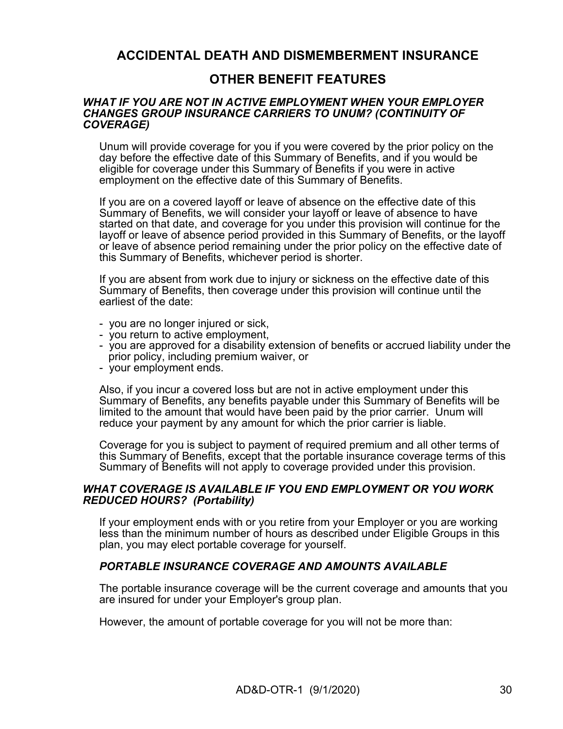# ACCIDENTAL DEATH AND DISMEMBERMENT INSURANCE

## OTHER BENEFIT FEATURES

### *WHAT IF YOU ARE NOT IN ACTIVE EMPLOYMENT WHEN YOUR EMPLOYER CHANGES GROUP INSURANCE CARRIERS TO UNUM? (CONTINUITY OF COVERAGE)*

Unum will provide coverage for you if you were covered by the prior policy on the day before the effective date of this Summary of Benefits, and if you would be eligible for coverage under this Summary of Benefits if you were in active employment on the effective date of this Summary of Benefits.

If you are on a covered layoff or leave of absence on the effective date of this Summary of Benefits, we will consider your layoff or leave of absence to have started on that date, and coverage for you under this provision will continue for the layoff or leave of absence period provided in this Summary of Benefits, or the layoff or leave of absence period remaining under the prior policy on the effective date of this Summary of Benefits, whichever period is shorter.

If you are absent from work due to injury or sickness on the effective date of this Summary of Benefits, then coverage under this provision will continue until the earliest of the date:

- you are no longer injured or sick,
- you return to active employment,
- you are approved for a disability extension of benefits or accrued liability under the prior policy, including premium waiver, or
- your employment ends.

Also, if you incur a covered loss but are not in active employment under this Summary of Benefits, any benefits payable under this Summary of Benefits will be limited to the amount that would have been paid by the prior carrier. Unum will reduce your payment by any amount for which the prior carrier is liable.

Coverage for you is subject to payment of required premium and all other terms of this Summary of Benefits, except that the portable insurance coverage terms of this Summary of Benefits will not apply to coverage provided under this provision.

### *WHAT COVERAGE IS AVAILABLE IF YOU END EMPLOYMENT OR YOU WORK REDUCED HOURS? (Portability)*

If your employment ends with or you retire from your Employer or you are working less than the minimum number of hours as described under Eligible Groups in this plan, you may elect portable coverage for yourself.

#### *PORTABLE INSURANCE COVERAGE AND AMOUNTS AVAILABLE*

The portable insurance coverage will be the current coverage and amounts that you are insured for under your Employer's group plan.

However, the amount of portable coverage for you will not be more than: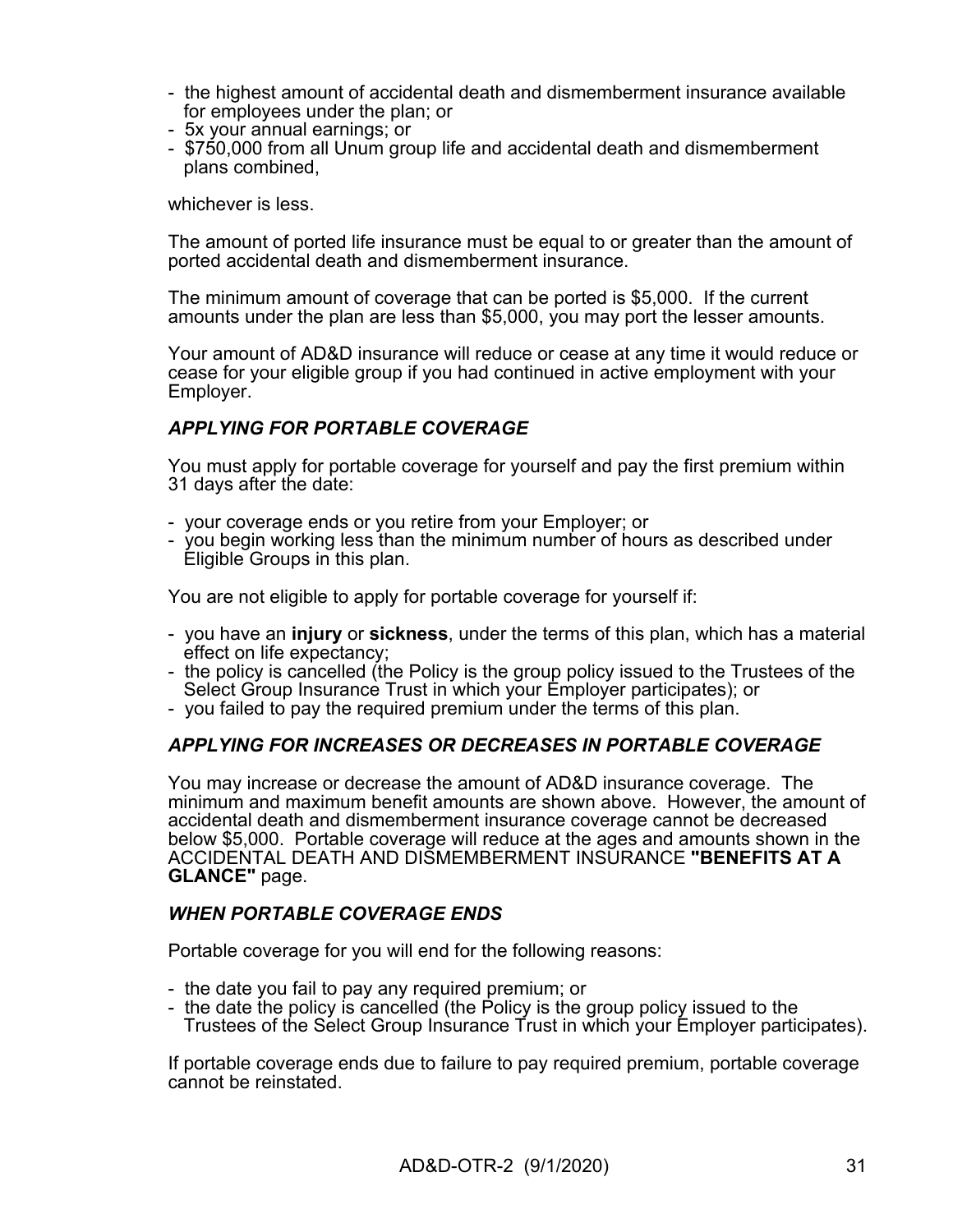- the highest amount of accidental death and dismemberment insurance available for employees under the plan; or
- 5x your annual earnings; or
- $750,000 from all Unum group life and accidental death and dismemberment plans combined,

whichever is less.

The amount of ported life insurance must be equal to or greater than the amount of ported accidental death and dismemberment insurance.

The minimum amount of coverage that can be ported is $5,000. If the current amounts under the plan are less than $5,000, you may port the lesser amounts.

Your amount of AD&D insurance will reduce or cease at any time it would reduce or cease for your eligible group if you had continued in active employment with your Employer.

### *APPLYING FOR PORTABLE COVERAGE*

You must apply for portable coverage for yourself and pay the first premium within 31 days after the date:

- your coverage ends or you retire from your Employer; or
- you begin working less than the minimum number of hours as described under Eligible Groups in this plan.

You are not eligible to apply for portable coverage for yourself if:

- you have an **injury** or **sickness**, under the terms of this plan, which has a material effect on life expectancy;
- the policy is cancelled (the Policy is the group policy issued to the Trustees of the Select Group Insurance Trust in which your Employer participates); or
- you failed to pay the required premium under the terms of this plan.

### *APPLYING FOR INCREASES OR DECREASES IN PORTABLE COVERAGE*

You may increase or decrease the amount of AD&D insurance coverage. The minimum and maximum benefit amounts are shown above. However, the amount of accidental death and dismemberment insurance coverage cannot be decreased below $5,000. Portable coverage will reduce at the ages and amounts shown in the ACCIDENTAL DEATH AND DISMEMBERMENT INSURANCE **"BENEFITS AT A GLANCE"** page.

### *WHEN PORTABLE COVERAGE ENDS*

Portable coverage for you will end for the following reasons:

- the date you fail to pay any required premium; or
- the date the policy is cancelled (the Policy is the group policy issued to the Trustees of the Select Group Insurance Trust in which your Employer participates).

If portable coverage ends due to failure to pay required premium, portable coverage cannot be reinstated.

AD&D-OTR-2 (9/1/2020)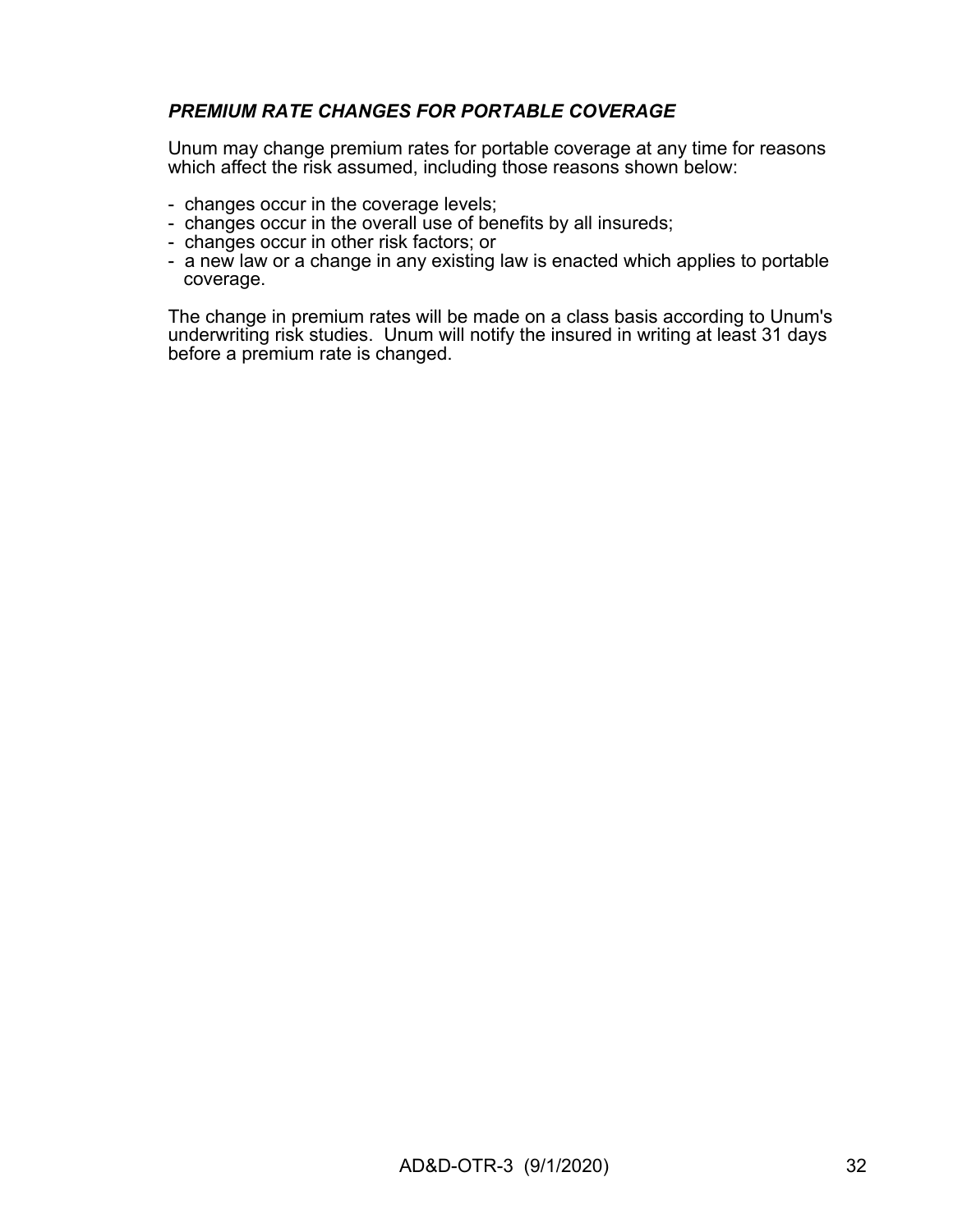### ***PREMIUM RATE CHANGES FOR PORTABLE COVERAGE***

Unum may change premium rates for portable coverage at any time for reasons which affect the risk assumed, including those reasons shown below:

- changes occur in the coverage levels;
- changes occur in the overall use of benefits by all insureds;
- changes occur in other risk factors; or
- a new law or a change in any existing law is enacted which applies to portable coverage.

The change in premium rates will be made on a class basis according to Unum's underwriting risk studies. Unum will notify the insured in writing at least 31 days before a premium rate is changed.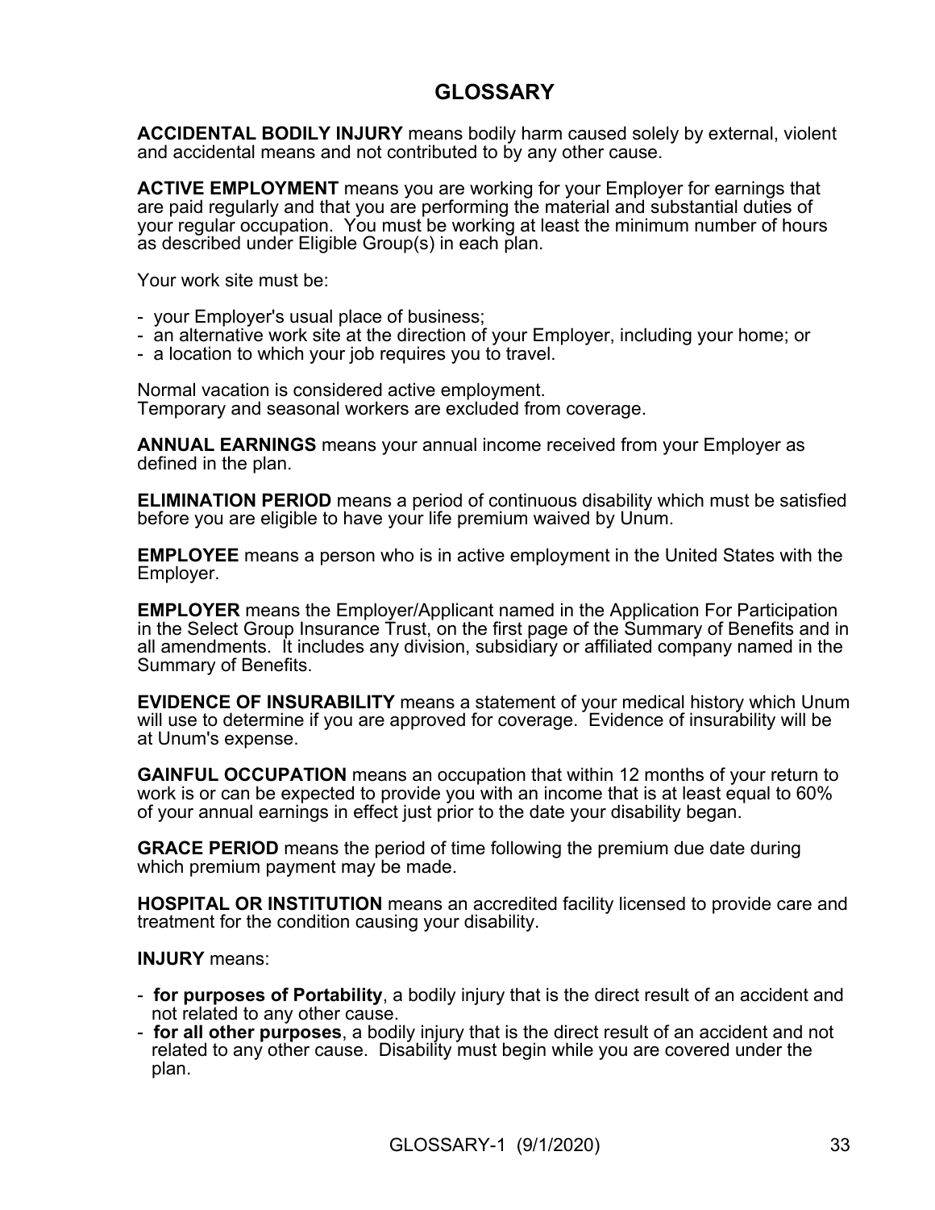# GLOSSARY

**ACCIDENTAL BODILY INJURY** means bodily harm caused solely by external, violent and accidental means and not contributed to by any other cause.

**ACTIVE EMPLOYMENT** means you are working for your Employer for earnings that are paid regularly and that you are performing the material and substantial duties of your regular occupation. You must be working at least the minimum number of hours as described under Eligible Group(s) in each plan.

Your work site must be:

- your Employer's usual place of business;
- an alternative work site at the direction of your Employer, including your home; or
- a location to which your job requires you to travel.

Normal vacation is considered active employment.
Temporary and seasonal workers are excluded from coverage.

**ANNUAL EARNINGS** means your annual income received from your Employer as defined in the plan.

**ELIMINATION PERIOD** means a period of continuous disability which must be satisfied before you are eligible to have your life premium waived by Unum.

**EMPLOYEE** means a person who is in active employment in the United States with the Employer.

**EMPLOYER** means the Employer/Applicant named in the Application For Participation in the Select Group Insurance Trust, on the first page of the Summary of Benefits and in all amendments. It includes any division, subsidiary or affiliated company named in the Summary of Benefits.

**EVIDENCE OF INSURABILITY** means a statement of your medical history which Unum will use to determine if you are approved for coverage. Evidence of insurability will be at Unum's expense.

**GAINFUL OCCUPATION** means an occupation that within 12 months of your return to work is or can be expected to provide you with an income that is at least equal to 60% of your annual earnings in effect just prior to the date your disability began.

**GRACE PERIOD** means the period of time following the premium due date during which premium payment may be made.

**HOSPITAL OR INSTITUTION** means an accredited facility licensed to provide care and treatment for the condition causing your disability.

**INJURY** means:

- **for purposes of Portability**, a bodily injury that is the direct result of an accident and not related to any other cause.
- **for all other purposes**, a bodily injury that is the direct result of an accident and not related to any other cause. Disability must begin while you are covered under the plan.

GLOSSARY-1 (9/1/2020)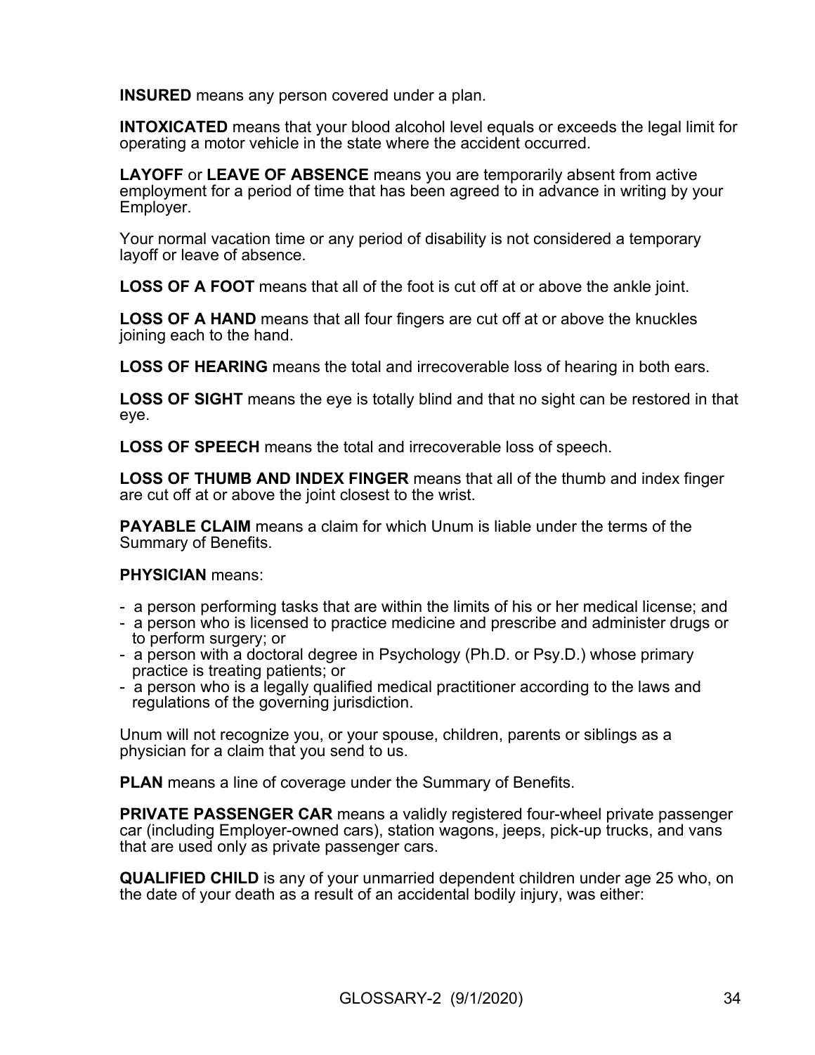**INSURED** means any person covered under a plan.

**INTOXICATED** means that your blood alcohol level equals or exceeds the legal limit for operating a motor vehicle in the state where the accident occurred.

**LAYOFF** or **LEAVE OF ABSENCE** means you are temporarily absent from active employment for a period of time that has been agreed to in advance in writing by your Employer.

Your normal vacation time or any period of disability is not considered a temporary layoff or leave of absence.

**LOSS OF A FOOT** means that all of the foot is cut off at or above the ankle joint.

**LOSS OF A HAND** means that all four fingers are cut off at or above the knuckles joining each to the hand.

**LOSS OF HEARING** means the total and irrecoverable loss of hearing in both ears.

**LOSS OF SIGHT** means the eye is totally blind and that no sight can be restored in that eye.

**LOSS OF SPEECH** means the total and irrecoverable loss of speech.

**LOSS OF THUMB AND INDEX FINGER** means that all of the thumb and index finger are cut off at or above the joint closest to the wrist.

**PAYABLE CLAIM** means a claim for which Unum is liable under the terms of the Summary of Benefits.

**PHYSICIAN** means:

- a person performing tasks that are within the limits of his or her medical license; and
- a person who is licensed to practice medicine and prescribe and administer drugs or to perform surgery; or
- a person with a doctoral degree in Psychology (Ph.D. or Psy.D.) whose primary practice is treating patients; or
- a person who is a legally qualified medical practitioner according to the laws and regulations of the governing jurisdiction.

Unum will not recognize you, or your spouse, children, parents or siblings as a physician for a claim that you send to us.

**PLAN** means a line of coverage under the Summary of Benefits.

**PRIVATE PASSENGER CAR** means a validly registered four-wheel private passenger car (including Employer-owned cars), station wagons, jeeps, pick-up trucks, and vans that are used only as private passenger cars.

**QUALIFIED CHILD** is any of your unmarried dependent children under age 25 who, on the date of your death as a result of an accidental bodily injury, was either:

GLOSSARY-2 (9/1/2020)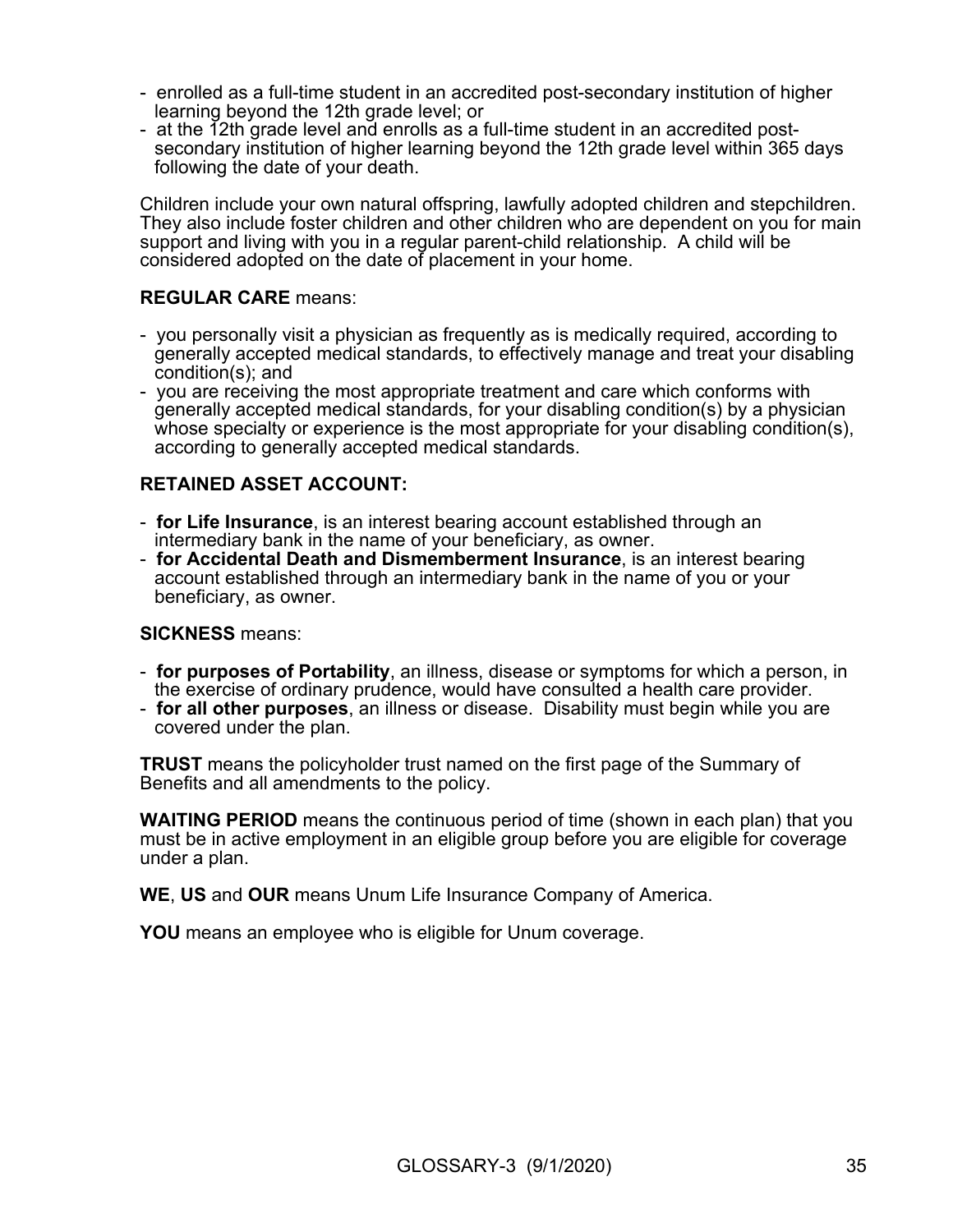- enrolled as a full-time student in an accredited post-secondary institution of higher learning beyond the 12th grade level; or
- at the 12th grade level and enrolls as a full-time student in an accredited post-secondary institution of higher learning beyond the 12th grade level within 365 days following the date of your death.

Children include your own natural offspring, lawfully adopted children and stepchildren. They also include foster children and other children who are dependent on you for main support and living with you in a regular parent-child relationship. A child will be considered adopted on the date of placement in your home.

**REGULAR CARE** means:

- you personally visit a physician as frequently as is medically required, according to generally accepted medical standards, to effectively manage and treat your disabling condition(s); and
- you are receiving the most appropriate treatment and care which conforms with generally accepted medical standards, for your disabling condition(s) by a physician whose specialty or experience is the most appropriate for your disabling condition(s), according to generally accepted medical standards.

**RETAINED ASSET ACCOUNT:**

- **for Life Insurance**, is an interest bearing account established through an intermediary bank in the name of your beneficiary, as owner.
- **for Accidental Death and Dismemberment Insurance**, is an interest bearing account established through an intermediary bank in the name of you or your beneficiary, as owner.

**SICKNESS** means:

- **for purposes of Portability**, an illness, disease or symptoms for which a person, in the exercise of ordinary prudence, would have consulted a health care provider.
- **for all other purposes**, an illness or disease. Disability must begin while you are covered under the plan.

**TRUST** means the policyholder trust named on the first page of the Summary of Benefits and all amendments to the policy.

**WAITING PERIOD** means the continuous period of time (shown in each plan) that you must be in active employment in an eligible group before you are eligible for coverage under a plan.

**WE**, **US** and **OUR** means Unum Life Insurance Company of America.

**YOU** means an employee who is eligible for Unum coverage.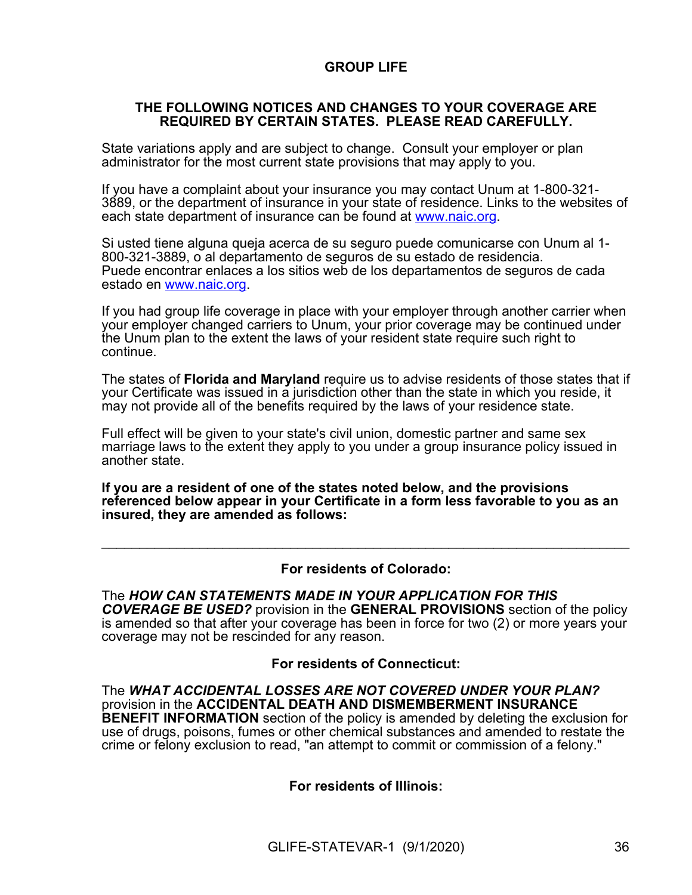## GROUP LIFE

**THE FOLLOWING NOTICES AND CHANGES TO YOUR COVERAGE ARE REQUIRED BY CERTAIN STATES. PLEASE READ CAREFULLY.**

State variations apply and are subject to change. Consult your employer or plan administrator for the most current state provisions that may apply to you.

If you have a complaint about your insurance you may contact Unum at 1-800-321-3889, or the department of insurance in your state of residence. Links to the websites of each state department of insurance can be found at www.naic.org.

Si usted tiene alguna queja acerca de su seguro puede comunicarse con Unum al 1-800-321-3889, o al departamento de seguros de su estado de residencia. Puede encontrar enlaces a los sitios web de los departamentos de seguros de cada estado en www.naic.org.

If you had group life coverage in place with your employer through another carrier when your employer changed carriers to Unum, your prior coverage may be continued under the Unum plan to the extent the laws of your resident state require such right to continue.

The states of **Florida and Maryland** require us to advise residents of those states that if your Certificate was issued in a jurisdiction other than the state in which you reside, it may not provide all of the benefits required by the laws of your residence state.

Full effect will be given to your state's civil union, domestic partner and same sex marriage laws to the extent they apply to you under a group insurance policy issued in another state.

**If you are a resident of one of the states noted below, and the provisions referenced below appear in your Certificate in a form less favorable to you as an insured, they are amended as follows:**

---

**For residents of Colorado:**

The ***HOW CAN STATEMENTS MADE IN YOUR APPLICATION FOR THIS COVERAGE BE USED?*** provision in the **GENERAL PROVISIONS** section of the policy is amended so that after your coverage has been in force for two (2) or more years your coverage may not be rescinded for any reason.

**For residents of Connecticut:**

The ***WHAT ACCIDENTAL LOSSES ARE NOT COVERED UNDER YOUR PLAN?*** provision in the **ACCIDENTAL DEATH AND DISMEMBERMENT INSURANCE BENEFIT INFORMATION** section of the policy is amended by deleting the exclusion for use of drugs, poisons, fumes or other chemical substances and amended to restate the crime or felony exclusion to read, "an attempt to commit or commission of a felony."

**For residents of Illinois:**

GLIFE-STATEVAR-1 (9/1/2020)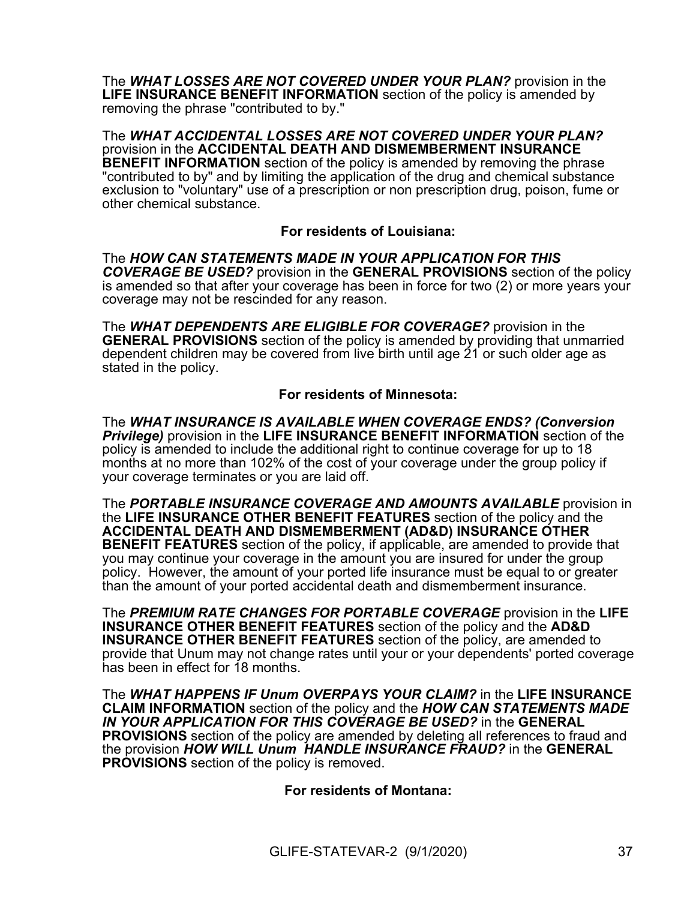The ***WHAT LOSSES ARE NOT COVERED UNDER YOUR PLAN?*** provision in the **LIFE INSURANCE BENEFIT INFORMATION** section of the policy is amended by removing the phrase "contributed to by."

The ***WHAT ACCIDENTAL LOSSES ARE NOT COVERED UNDER YOUR PLAN?*** provision in the **ACCIDENTAL DEATH AND DISMEMBERMENT INSURANCE BENEFIT INFORMATION** section of the policy is amended by removing the phrase "contributed to by" and by limiting the application of the drug and chemical substance exclusion to "voluntary" use of a prescription or non prescription drug, poison, fume or other chemical substance.

**For residents of Louisiana:**

The ***HOW CAN STATEMENTS MADE IN YOUR APPLICATION FOR THIS COVERAGE BE USED?*** provision in the **GENERAL PROVISIONS** section of the policy is amended so that after your coverage has been in force for two (2) or more years your coverage may not be rescinded for any reason.

The ***WHAT DEPENDENTS ARE ELIGIBLE FOR COVERAGE?*** provision in the **GENERAL PROVISIONS** section of the policy is amended by providing that unmarried dependent children may be covered from live birth until age 21 or such older age as stated in the policy.

**For residents of Minnesota:**

The ***WHAT INSURANCE IS AVAILABLE WHEN COVERAGE ENDS? (Conversion Privilege)*** provision in the **LIFE INSURANCE BENEFIT INFORMATION** section of the policy is amended to include the additional right to continue coverage for up to 18 months at no more than 102% of the cost of your coverage under the group policy if your coverage terminates or you are laid off.

The ***PORTABLE INSURANCE COVERAGE AND AMOUNTS AVAILABLE*** provision in the **LIFE INSURANCE OTHER BENEFIT FEATURES** section of the policy and the **ACCIDENTAL DEATH AND DISMEMBERMENT (AD&D) INSURANCE OTHER BENEFIT FEATURES** section of the policy, if applicable, are amended to provide that you may continue your coverage in the amount you are insured for under the group policy. However, the amount of your ported life insurance must be equal to or greater than the amount of your ported accidental death and dismemberment insurance.

The ***PREMIUM RATE CHANGES FOR PORTABLE COVERAGE*** provision in the **LIFE INSURANCE OTHER BENEFIT FEATURES** section of the policy and the **AD&D INSURANCE OTHER BENEFIT FEATURES** section of the policy, are amended to provide that Unum may not change rates until your or your dependents' ported coverage has been in effect for 18 months.

The ***WHAT HAPPENS IF Unum OVERPAYS YOUR CLAIM?*** in the **LIFE INSURANCE CLAIM INFORMATION** section of the policy and the ***HOW CAN STATEMENTS MADE IN YOUR APPLICATION FOR THIS COVERAGE BE USED?*** in the **GENERAL PROVISIONS** section of the policy are amended by deleting all references to fraud and the provision ***HOW WILL Unum HANDLE INSURANCE FRAUD?*** in the **GENERAL PROVISIONS** section of the policy is removed.

**For residents of Montana:**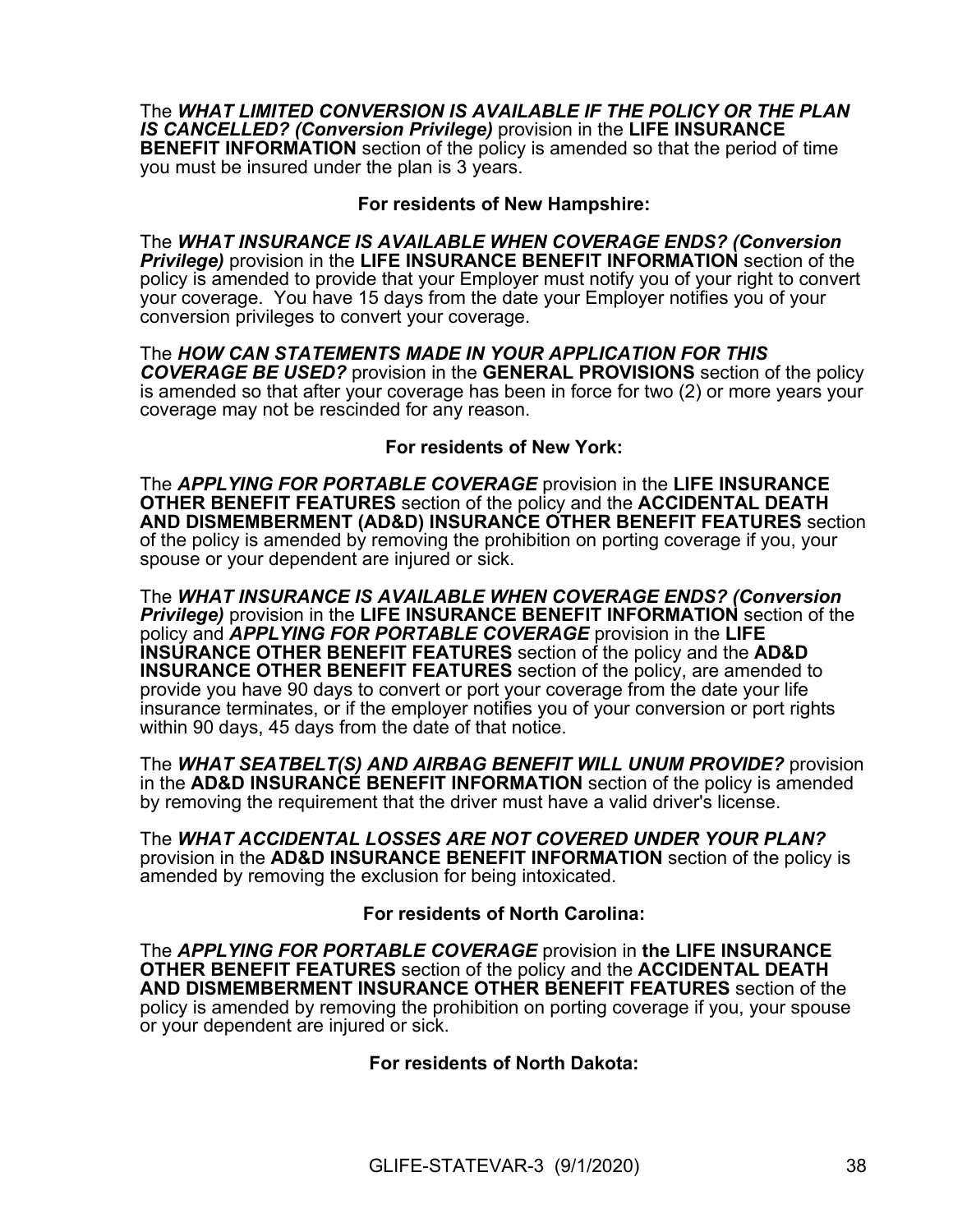The ***WHAT LIMITED CONVERSION IS AVAILABLE IF THE POLICY OR THE PLAN IS CANCELLED? (Conversion Privilege)*** provision in the **LIFE INSURANCE BENEFIT INFORMATION** section of the policy is amended so that the period of time you must be insured under the plan is 3 years.

**For residents of New Hampshire:**

The ***WHAT INSURANCE IS AVAILABLE WHEN COVERAGE ENDS? (Conversion Privilege)*** provision in the **LIFE INSURANCE BENEFIT INFORMATION** section of the policy is amended to provide that your Employer must notify you of your right to convert your coverage. You have 15 days from the date your Employer notifies you of your conversion privileges to convert your coverage.

The ***HOW CAN STATEMENTS MADE IN YOUR APPLICATION FOR THIS COVERAGE BE USED?*** provision in the **GENERAL PROVISIONS** section of the policy is amended so that after your coverage has been in force for two (2) or more years your coverage may not be rescinded for any reason.

**For residents of New York:**

The ***APPLYING FOR PORTABLE COVERAGE*** provision in the **LIFE INSURANCE OTHER BENEFIT FEATURES** section of the policy and the **ACCIDENTAL DEATH AND DISMEMBERMENT (AD&D) INSURANCE OTHER BENEFIT FEATURES** section of the policy is amended by removing the prohibition on porting coverage if you, your spouse or your dependent are injured or sick.

The ***WHAT INSURANCE IS AVAILABLE WHEN COVERAGE ENDS? (Conversion Privilege)*** provision in the **LIFE INSURANCE BENEFIT INFORMATION** section of the policy and ***APPLYING FOR PORTABLE COVERAGE*** provision in the **LIFE INSURANCE OTHER BENEFIT FEATURES** section of the policy and the **AD&D INSURANCE OTHER BENEFIT FEATURES** section of the policy, are amended to provide you have 90 days to convert or port your coverage from the date your life insurance terminates, or if the employer notifies you of your conversion or port rights within 90 days, 45 days from the date of that notice.

The ***WHAT SEATBELT(S) AND AIRBAG BENEFIT WILL UNUM PROVIDE?*** provision in the **AD&D INSURANCE BENEFIT INFORMATION** section of the policy is amended by removing the requirement that the driver must have a valid driver's license.

The ***WHAT ACCIDENTAL LOSSES ARE NOT COVERED UNDER YOUR PLAN?*** provision in the **AD&D INSURANCE BENEFIT INFORMATION** section of the policy is amended by removing the exclusion for being intoxicated.

**For residents of North Carolina:**

The ***APPLYING FOR PORTABLE COVERAGE*** provision in **the LIFE INSURANCE OTHER BENEFIT FEATURES** section of the policy and the **ACCIDENTAL DEATH AND DISMEMBERMENT INSURANCE OTHER BENEFIT FEATURES** section of the policy is amended by removing the prohibition on porting coverage if you, your spouse or your dependent are injured or sick.

**For residents of North Dakota:**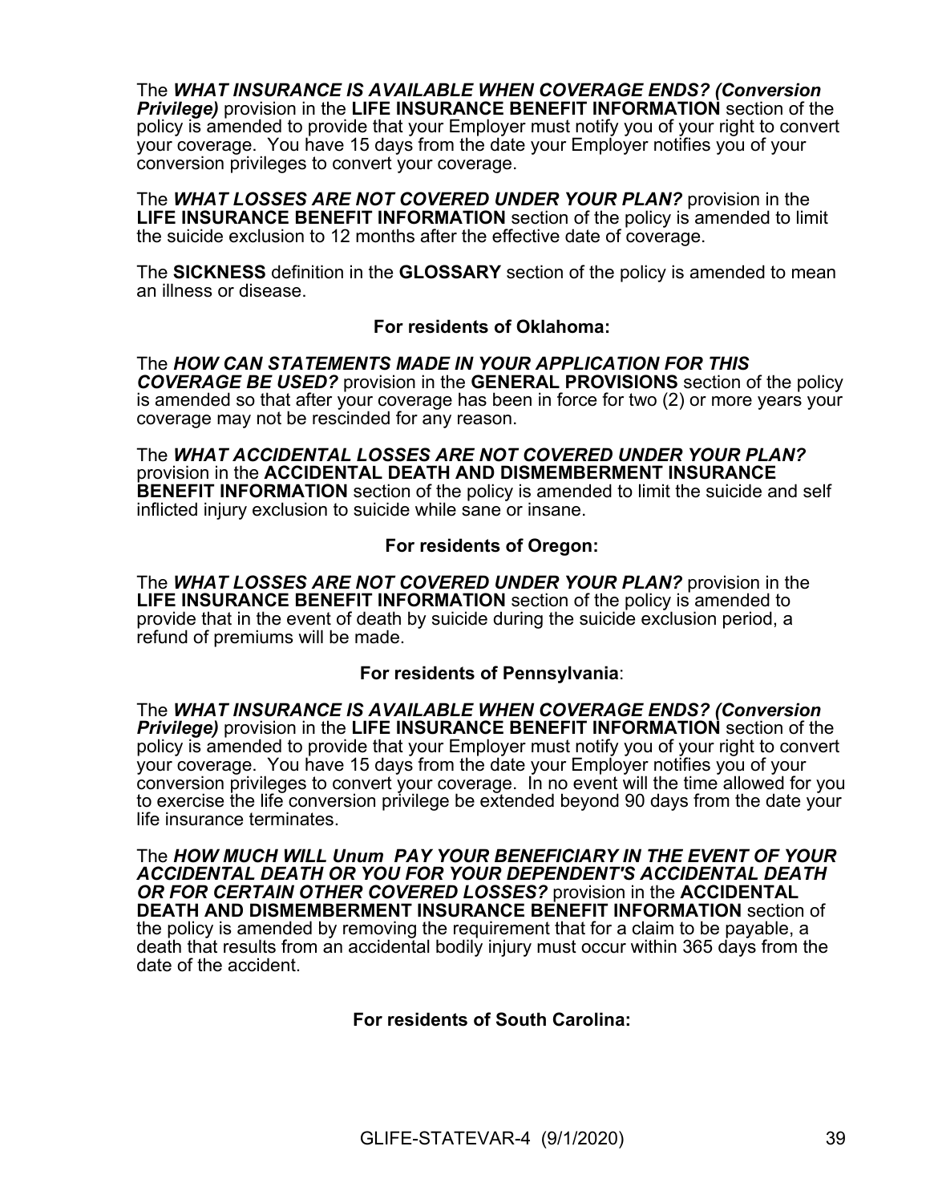The ***WHAT INSURANCE IS AVAILABLE WHEN COVERAGE ENDS? (Conversion Privilege)*** provision in the **LIFE INSURANCE BENEFIT INFORMATION** section of the policy is amended to provide that your Employer must notify you of your right to convert your coverage. You have 15 days from the date your Employer notifies you of your conversion privileges to convert your coverage.

The ***WHAT LOSSES ARE NOT COVERED UNDER YOUR PLAN?*** provision in the **LIFE INSURANCE BENEFIT INFORMATION** section of the policy is amended to limit the suicide exclusion to 12 months after the effective date of coverage.

The **SICKNESS** definition in the **GLOSSARY** section of the policy is amended to mean an illness or disease.

**For residents of Oklahoma:**

The ***HOW CAN STATEMENTS MADE IN YOUR APPLICATION FOR THIS COVERAGE BE USED?*** provision in the **GENERAL PROVISIONS** section of the policy is amended so that after your coverage has been in force for two (2) or more years your coverage may not be rescinded for any reason.

The ***WHAT ACCIDENTAL LOSSES ARE NOT COVERED UNDER YOUR PLAN?*** provision in the **ACCIDENTAL DEATH AND DISMEMBERMENT INSURANCE BENEFIT INFORMATION** section of the policy is amended to limit the suicide and self inflicted injury exclusion to suicide while sane or insane.

**For residents of Oregon:**

The ***WHAT LOSSES ARE NOT COVERED UNDER YOUR PLAN?*** provision in the **LIFE INSURANCE BENEFIT INFORMATION** section of the policy is amended to provide that in the event of death by suicide during the suicide exclusion period, a refund of premiums will be made.

**For residents of Pennsylvania**:

The ***WHAT INSURANCE IS AVAILABLE WHEN COVERAGE ENDS? (Conversion Privilege)*** provision in the **LIFE INSURANCE BENEFIT INFORMATION** section of the policy is amended to provide that your Employer must notify you of your right to convert your coverage. You have 15 days from the date your Employer notifies you of your conversion privileges to convert your coverage. In no event will the time allowed for you to exercise the life conversion privilege be extended beyond 90 days from the date your life insurance terminates.

The ***HOW MUCH WILL Unum PAY YOUR BENEFICIARY IN THE EVENT OF YOUR ACCIDENTAL DEATH OR YOU FOR YOUR DEPENDENT'S ACCIDENTAL DEATH OR FOR CERTAIN OTHER COVERED LOSSES?*** provision in the **ACCIDENTAL DEATH AND DISMEMBERMENT INSURANCE BENEFIT INFORMATION** section of the policy is amended by removing the requirement that for a claim to be payable, a death that results from an accidental bodily injury must occur within 365 days from the date of the accident.

**For residents of South Carolina:**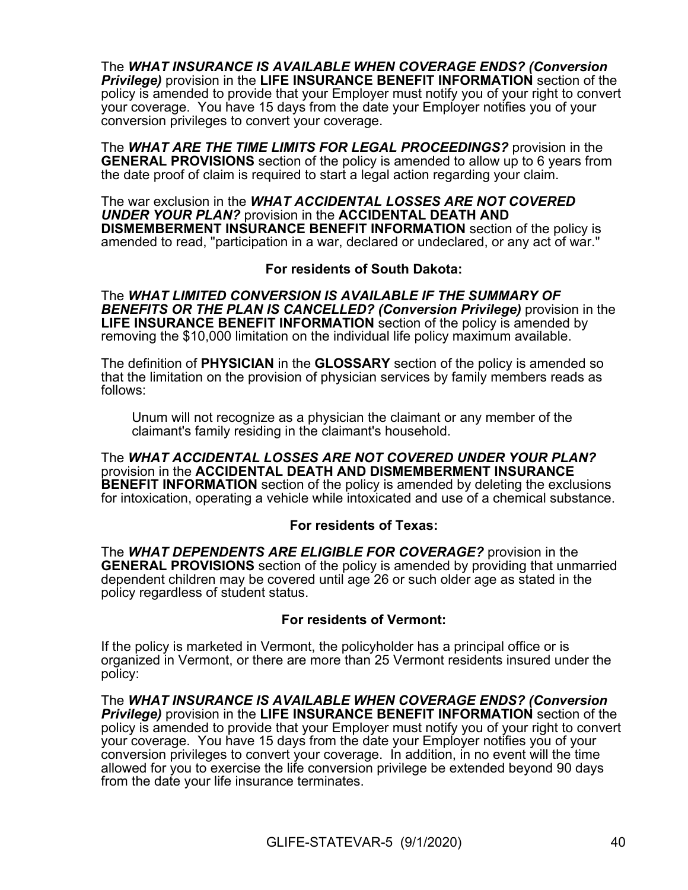The ***WHAT INSURANCE IS AVAILABLE WHEN COVERAGE ENDS? (Conversion Privilege)*** provision in the **LIFE INSURANCE BENEFIT INFORMATION** section of the policy is amended to provide that your Employer must notify you of your right to convert your coverage. You have 15 days from the date your Employer notifies you of your conversion privileges to convert your coverage.

The ***WHAT ARE THE TIME LIMITS FOR LEGAL PROCEEDINGS?*** provision in the **GENERAL PROVISIONS** section of the policy is amended to allow up to 6 years from the date proof of claim is required to start a legal action regarding your claim.

The war exclusion in the ***WHAT ACCIDENTAL LOSSES ARE NOT COVERED UNDER YOUR PLAN?*** provision in the **ACCIDENTAL DEATH AND DISMEMBERMENT INSURANCE BENEFIT INFORMATION** section of the policy is amended to read, "participation in a war, declared or undeclared, or any act of war."

**For residents of South Dakota:**

The ***WHAT LIMITED CONVERSION IS AVAILABLE IF THE SUMMARY OF BENEFITS OR THE PLAN IS CANCELLED? (Conversion Privilege)*** provision in the **LIFE INSURANCE BENEFIT INFORMATION** section of the policy is amended by removing the $10,000 limitation on the individual life policy maximum available.

The definition of **PHYSICIAN** in the **GLOSSARY** section of the policy is amended so that the limitation on the provision of physician services by family members reads as follows:

> Unum will not recognize as a physician the claimant or any member of the claimant's family residing in the claimant's household.

The ***WHAT ACCIDENTAL LOSSES ARE NOT COVERED UNDER YOUR PLAN?*** provision in the **ACCIDENTAL DEATH AND DISMEMBERMENT INSURANCE BENEFIT INFORMATION** section of the policy is amended by deleting the exclusions for intoxication, operating a vehicle while intoxicated and use of a chemical substance.

**For residents of Texas:**

The ***WHAT DEPENDENTS ARE ELIGIBLE FOR COVERAGE?*** provision in the **GENERAL PROVISIONS** section of the policy is amended by providing that unmarried dependent children may be covered until age 26 or such older age as stated in the policy regardless of student status.

**For residents of Vermont:**

If the policy is marketed in Vermont, the policyholder has a principal office or is organized in Vermont, or there are more than 25 Vermont residents insured under the policy:

The ***WHAT INSURANCE IS AVAILABLE WHEN COVERAGE ENDS? (Conversion Privilege)*** provision in the **LIFE INSURANCE BENEFIT INFORMATION** section of the policy is amended to provide that your Employer must notify you of your right to convert your coverage. You have 15 days from the date your Employer notifies you of your conversion privileges to convert your coverage. In addition, in no event will the time allowed for you to exercise the life conversion privilege be extended beyond 90 days from the date your life insurance terminates.

GLIFE-STATEVAR-5 (9/1/2020)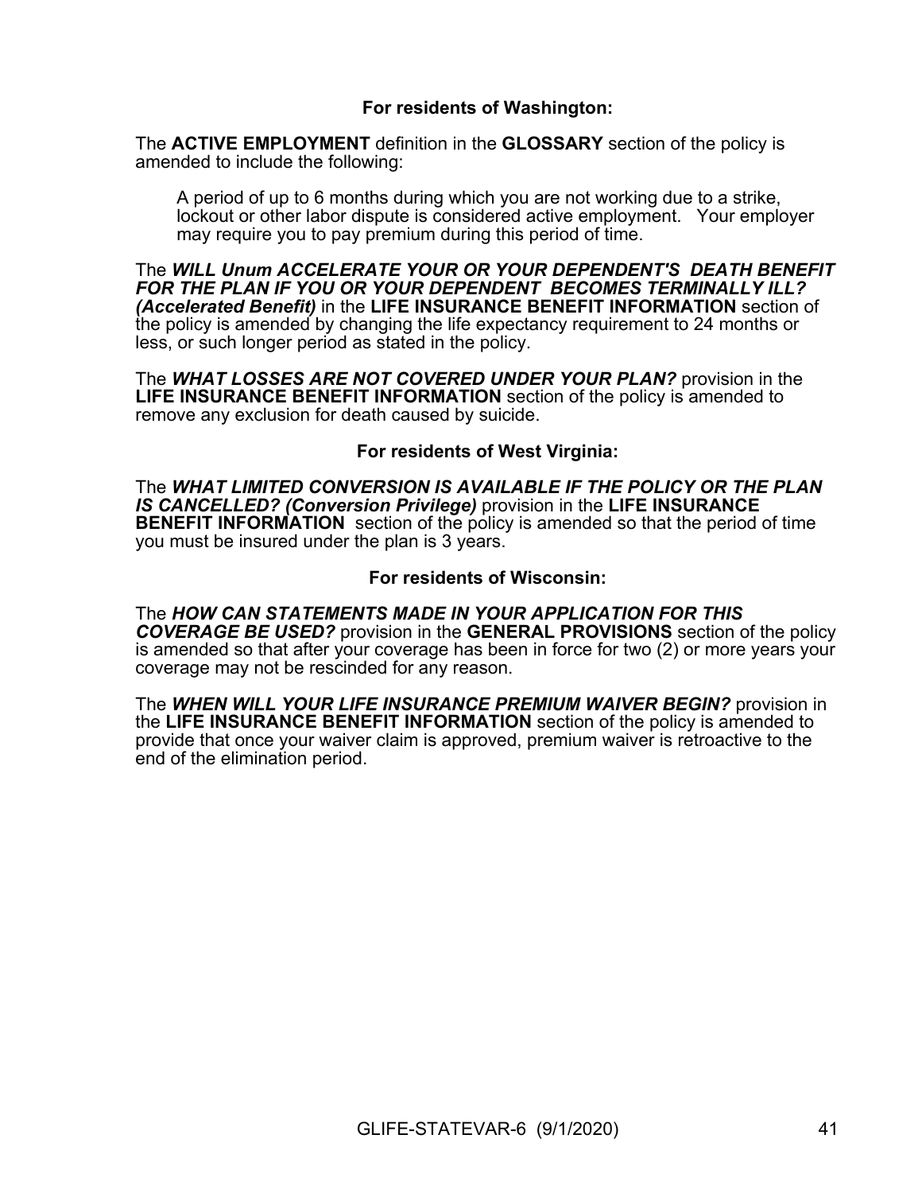**For residents of Washington:**

The **ACTIVE EMPLOYMENT** definition in the **GLOSSARY** section of the policy is amended to include the following:

> A period of up to 6 months during which you are not working due to a strike, lockout or other labor dispute is considered active employment. Your employer may require you to pay premium during this period of time.

The ***WILL Unum ACCELERATE YOUR OR YOUR DEPENDENT'S DEATH BENEFIT FOR THE PLAN IF YOU OR YOUR DEPENDENT BECOMES TERMINALLY ILL? (Accelerated Benefit)*** in the **LIFE INSURANCE BENEFIT INFORMATION** section of the policy is amended by changing the life expectancy requirement to 24 months or less, or such longer period as stated in the policy.

The ***WHAT LOSSES ARE NOT COVERED UNDER YOUR PLAN?*** provision in the **LIFE INSURANCE BENEFIT INFORMATION** section of the policy is amended to remove any exclusion for death caused by suicide.

**For residents of West Virginia:**

The ***WHAT LIMITED CONVERSION IS AVAILABLE IF THE POLICY OR THE PLAN IS CANCELLED? (Conversion Privilege)*** provision in the **LIFE INSURANCE BENEFIT INFORMATION** section of the policy is amended so that the period of time you must be insured under the plan is 3 years.

**For residents of Wisconsin:**

The ***HOW CAN STATEMENTS MADE IN YOUR APPLICATION FOR THIS COVERAGE BE USED?*** provision in the **GENERAL PROVISIONS** section of the policy is amended so that after your coverage has been in force for two (2) or more years your coverage may not be rescinded for any reason.

The ***WHEN WILL YOUR LIFE INSURANCE PREMIUM WAIVER BEGIN?*** provision in the **LIFE INSURANCE BENEFIT INFORMATION** section of the policy is amended to provide that once your waiver claim is approved, premium waiver is retroactive to the end of the elimination period.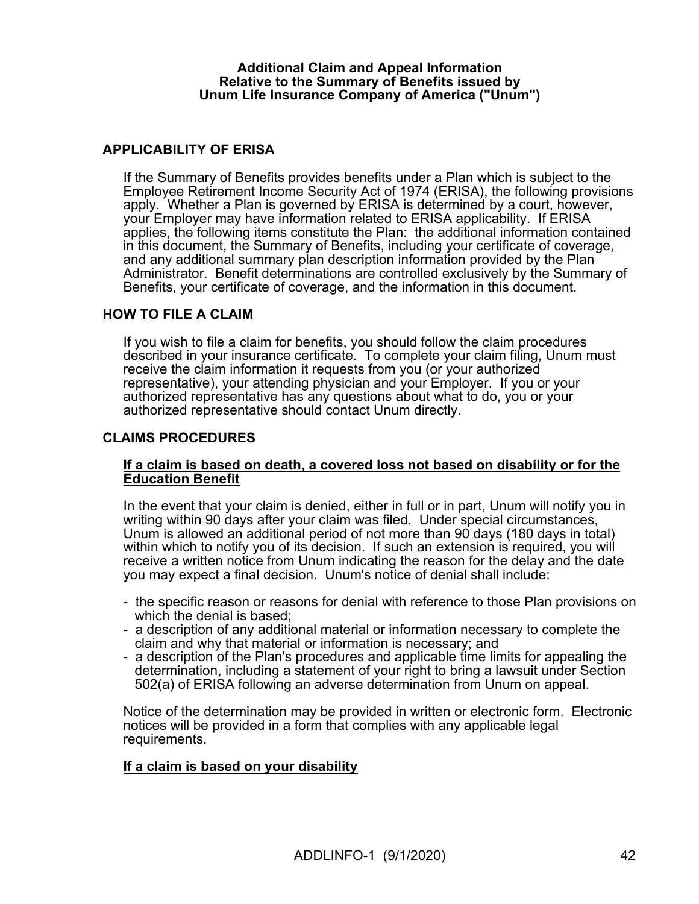# Additional Claim and Appeal Information Relative to the Summary of Benefits issued by Unum Life Insurance Company of America ("Unum")

## APPLICABILITY OF ERISA

If the Summary of Benefits provides benefits under a Plan which is subject to the Employee Retirement Income Security Act of 1974 (ERISA), the following provisions apply. Whether a Plan is governed by ERISA is determined by a court, however, your Employer may have information related to ERISA applicability. If ERISA applies, the following items constitute the Plan: the additional information contained in this document, the Summary of Benefits, including your certificate of coverage, and any additional summary plan description information provided by the Plan Administrator. Benefit determinations are controlled exclusively by the Summary of Benefits, your certificate of coverage, and the information in this document.

## HOW TO FILE A CLAIM

If you wish to file a claim for benefits, you should follow the claim procedures described in your insurance certificate. To complete your claim filing, Unum must receive the claim information it requests from you (or your authorized representative), your attending physician and your Employer. If you or your authorized representative has any questions about what to do, you or your authorized representative should contact Unum directly.

## CLAIMS PROCEDURES

**If a claim is based on death, a covered loss not based on disability or for the Education Benefit**

In the event that your claim is denied, either in full or in part, Unum will notify you in writing within 90 days after your claim was filed. Under special circumstances, Unum is allowed an additional period of not more than 90 days (180 days in total) within which to notify you of its decision. If such an extension is required, you will receive a written notice from Unum indicating the reason for the delay and the date you may expect a final decision. Unum's notice of denial shall include:

- the specific reason or reasons for denial with reference to those Plan provisions on which the denial is based;
- a description of any additional material or information necessary to complete the claim and why that material or information is necessary; and
- a description of the Plan's procedures and applicable time limits for appealing the determination, including a statement of your right to bring a lawsuit under Section 502(a) of ERISA following an adverse determination from Unum on appeal.

Notice of the determination may be provided in written or electronic form. Electronic notices will be provided in a form that complies with any applicable legal requirements.

**If a claim is based on your disability**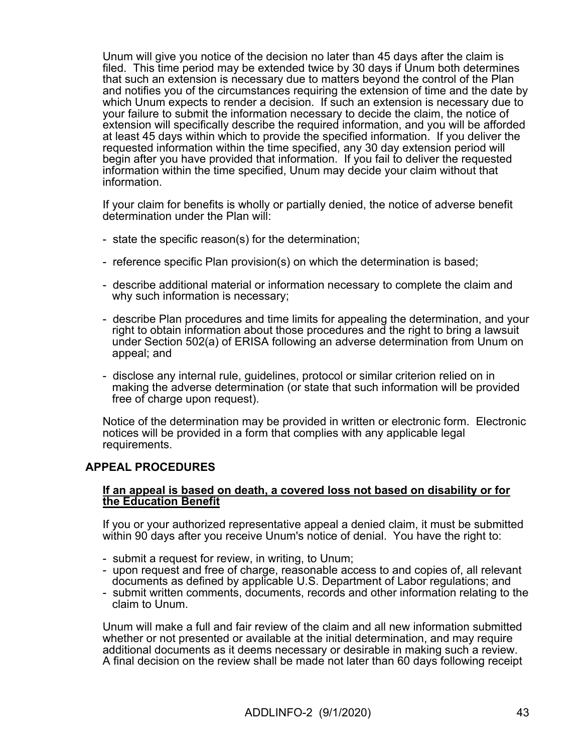Unum will give you notice of the decision no later than 45 days after the claim is filed. This time period may be extended twice by 30 days if Unum both determines that such an extension is necessary due to matters beyond the control of the Plan and notifies you of the circumstances requiring the extension of time and the date by which Unum expects to render a decision. If such an extension is necessary due to your failure to submit the information necessary to decide the claim, the notice of extension will specifically describe the required information, and you will be afforded at least 45 days within which to provide the specified information. If you deliver the requested information within the time specified, any 30 day extension period will begin after you have provided that information. If you fail to deliver the requested information within the time specified, Unum may decide your claim without that information.

If your claim for benefits is wholly or partially denied, the notice of adverse benefit determination under the Plan will:

- state the specific reason(s) for the determination;
- reference specific Plan provision(s) on which the determination is based;
- describe additional material or information necessary to complete the claim and why such information is necessary;
- describe Plan procedures and time limits for appealing the determination, and your right to obtain information about those procedures and the right to bring a lawsuit under Section 502(a) of ERISA following an adverse determination from Unum on appeal; and
- disclose any internal rule, guidelines, protocol or similar criterion relied on in making the adverse determination (or state that such information will be provided free of charge upon request).

Notice of the determination may be provided in written or electronic form. Electronic notices will be provided in a form that complies with any applicable legal requirements.

## APPEAL PROCEDURES

**If an appeal is based on death, a covered loss not based on disability or for the Education Benefit**

If you or your authorized representative appeal a denied claim, it must be submitted within 90 days after you receive Unum's notice of denial. You have the right to:

- submit a request for review, in writing, to Unum;
- upon request and free of charge, reasonable access to and copies of, all relevant documents as defined by applicable U.S. Department of Labor regulations; and
- submit written comments, documents, records and other information relating to the claim to Unum.

Unum will make a full and fair review of the claim and all new information submitted whether or not presented or available at the initial determination, and may require additional documents as it deems necessary or desirable in making such a review. A final decision on the review shall be made not later than 60 days following receipt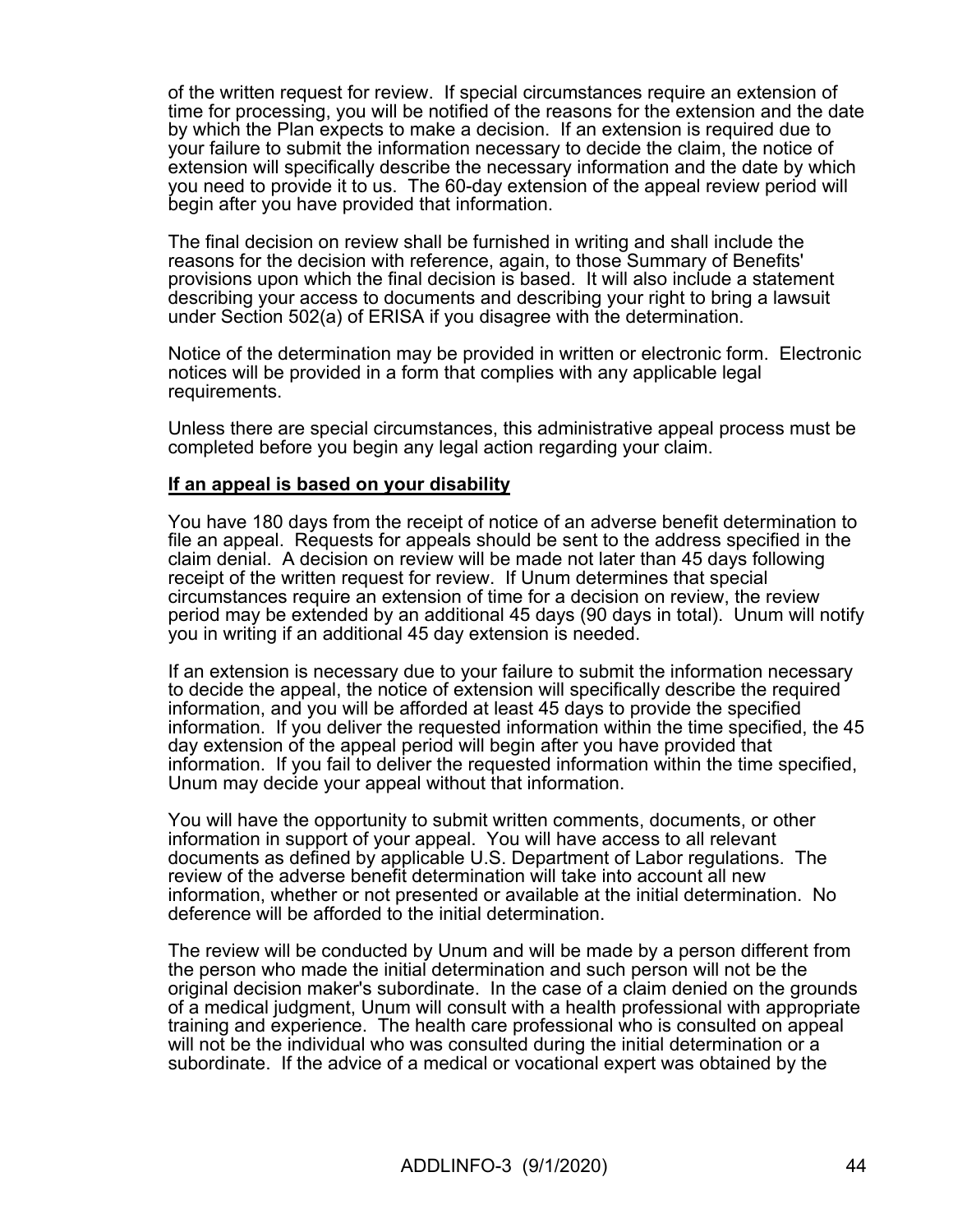of the written request for review. If special circumstances require an extension of time for processing, you will be notified of the reasons for the extension and the date by which the Plan expects to make a decision. If an extension is required due to your failure to submit the information necessary to decide the claim, the notice of extension will specifically describe the necessary information and the date by which you need to provide it to us. The 60-day extension of the appeal review period will begin after you have provided that information.

The final decision on review shall be furnished in writing and shall include the reasons for the decision with reference, again, to those Summary of Benefits' provisions upon which the final decision is based. It will also include a statement describing your access to documents and describing your right to bring a lawsuit under Section 502(a) of ERISA if you disagree with the determination.

Notice of the determination may be provided in written or electronic form. Electronic notices will be provided in a form that complies with any applicable legal requirements.

Unless there are special circumstances, this administrative appeal process must be completed before you begin any legal action regarding your claim.

**If an appeal is based on your disability**

You have 180 days from the receipt of notice of an adverse benefit determination to file an appeal. Requests for appeals should be sent to the address specified in the claim denial. A decision on review will be made not later than 45 days following receipt of the written request for review. If Unum determines that special circumstances require an extension of time for a decision on review, the review period may be extended by an additional 45 days (90 days in total). Unum will notify you in writing if an additional 45 day extension is needed.

If an extension is necessary due to your failure to submit the information necessary to decide the appeal, the notice of extension will specifically describe the required information, and you will be afforded at least 45 days to provide the specified information. If you deliver the requested information within the time specified, the 45 day extension of the appeal period will begin after you have provided that information. If you fail to deliver the requested information within the time specified, Unum may decide your appeal without that information.

You will have the opportunity to submit written comments, documents, or other information in support of your appeal. You will have access to all relevant documents as defined by applicable U.S. Department of Labor regulations. The review of the adverse benefit determination will take into account all new information, whether or not presented or available at the initial determination. No deference will be afforded to the initial determination.

The review will be conducted by Unum and will be made by a person different from the person who made the initial determination and such person will not be the original decision maker's subordinate. In the case of a claim denied on the grounds of a medical judgment, Unum will consult with a health professional with appropriate training and experience. The health care professional who is consulted on appeal will not be the individual who was consulted during the initial determination or a subordinate. If the advice of a medical or vocational expert was obtained by the

ADDLINFO-3 (9/1/2020)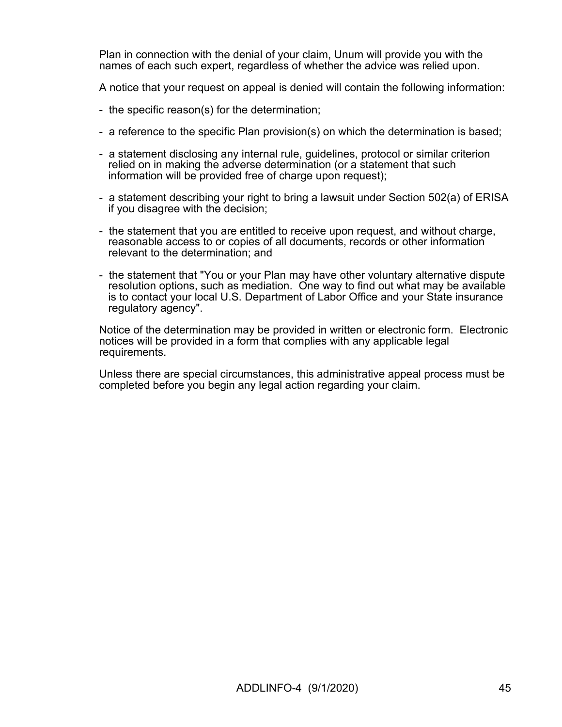Plan in connection with the denial of your claim, Unum will provide you with the names of each such expert, regardless of whether the advice was relied upon.

A notice that your request on appeal is denied will contain the following information:

- the specific reason(s) for the determination;
- a reference to the specific Plan provision(s) on which the determination is based;
- a statement disclosing any internal rule, guidelines, protocol or similar criterion relied on in making the adverse determination (or a statement that such information will be provided free of charge upon request);
- a statement describing your right to bring a lawsuit under Section 502(a) of ERISA if you disagree with the decision;
- the statement that you are entitled to receive upon request, and without charge, reasonable access to or copies of all documents, records or other information relevant to the determination; and
- the statement that "You or your Plan may have other voluntary alternative dispute resolution options, such as mediation. One way to find out what may be available is to contact your local U.S. Department of Labor Office and your State insurance regulatory agency".

Notice of the determination may be provided in written or electronic form. Electronic notices will be provided in a form that complies with any applicable legal requirements.

Unless there are special circumstances, this administrative appeal process must be completed before you begin any legal action regarding your claim.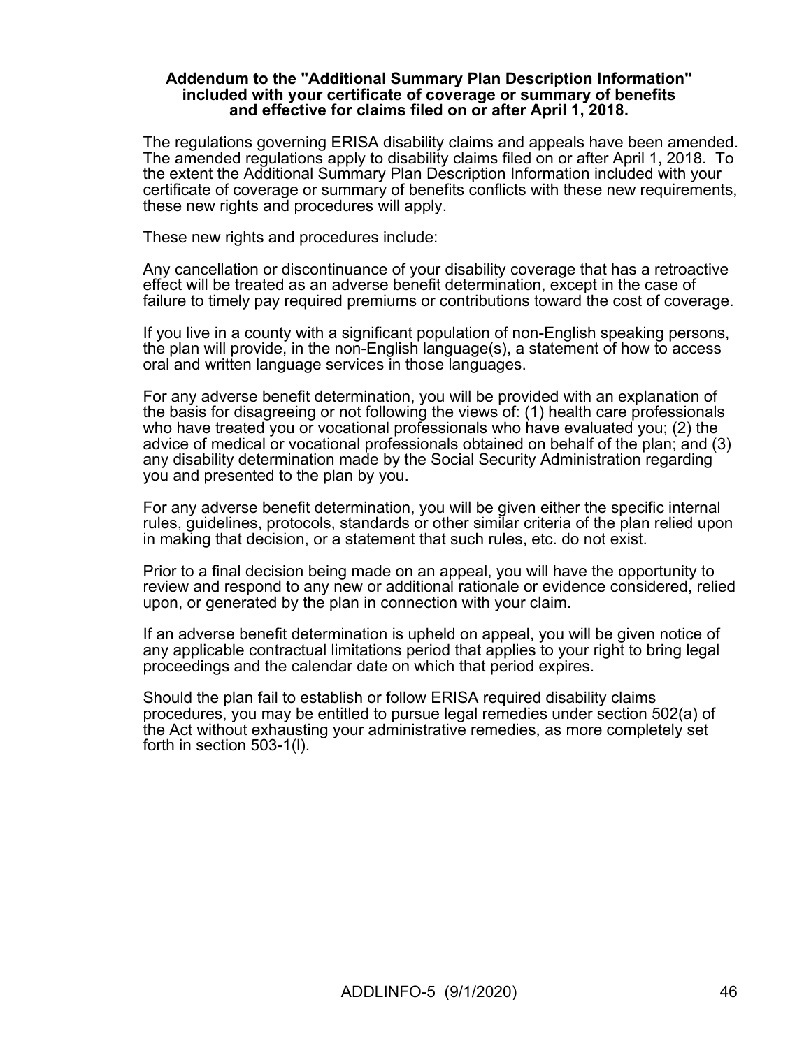**Addendum to the "Additional Summary Plan Description Information" included with your certificate of coverage or summary of benefits and effective for claims filed on or after April 1, 2018.**

The regulations governing ERISA disability claims and appeals have been amended. The amended regulations apply to disability claims filed on or after April 1, 2018. To the extent the Additional Summary Plan Description Information included with your certificate of coverage or summary of benefits conflicts with these new requirements, these new rights and procedures will apply.

These new rights and procedures include:

Any cancellation or discontinuance of your disability coverage that has a retroactive effect will be treated as an adverse benefit determination, except in the case of failure to timely pay required premiums or contributions toward the cost of coverage.

If you live in a county with a significant population of non-English speaking persons, the plan will provide, in the non-English language(s), a statement of how to access oral and written language services in those languages.

For any adverse benefit determination, you will be provided with an explanation of the basis for disagreeing or not following the views of: (1) health care professionals who have treated you or vocational professionals who have evaluated you; (2) the advice of medical or vocational professionals obtained on behalf of the plan; and (3) any disability determination made by the Social Security Administration regarding you and presented to the plan by you.

For any adverse benefit determination, you will be given either the specific internal rules, guidelines, protocols, standards or other similar criteria of the plan relied upon in making that decision, or a statement that such rules, etc. do not exist.

Prior to a final decision being made on an appeal, you will have the opportunity to review and respond to any new or additional rationale or evidence considered, relied upon, or generated by the plan in connection with your claim.

If an adverse benefit determination is upheld on appeal, you will be given notice of any applicable contractual limitations period that applies to your right to bring legal proceedings and the calendar date on which that period expires.

Should the plan fail to establish or follow ERISA required disability claims procedures, you may be entitled to pursue legal remedies under section 502(a) of the Act without exhausting your administrative remedies, as more completely set forth in section 503-1(l).

ADDLINFO-5 (9/1/2020)